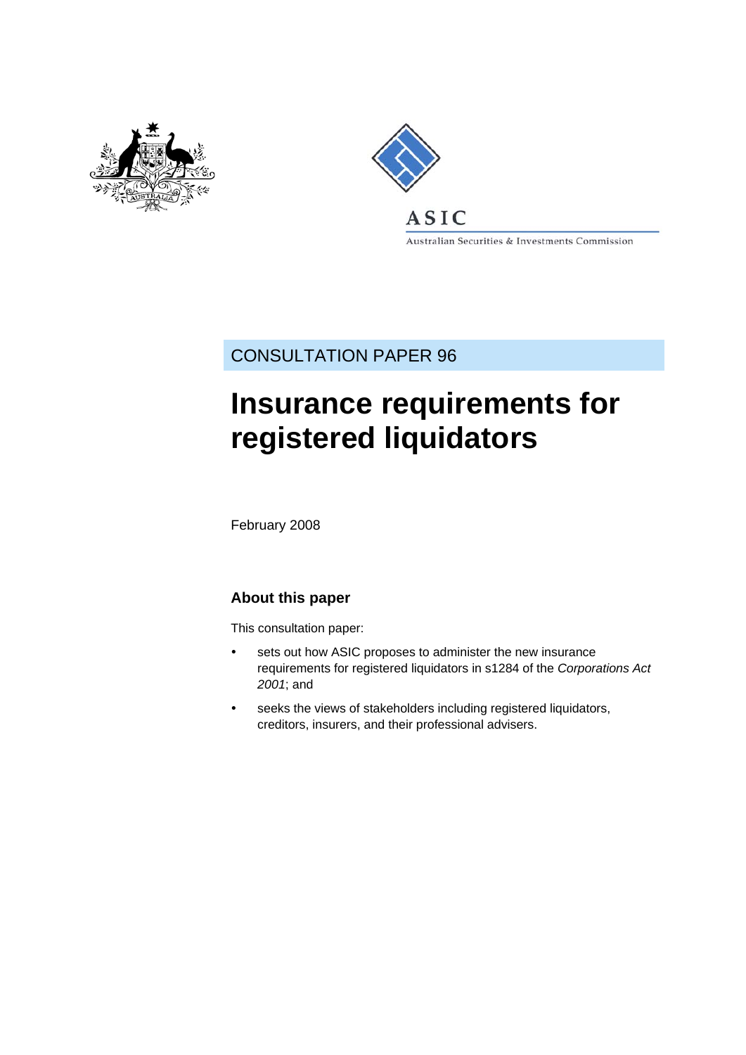ASIC

Australian Securities & Investments Commission

CONSULTATION PAPER 96

# Insurance requirements for registered liquidators

February 2008

### About this paper

This consultation paper:

- sets out how ASIC proposes to administer the new insurance requirements for registered liquidators in s1284 of the *Corporations Act 2001*; and
- seeks the views of stakeholders including registered liquidators, creditors, insurers, and their professional advisers.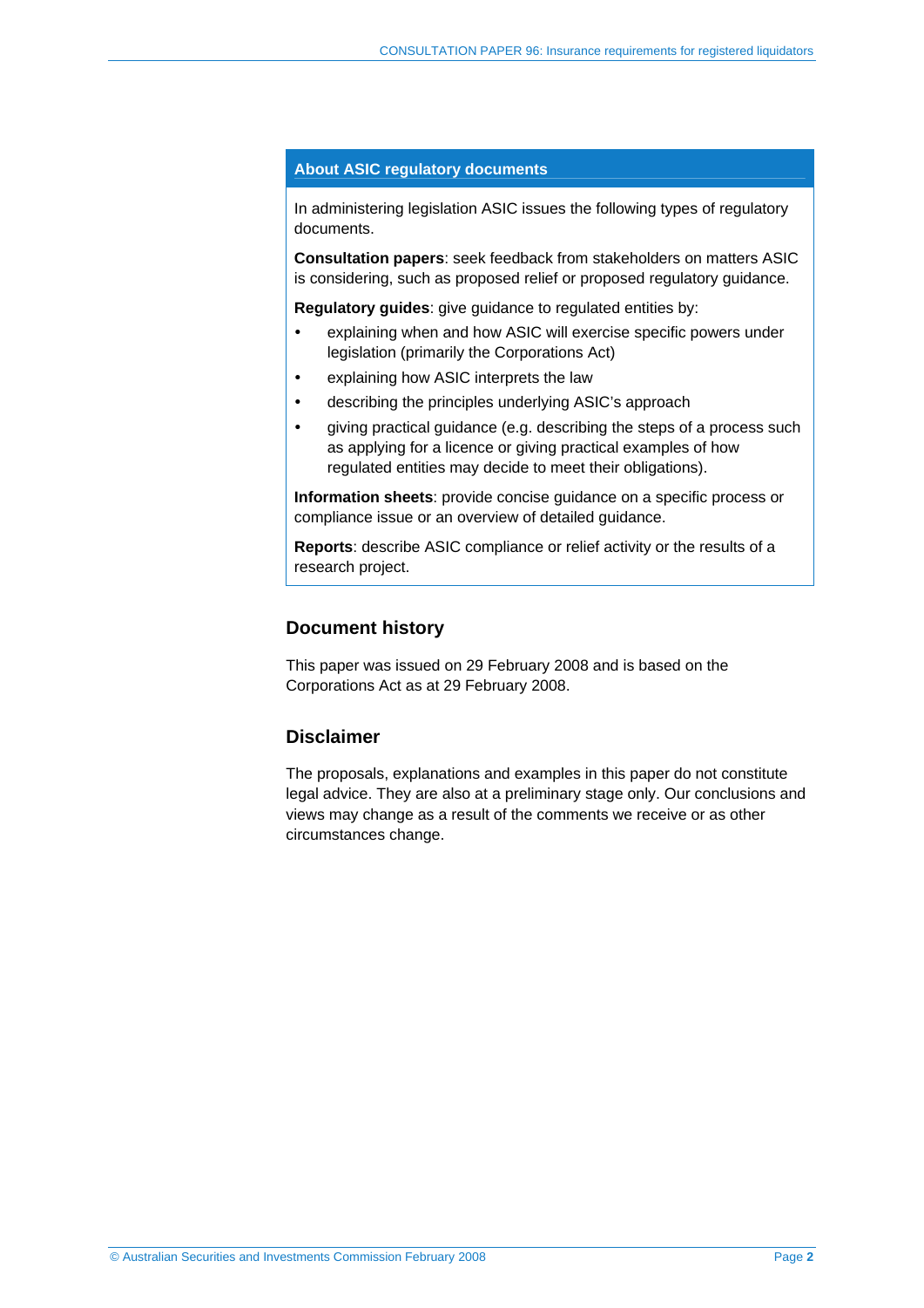## About ASIC regulatory documents

In administering legislation ASIC issues the following types of regulatory documents.

**Consultation papers**: seek feedback from stakeholders on matters ASIC is considering, such as proposed relief or proposed regulatory guidance.

**Regulatory guides**: give guidance to regulated entities by:

- explaining when and how ASIC will exercise specific powers under legislation (primarily the Corporations Act)
- explaining how ASIC interprets the law
- describing the principles underlying ASIC's approach
- giving practical guidance (e.g. describing the steps of a process such as applying for a licence or giving practical examples of how regulated entities may decide to meet their obligations).

**Information sheets**: provide concise guidance on a specific process or compliance issue or an overview of detailed guidance.

**Reports**: describe ASIC compliance or relief activity or the results of a research project.

## Document history

This paper was issued on 29 February 2008 and is based on the Corporations Act as at 29 February 2008.

## Disclaimer

The proposals, explanations and examples in this paper do not constitute legal advice. They are also at a preliminary stage only. Our conclusions and views may change as a result of the comments we receive or as other circumstances change.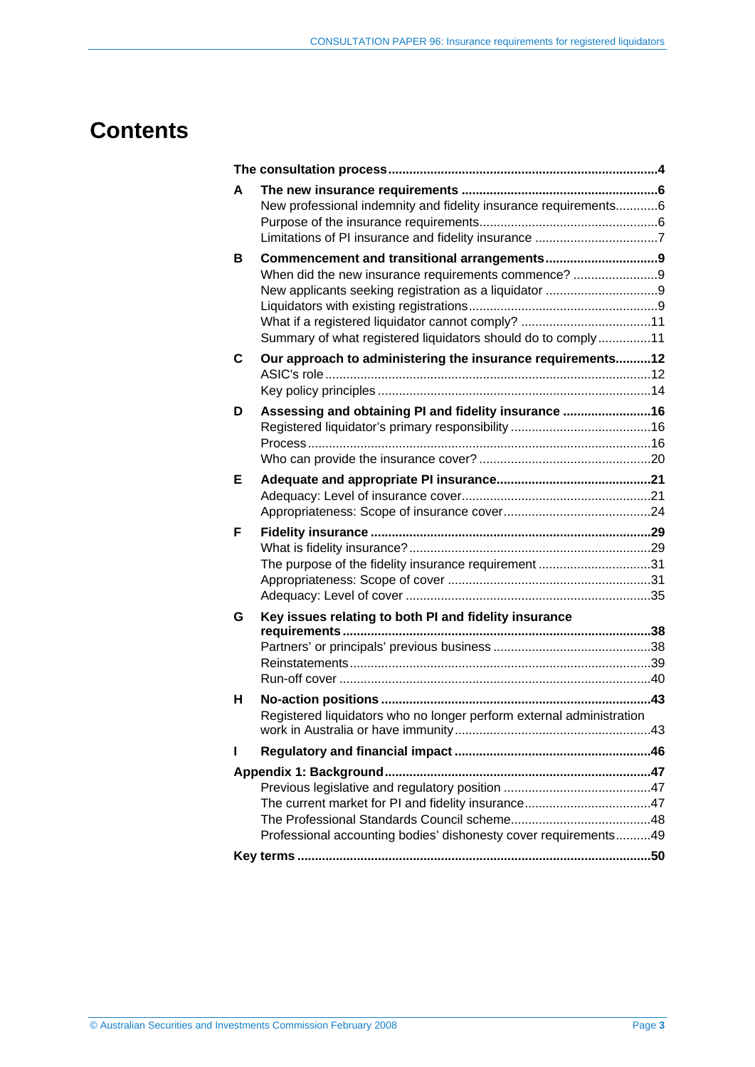# Contents

| | | |
|---|---|---|
| **The consultation process** | | **4** |
| **A** | **The new insurance requirements** | **6** |
| | New professional indemnity and fidelity insurance requirements | 6 |
| | Purpose of the insurance requirements | 6 |
| | Limitations of PI insurance and fidelity insurance | 7 |
| **B** | **Commencement and transitional arrangements** | **9** |
| | When did the new insurance requirements commence? | 9 |
| | New applicants seeking registration as a liquidator | 9 |
| | Liquidators with existing registrations | 9 |
| | What if a registered liquidator cannot comply? | 11 |
| | Summary of what registered liquidators should do to comply | 11 |
| **C** | **Our approach to administering the insurance requirements** | **12** |
| | ASIC's role | 12 |
| | Key policy principles | 14 |
| **D** | **Assessing and obtaining PI and fidelity insurance** | **16** |
| | Registered liquidator's primary responsibility | 16 |
| | Process | 16 |
| | Who can provide the insurance cover? | 20 |
| **E** | **Adequate and appropriate PI insurance** | **21** |
| | Adequacy: Level of insurance cover | 21 |
| | Appropriateness: Scope of insurance cover | 24 |
| **F** | **Fidelity insurance** | **29** |
| | What is fidelity insurance? | 29 |
| | The purpose of the fidelity insurance requirement | 31 |
| | Appropriateness: Scope of cover | 31 |
| | Adequacy: Level of cover | 35 |
| **G** | **Key issues relating to both PI and fidelity insurance requirements** | **38** |
| | Partners' or principals' previous business | 38 |
| | Reinstatements | 39 |
| | Run-off cover | 40 |
| **H** | **No-action positions** | **43** |
| | Registered liquidators who no longer perform external administration work in Australia or have immunity | 43 |
| **I** | **Regulatory and financial impact** | **46** |
| **Appendix 1: Background** | | **47** |
| | Previous legislative and regulatory position | 47 |
| | The current market for PI and fidelity insurance | 47 |
| | The Professional Standards Council scheme | 48 |
| | Professional accounting bodies' dishonesty cover requirements | 49 |
| **Key terms** | | **50** |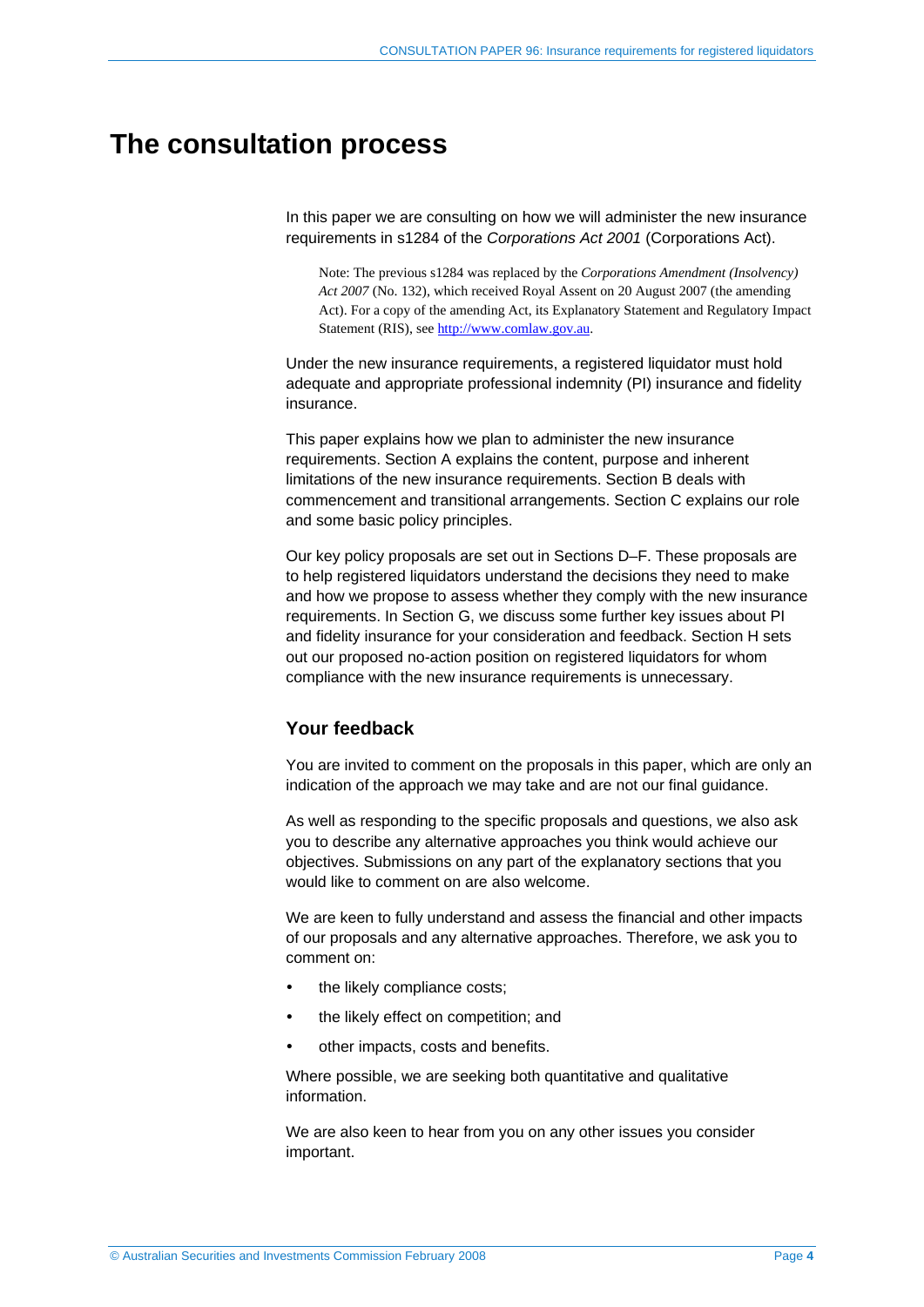# The consultation process

In this paper we are consulting on how we will administer the new insurance requirements in s1284 of the *Corporations Act 2001* (Corporations Act).

> Note: The previous s1284 was replaced by the *Corporations Amendment (Insolvency) Act 2007* (No. 132), which received Royal Assent on 20 August 2007 (the amending Act). For a copy of the amending Act, its Explanatory Statement and Regulatory Impact Statement (RIS), see http://www.comlaw.gov.au.

Under the new insurance requirements, a registered liquidator must hold adequate and appropriate professional indemnity (PI) insurance and fidelity insurance.

This paper explains how we plan to administer the new insurance requirements. Section A explains the content, purpose and inherent limitations of the new insurance requirements. Section B deals with commencement and transitional arrangements. Section C explains our role and some basic policy principles.

Our key policy proposals are set out in Sections D–F. These proposals are to help registered liquidators understand the decisions they need to make and how we propose to assess whether they comply with the new insurance requirements. In Section G, we discuss some further key issues about PI and fidelity insurance for your consideration and feedback. Section H sets out our proposed no-action position on registered liquidators for whom compliance with the new insurance requirements is unnecessary.

## Your feedback

You are invited to comment on the proposals in this paper, which are only an indication of the approach we may take and are not our final guidance.

As well as responding to the specific proposals and questions, we also ask you to describe any alternative approaches you think would achieve our objectives. Submissions on any part of the explanatory sections that you would like to comment on are also welcome.

We are keen to fully understand and assess the financial and other impacts of our proposals and any alternative approaches. Therefore, we ask you to comment on:

- the likely compliance costs;
- the likely effect on competition; and
- other impacts, costs and benefits.

Where possible, we are seeking both quantitative and qualitative information.

We are also keen to hear from you on any other issues you consider important.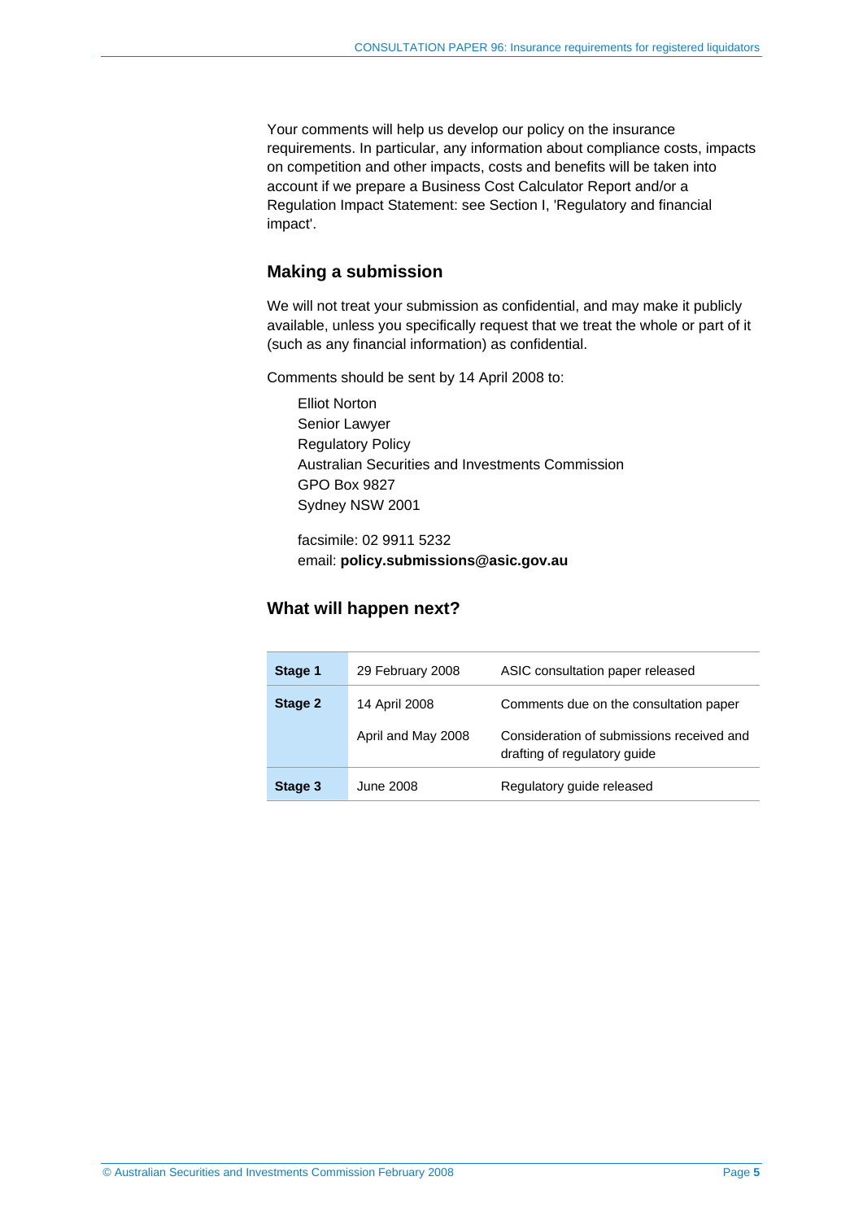Your comments will help us develop our policy on the insurance requirements. In particular, any information about compliance costs, impacts on competition and other impacts, costs and benefits will be taken into account if we prepare a Business Cost Calculator Report and/or a Regulation Impact Statement: see Section I, 'Regulatory and financial impact'.

## Making a submission

We will not treat your submission as confidential, and may make it publicly available, unless you specifically request that we treat the whole or part of it (such as any financial information) as confidential.

Comments should be sent by 14 April 2008 to:

Elliot Norton
Senior Lawyer
Regulatory Policy
Australian Securities and Investments Commission
GPO Box 9827
Sydney NSW 2001

facsimile: 02 9911 5232
email: **policy.submissions@asic.gov.au**

## What will happen next?

| | | |
|---|---|---|
| **Stage 1** | 29 February 2008 | ASIC consultation paper released |
| **Stage 2** | 14 April 2008 | Comments due on the consultation paper |
| | April and May 2008 | Consideration of submissions received and drafting of regulatory guide |
| **Stage 3** | June 2008 | Regulatory guide released |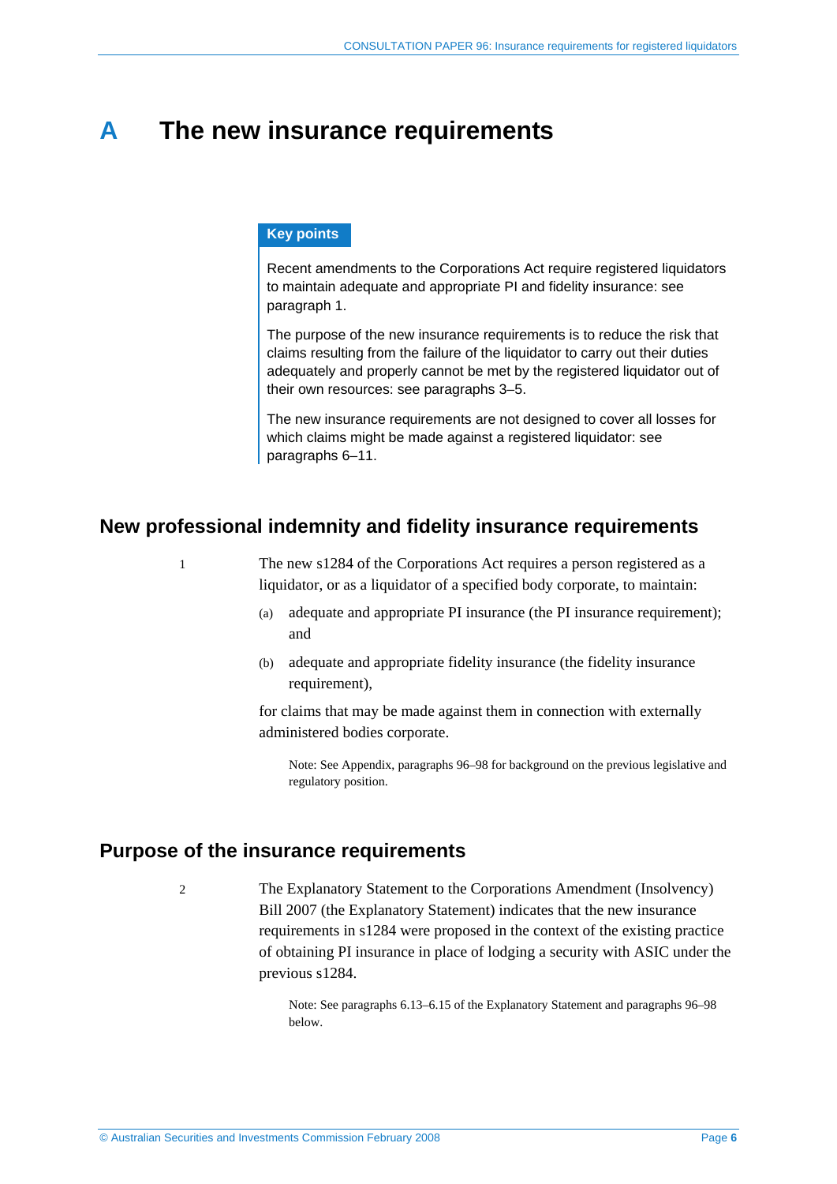# A The new insurance requirements

**Key points**

Recent amendments to the Corporations Act require registered liquidators to maintain adequate and appropriate PI and fidelity insurance: see paragraph 1.

The purpose of the new insurance requirements is to reduce the risk that claims resulting from the failure of the liquidator to carry out their duties adequately and properly cannot be met by the registered liquidator out of their own resources: see paragraphs 3–5.

The new insurance requirements are not designed to cover all losses for which claims might be made against a registered liquidator: see paragraphs 6–11.

## New professional indemnity and fidelity insurance requirements

1 The new s1284 of the Corporations Act requires a person registered as a liquidator, or as a liquidator of a specified body corporate, to maintain:

(a) adequate and appropriate PI insurance (the PI insurance requirement); and

(b) adequate and appropriate fidelity insurance (the fidelity insurance requirement),

for claims that may be made against them in connection with externally administered bodies corporate.

Note: See Appendix, paragraphs 96–98 for background on the previous legislative and regulatory position.

## Purpose of the insurance requirements

2 The Explanatory Statement to the Corporations Amendment (Insolvency) Bill 2007 (the Explanatory Statement) indicates that the new insurance requirements in s1284 were proposed in the context of the existing practice of obtaining PI insurance in place of lodging a security with ASIC under the previous s1284.

Note: See paragraphs 6.13–6.15 of the Explanatory Statement and paragraphs 96–98 below.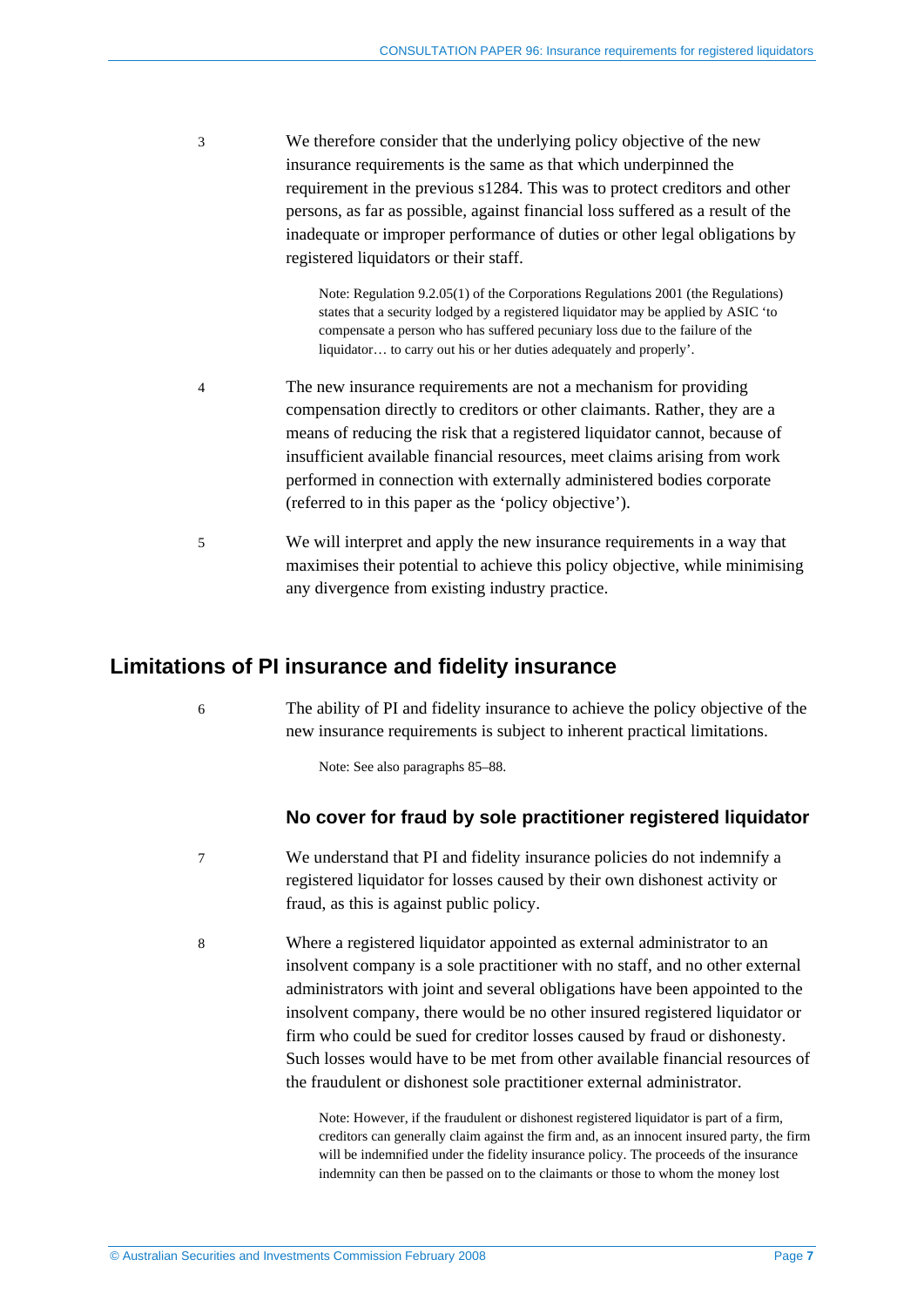3 We therefore consider that the underlying policy objective of the new insurance requirements is the same as that which underpinned the requirement in the previous s1284. This was to protect creditors and other persons, as far as possible, against financial loss suffered as a result of the inadequate or improper performance of duties or other legal obligations by registered liquidators or their staff.

> Note: Regulation 9.2.05(1) of the Corporations Regulations 2001 (the Regulations) states that a security lodged by a registered liquidator may be applied by ASIC 'to compensate a person who has suffered pecuniary loss due to the failure of the liquidator… to carry out his or her duties adequately and properly'.

4 The new insurance requirements are not a mechanism for providing compensation directly to creditors or other claimants. Rather, they are a means of reducing the risk that a registered liquidator cannot, because of insufficient available financial resources, meet claims arising from work performed in connection with externally administered bodies corporate (referred to in this paper as the 'policy objective').

5 We will interpret and apply the new insurance requirements in a way that maximises their potential to achieve this policy objective, while minimising any divergence from existing industry practice.

## Limitations of PI insurance and fidelity insurance

6 The ability of PI and fidelity insurance to achieve the policy objective of the new insurance requirements is subject to inherent practical limitations.

> Note: See also paragraphs 85–88.

### No cover for fraud by sole practitioner registered liquidator

7 We understand that PI and fidelity insurance policies do not indemnify a registered liquidator for losses caused by their own dishonest activity or fraud, as this is against public policy.

8 Where a registered liquidator appointed as external administrator to an insolvent company is a sole practitioner with no staff, and no other external administrators with joint and several obligations have been appointed to the insolvent company, there would be no other insured registered liquidator or firm who could be sued for creditor losses caused by fraud or dishonesty. Such losses would have to be met from other available financial resources of the fraudulent or dishonest sole practitioner external administrator.

> Note: However, if the fraudulent or dishonest registered liquidator is part of a firm, creditors can generally claim against the firm and, as an innocent insured party, the firm will be indemnified under the fidelity insurance policy. The proceeds of the insurance indemnity can then be passed on to the claimants or those to whom the money lost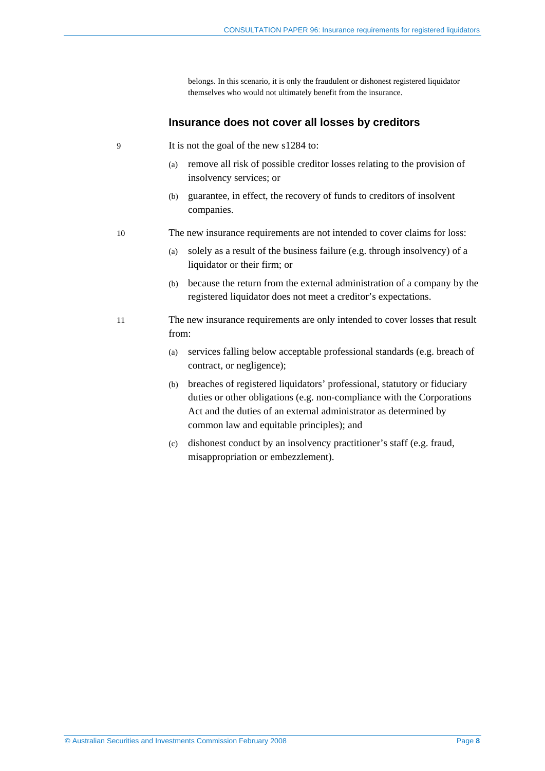belongs. In this scenario, it is only the fraudulent or dishonest registered liquidator themselves who would not ultimately benefit from the insurance.

### Insurance does not cover all losses by creditors

9 It is not the goal of the new s1284 to:

(a) remove all risk of possible creditor losses relating to the provision of insolvency services; or

(b) guarantee, in effect, the recovery of funds to creditors of insolvent companies.

10 The new insurance requirements are not intended to cover claims for loss:

(a) solely as a result of the business failure (e.g. through insolvency) of a liquidator or their firm; or

(b) because the return from the external administration of a company by the registered liquidator does not meet a creditor's expectations.

11 The new insurance requirements are only intended to cover losses that result from:

(a) services falling below acceptable professional standards (e.g. breach of contract, or negligence);

(b) breaches of registered liquidators' professional, statutory or fiduciary duties or other obligations (e.g. non-compliance with the Corporations Act and the duties of an external administrator as determined by common law and equitable principles); and

(c) dishonest conduct by an insolvency practitioner's staff (e.g. fraud, misappropriation or embezzlement).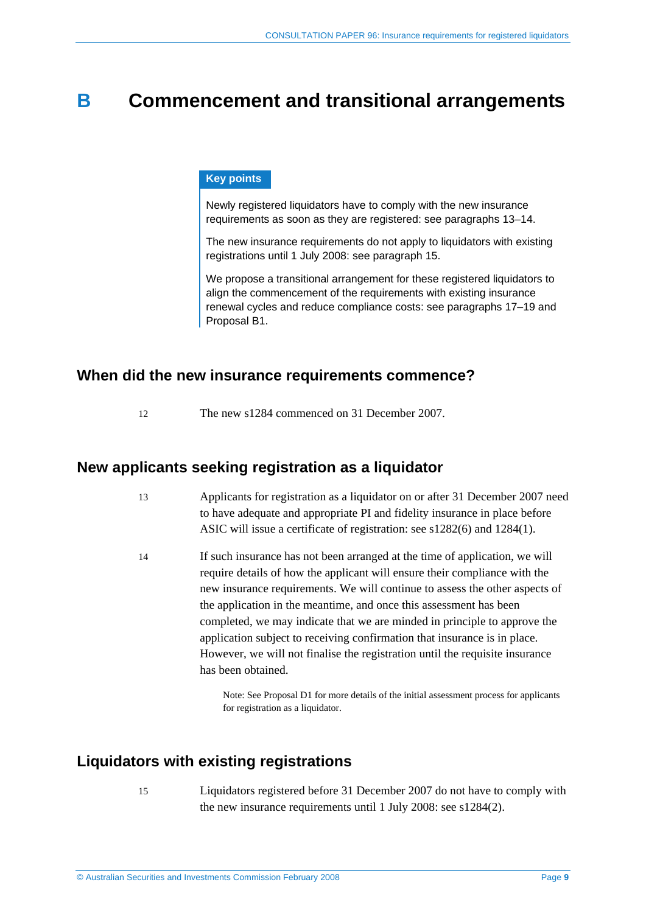# B Commencement and transitional arrangements

**Key points**

Newly registered liquidators have to comply with the new insurance requirements as soon as they are registered: see paragraphs 13–14.

The new insurance requirements do not apply to liquidators with existing registrations until 1 July 2008: see paragraph 15.

We propose a transitional arrangement for these registered liquidators to align the commencement of the requirements with existing insurance renewal cycles and reduce compliance costs: see paragraphs 17–19 and Proposal B1.

## When did the new insurance requirements commence?

12 The new s1284 commenced on 31 December 2007.

## New applicants seeking registration as a liquidator

13 Applicants for registration as a liquidator on or after 31 December 2007 need to have adequate and appropriate PI and fidelity insurance in place before ASIC will issue a certificate of registration: see s1282(6) and 1284(1).

14 If such insurance has not been arranged at the time of application, we will require details of how the applicant will ensure their compliance with the new insurance requirements. We will continue to assess the other aspects of the application in the meantime, and once this assessment has been completed, we may indicate that we are minded in principle to approve the application subject to receiving confirmation that insurance is in place. However, we will not finalise the registration until the requisite insurance has been obtained.

Note: See Proposal D1 for more details of the initial assessment process for applicants for registration as a liquidator.

## Liquidators with existing registrations

15 Liquidators registered before 31 December 2007 do not have to comply with the new insurance requirements until 1 July 2008: see s1284(2).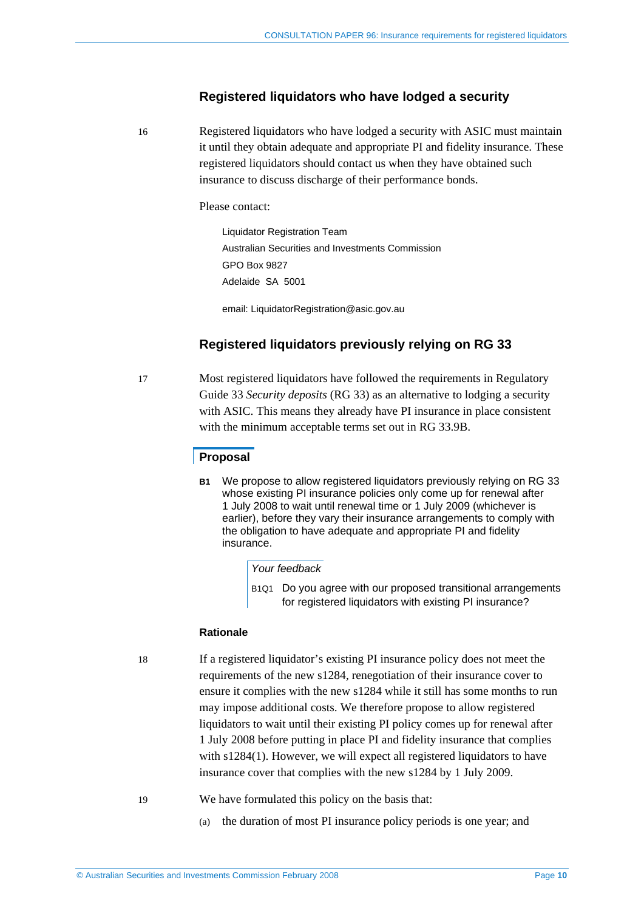## Registered liquidators who have lodged a security

16 Registered liquidators who have lodged a security with ASIC must maintain it until they obtain adequate and appropriate PI and fidelity insurance. These registered liquidators should contact us when they have obtained such insurance to discuss discharge of their performance bonds.

Please contact:

Liquidator Registration Team
Australian Securities and Investments Commission
GPO Box 9827
Adelaide SA 5001

email: LiquidatorRegistration@asic.gov.au

## Registered liquidators previously relying on RG 33

17 Most registered liquidators have followed the requirements in Regulatory Guide 33 *Security deposits* (RG 33) as an alternative to lodging a security with ASIC. This means they already have PI insurance in place consistent with the minimum acceptable terms set out in RG 33.9B.

### Proposal

**B1** We propose to allow registered liquidators previously relying on RG 33 whose existing PI insurance policies only come up for renewal after 1 July 2008 to wait until renewal time or 1 July 2009 (whichever is earlier), before they vary their insurance arrangements to comply with the obligation to have adequate and appropriate PI and fidelity insurance.

*Your feedback*

B1Q1 Do you agree with our proposed transitional arrangements for registered liquidators with existing PI insurance?

#### Rationale

18 If a registered liquidator's existing PI insurance policy does not meet the requirements of the new s1284, renegotiation of their insurance cover to ensure it complies with the new s1284 while it still has some months to run may impose additional costs. We therefore propose to allow registered liquidators to wait until their existing PI policy comes up for renewal after 1 July 2008 before putting in place PI and fidelity insurance that complies with s1284(1). However, we will expect all registered liquidators to have insurance cover that complies with the new s1284 by 1 July 2009.

19 We have formulated this policy on the basis that:

(a) the duration of most PI insurance policy periods is one year; and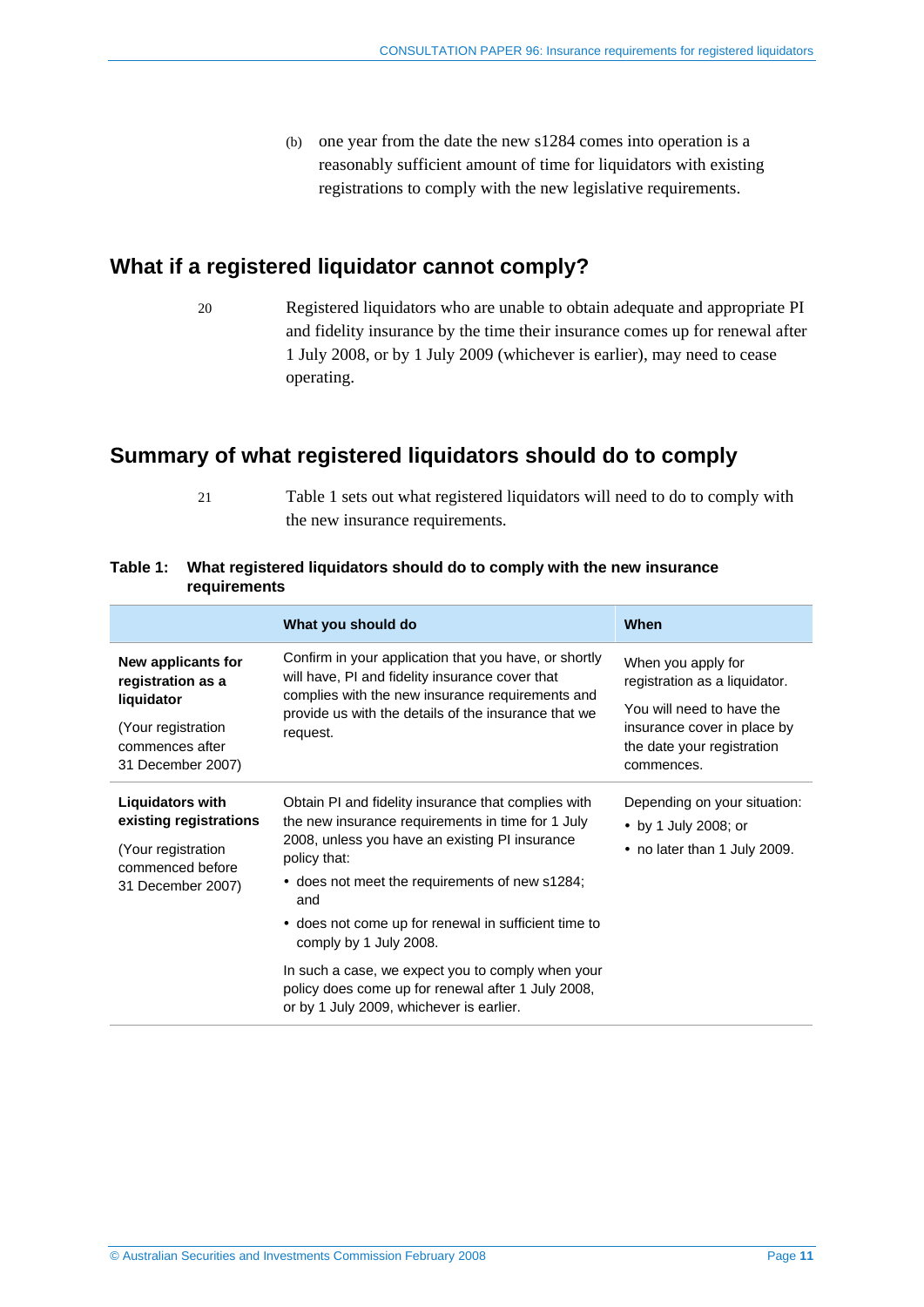(b) one year from the date the new s1284 comes into operation is a reasonably sufficient amount of time for liquidators with existing registrations to comply with the new legislative requirements.

## What if a registered liquidator cannot comply?

20 Registered liquidators who are unable to obtain adequate and appropriate PI and fidelity insurance by the time their insurance comes up for renewal after 1 July 2008, or by 1 July 2009 (whichever is earlier), may need to cease operating.

## Summary of what registered liquidators should do to comply

21 Table 1 sets out what registered liquidators will need to do to comply with the new insurance requirements.

**Table 1: What registered liquidators should do to comply with the new insurance requirements**

| | What you should do | When |
|---|---|---|
| **New applicants for registration as a liquidator**<br><br>(Your registration commences after 31 December 2007) | Confirm in your application that you have, or shortly will have, PI and fidelity insurance cover that complies with the new insurance requirements and provide us with the details of the insurance that we request. | When you apply for registration as a liquidator.<br><br>You will need to have the insurance cover in place by the date your registration commences. |
| **Liquidators with existing registrations**<br><br>(Your registration commenced before 31 December 2007) | Obtain PI and fidelity insurance that complies with the new insurance requirements in time for 1 July 2008, unless you have an existing PI insurance policy that:<br>• does not meet the requirements of new s1284; and<br>• does not come up for renewal in sufficient time to comply by 1 July 2008.<br><br>In such a case, we expect you to comply when your policy does come up for renewal after 1 July 2008, or by 1 July 2009, whichever is earlier. | Depending on your situation:<br>• by 1 July 2008; or<br>• no later than 1 July 2009. |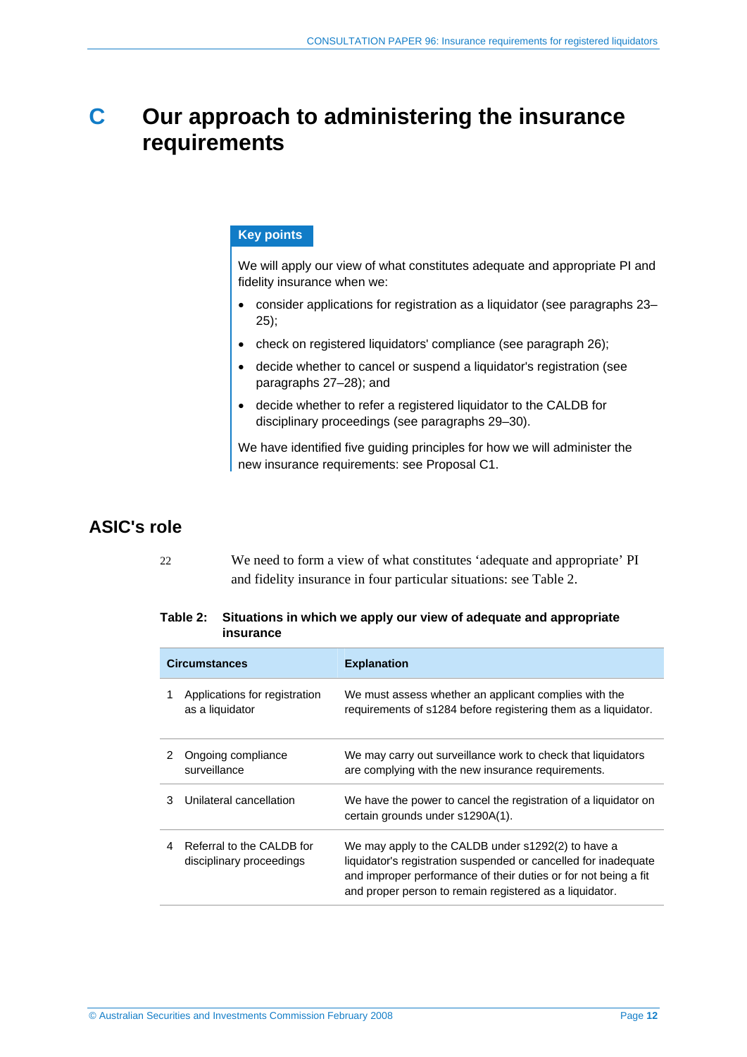# C Our approach to administering the insurance requirements

**Key points**

We will apply our view of what constitutes adequate and appropriate PI and fidelity insurance when we:

- consider applications for registration as a liquidator (see paragraphs 23–25);
- check on registered liquidators' compliance (see paragraph 26);
- decide whether to cancel or suspend a liquidator's registration (see paragraphs 27–28); and
- decide whether to refer a registered liquidator to the CALDB for disciplinary proceedings (see paragraphs 29–30).

We have identified five guiding principles for how we will administer the new insurance requirements: see Proposal C1.

## ASIC's role

22 We need to form a view of what constitutes 'adequate and appropriate' PI and fidelity insurance in four particular situations: see Table 2.

**Table 2: Situations in which we apply our view of adequate and appropriate insurance**

| | Circumstances | Explanation |
|---|---|---|
| 1 | Applications for registration as a liquidator | We must assess whether an applicant complies with the requirements of s1284 before registering them as a liquidator. |
| 2 | Ongoing compliance surveillance | We may carry out surveillance work to check that liquidators are complying with the new insurance requirements. |
| 3 | Unilateral cancellation | We have the power to cancel the registration of a liquidator on certain grounds under s1290A(1). |
| 4 | Referral to the CALDB for disciplinary proceedings | We may apply to the CALDB under s1292(2) to have a liquidator's registration suspended or cancelled for inadequate and improper performance of their duties or for not being a fit and proper person to remain registered as a liquidator. |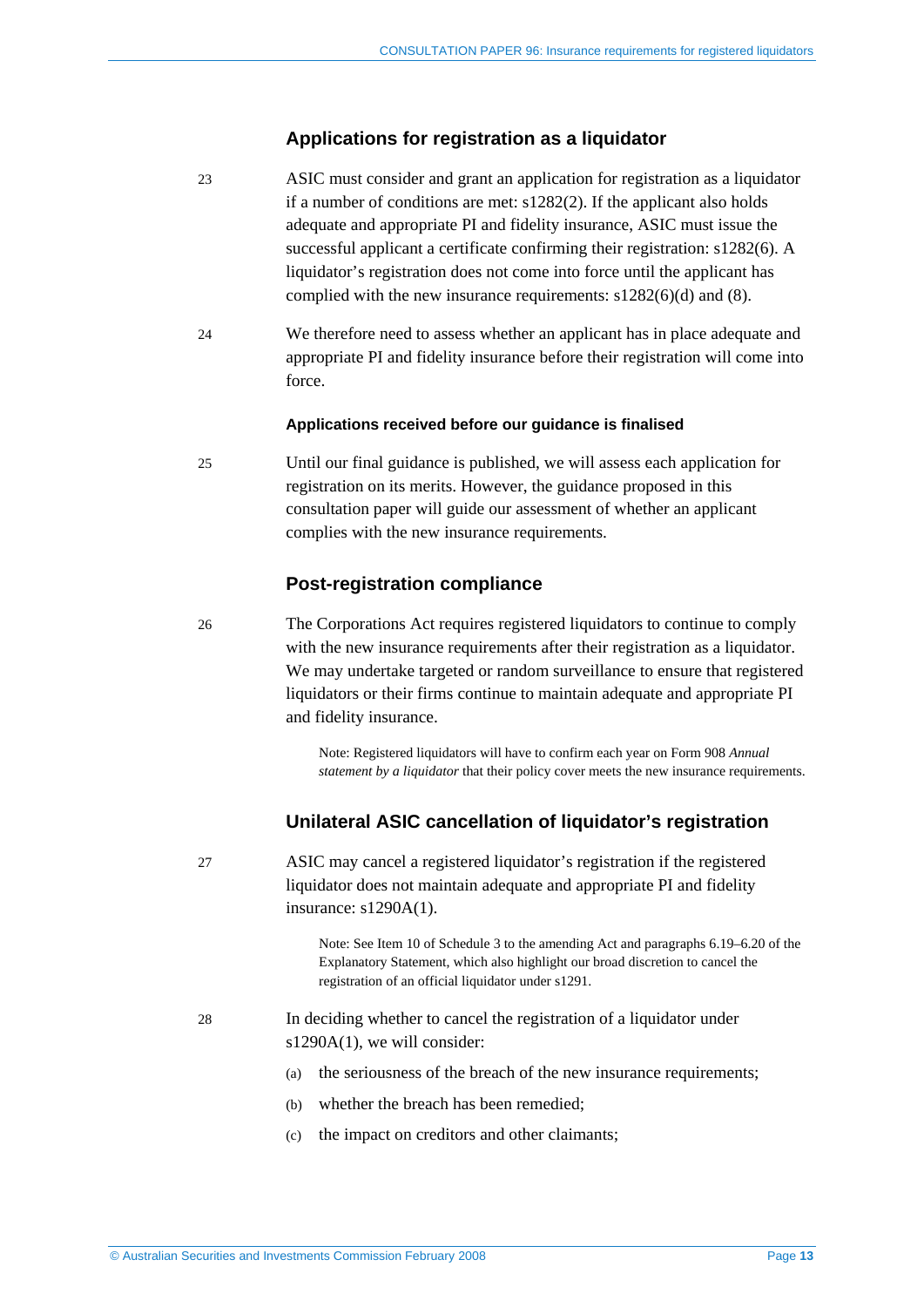## Applications for registration as a liquidator

23 ASIC must consider and grant an application for registration as a liquidator if a number of conditions are met: s1282(2). If the applicant also holds adequate and appropriate PI and fidelity insurance, ASIC must issue the successful applicant a certificate confirming their registration: s1282(6). A liquidator's registration does not come into force until the applicant has complied with the new insurance requirements: s1282(6)(d) and (8).

24 We therefore need to assess whether an applicant has in place adequate and appropriate PI and fidelity insurance before their registration will come into force.

#### Applications received before our guidance is finalised

25 Until our final guidance is published, we will assess each application for registration on its merits. However, the guidance proposed in this consultation paper will guide our assessment of whether an applicant complies with the new insurance requirements.

## Post-registration compliance

26 The Corporations Act requires registered liquidators to continue to comply with the new insurance requirements after their registration as a liquidator. We may undertake targeted or random surveillance to ensure that registered liquidators or their firms continue to maintain adequate and appropriate PI and fidelity insurance.

> Note: Registered liquidators will have to confirm each year on Form 908 *Annual statement by a liquidator* that their policy cover meets the new insurance requirements.

## Unilateral ASIC cancellation of liquidator's registration

27 ASIC may cancel a registered liquidator's registration if the registered liquidator does not maintain adequate and appropriate PI and fidelity insurance: s1290A(1).

> Note: See Item 10 of Schedule 3 to the amending Act and paragraphs 6.19–6.20 of the Explanatory Statement, which also highlight our broad discretion to cancel the registration of an official liquidator under s1291.

28 In deciding whether to cancel the registration of a liquidator under s1290A(1), we will consider:

(a) the seriousness of the breach of the new insurance requirements;

(b) whether the breach has been remedied;

(c) the impact on creditors and other claimants;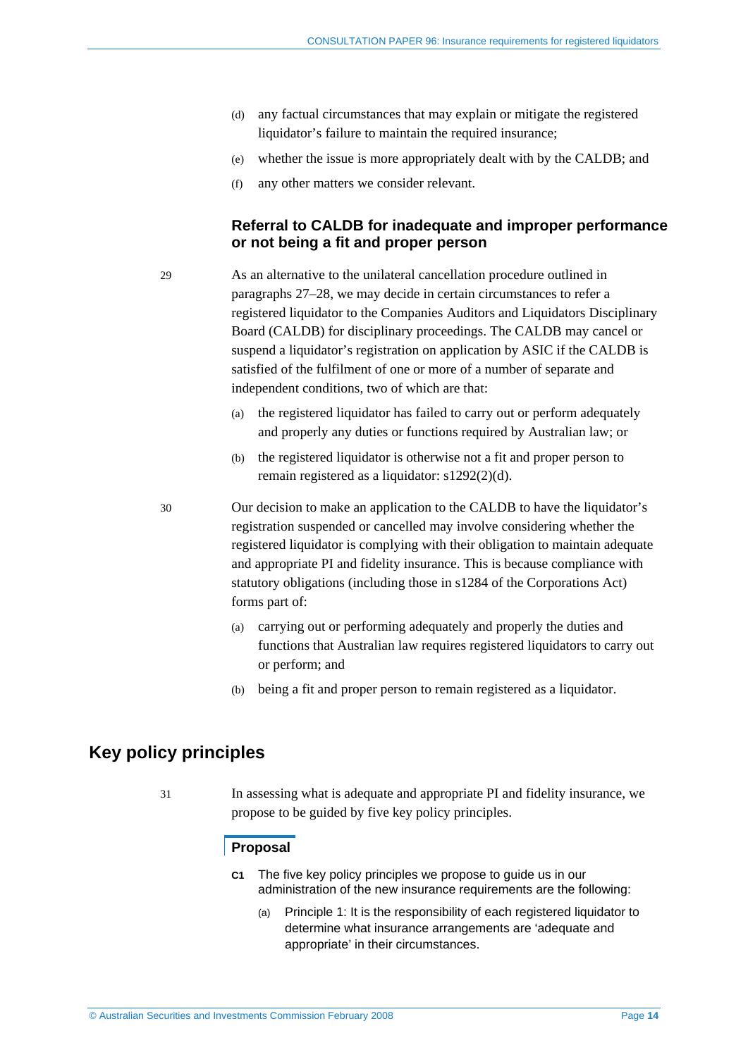(d) any factual circumstances that may explain or mitigate the registered liquidator's failure to maintain the required insurance;

(e) whether the issue is more appropriately dealt with by the CALDB; and

(f) any other matters we consider relevant.

### Referral to CALDB for inadequate and improper performance or not being a fit and proper person

29 As an alternative to the unilateral cancellation procedure outlined in paragraphs 27–28, we may decide in certain circumstances to refer a registered liquidator to the Companies Auditors and Liquidators Disciplinary Board (CALDB) for disciplinary proceedings. The CALDB may cancel or suspend a liquidator's registration on application by ASIC if the CALDB is satisfied of the fulfilment of one or more of a number of separate and independent conditions, two of which are that:

(a) the registered liquidator has failed to carry out or perform adequately and properly any duties or functions required by Australian law; or

(b) the registered liquidator is otherwise not a fit and proper person to remain registered as a liquidator: s1292(2)(d).

30 Our decision to make an application to the CALDB to have the liquidator's registration suspended or cancelled may involve considering whether the registered liquidator is complying with their obligation to maintain adequate and appropriate PI and fidelity insurance. This is because compliance with statutory obligations (including those in s1284 of the Corporations Act) forms part of:

(a) carrying out or performing adequately and properly the duties and functions that Australian law requires registered liquidators to carry out or perform; and

(b) being a fit and proper person to remain registered as a liquidator.

## Key policy principles

31 In assessing what is adequate and appropriate PI and fidelity insurance, we propose to be guided by five key policy principles.

### Proposal

**C1** The five key policy principles we propose to guide us in our administration of the new insurance requirements are the following:

(a) Principle 1: It is the responsibility of each registered liquidator to determine what insurance arrangements are 'adequate and appropriate' in their circumstances.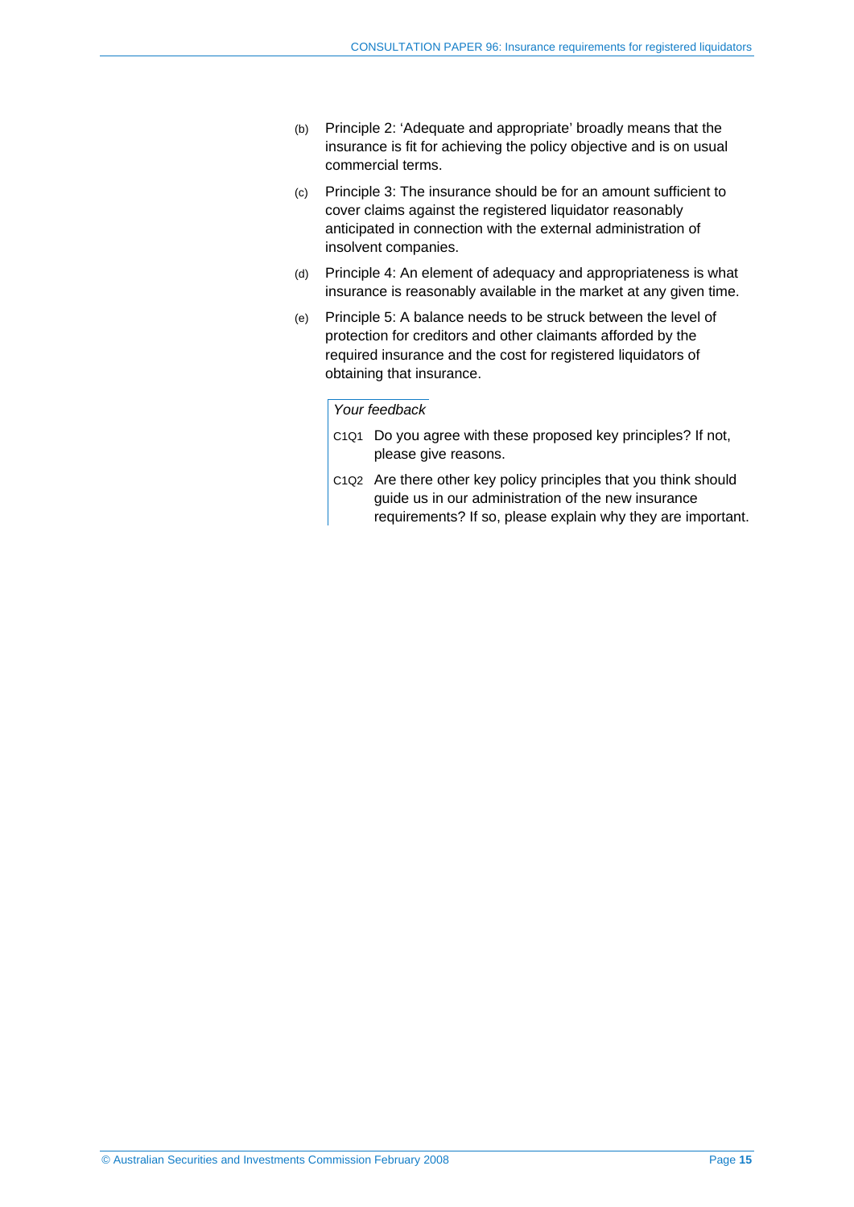(b) Principle 2: 'Adequate and appropriate' broadly means that the insurance is fit for achieving the policy objective and is on usual commercial terms.

(c) Principle 3: The insurance should be for an amount sufficient to cover claims against the registered liquidator reasonably anticipated in connection with the external administration of insolvent companies.

(d) Principle 4: An element of adequacy and appropriateness is what insurance is reasonably available in the market at any given time.

(e) Principle 5: A balance needs to be struck between the level of protection for creditors and other claimants afforded by the required insurance and the cost for registered liquidators of obtaining that insurance.

*Your feedback*

C1Q1 Do you agree with these proposed key principles? If not, please give reasons.

C1Q2 Are there other key policy principles that you think should guide us in our administration of the new insurance requirements? If so, please explain why they are important.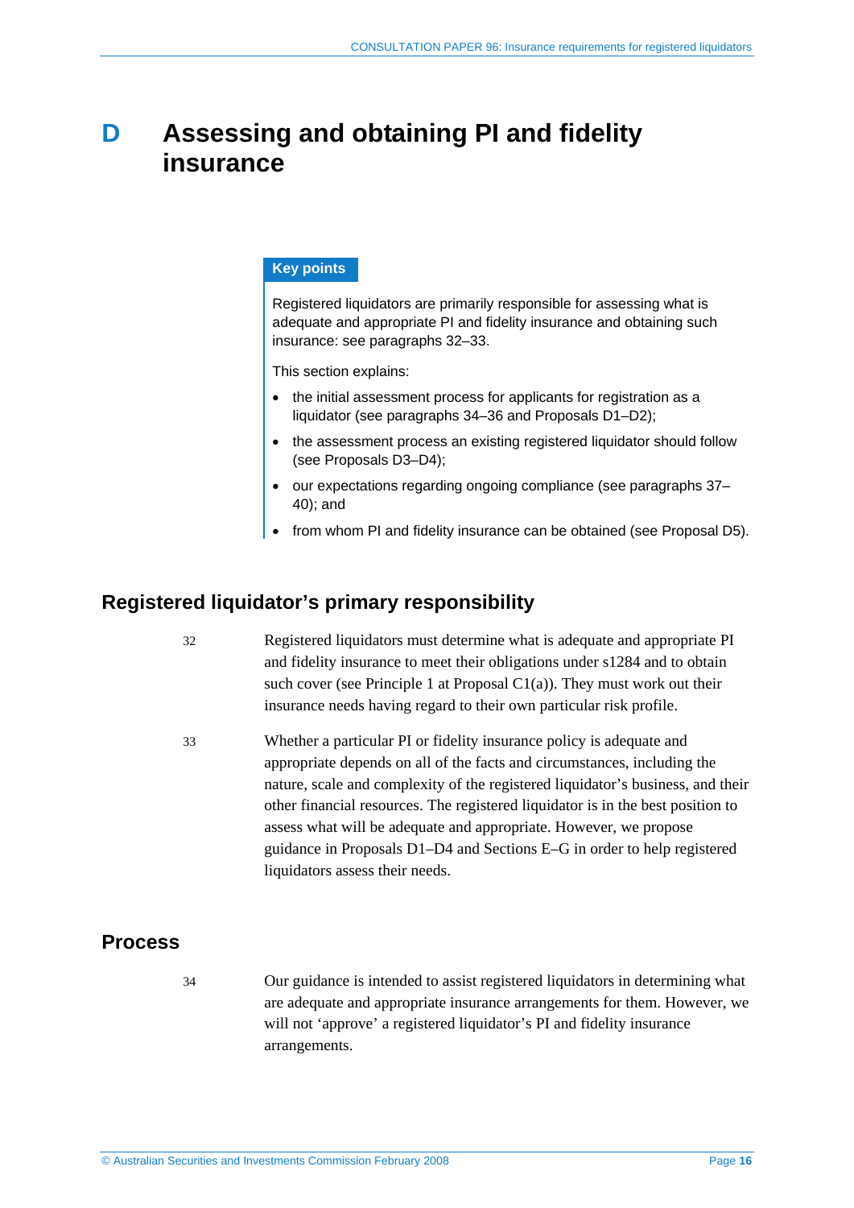# D Assessing and obtaining PI and fidelity insurance

> **Key points**
>
> Registered liquidators are primarily responsible for assessing what is adequate and appropriate PI and fidelity insurance and obtaining such insurance: see paragraphs 32–33.
>
> This section explains:
>
> - the initial assessment process for applicants for registration as a liquidator (see paragraphs 34–36 and Proposals D1–D2);
> - the assessment process an existing registered liquidator should follow (see Proposals D3–D4);
> - our expectations regarding ongoing compliance (see paragraphs 37–40); and
> - from whom PI and fidelity insurance can be obtained (see Proposal D5).

## Registered liquidator's primary responsibility

32 Registered liquidators must determine what is adequate and appropriate PI and fidelity insurance to meet their obligations under s1284 and to obtain such cover (see Principle 1 at Proposal C1(a)). They must work out their insurance needs having regard to their own particular risk profile.

33 Whether a particular PI or fidelity insurance policy is adequate and appropriate depends on all of the facts and circumstances, including the nature, scale and complexity of the registered liquidator's business, and their other financial resources. The registered liquidator is in the best position to assess what will be adequate and appropriate. However, we propose guidance in Proposals D1–D4 and Sections E–G in order to help registered liquidators assess their needs.

## Process

34 Our guidance is intended to assist registered liquidators in determining what are adequate and appropriate insurance arrangements for them. However, we will not 'approve' a registered liquidator's PI and fidelity insurance arrangements.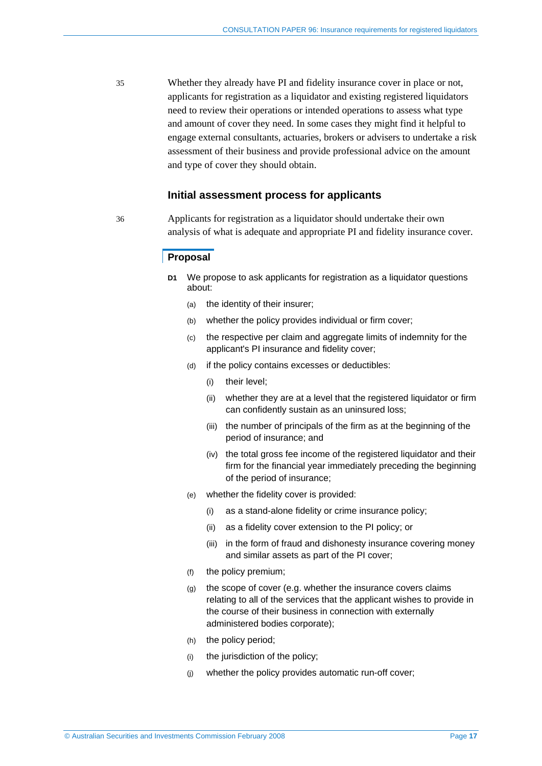35 Whether they already have PI and fidelity insurance cover in place or not, applicants for registration as a liquidator and existing registered liquidators need to review their operations or intended operations to assess what type and amount of cover they need. In some cases they might find it helpful to engage external consultants, actuaries, brokers or advisers to undertake a risk assessment of their business and provide professional advice on the amount and type of cover they should obtain.

## Initial assessment process for applicants

36 Applicants for registration as a liquidator should undertake their own analysis of what is adequate and appropriate PI and fidelity insurance cover.

### Proposal

**D1** We propose to ask applicants for registration as a liquidator questions about:

- (a) the identity of their insurer;
- (b) whether the policy provides individual or firm cover;
- (c) the respective per claim and aggregate limits of indemnity for the applicant's PI insurance and fidelity cover;
- (d) if the policy contains excesses or deductibles:
  - (i) their level;
  - (ii) whether they are at a level that the registered liquidator or firm can confidently sustain as an uninsured loss;
  - (iii) the number of principals of the firm as at the beginning of the period of insurance; and
  - (iv) the total gross fee income of the registered liquidator and their firm for the financial year immediately preceding the beginning of the period of insurance;
- (e) whether the fidelity cover is provided:
  - (i) as a stand-alone fidelity or crime insurance policy;
  - (ii) as a fidelity cover extension to the PI policy; or
  - (iii) in the form of fraud and dishonesty insurance covering money and similar assets as part of the PI cover;
- (f) the policy premium;
- (g) the scope of cover (e.g. whether the insurance covers claims relating to all of the services that the applicant wishes to provide in the course of their business in connection with externally administered bodies corporate);
- (h) the policy period;
- (i) the jurisdiction of the policy;
- (j) whether the policy provides automatic run-off cover;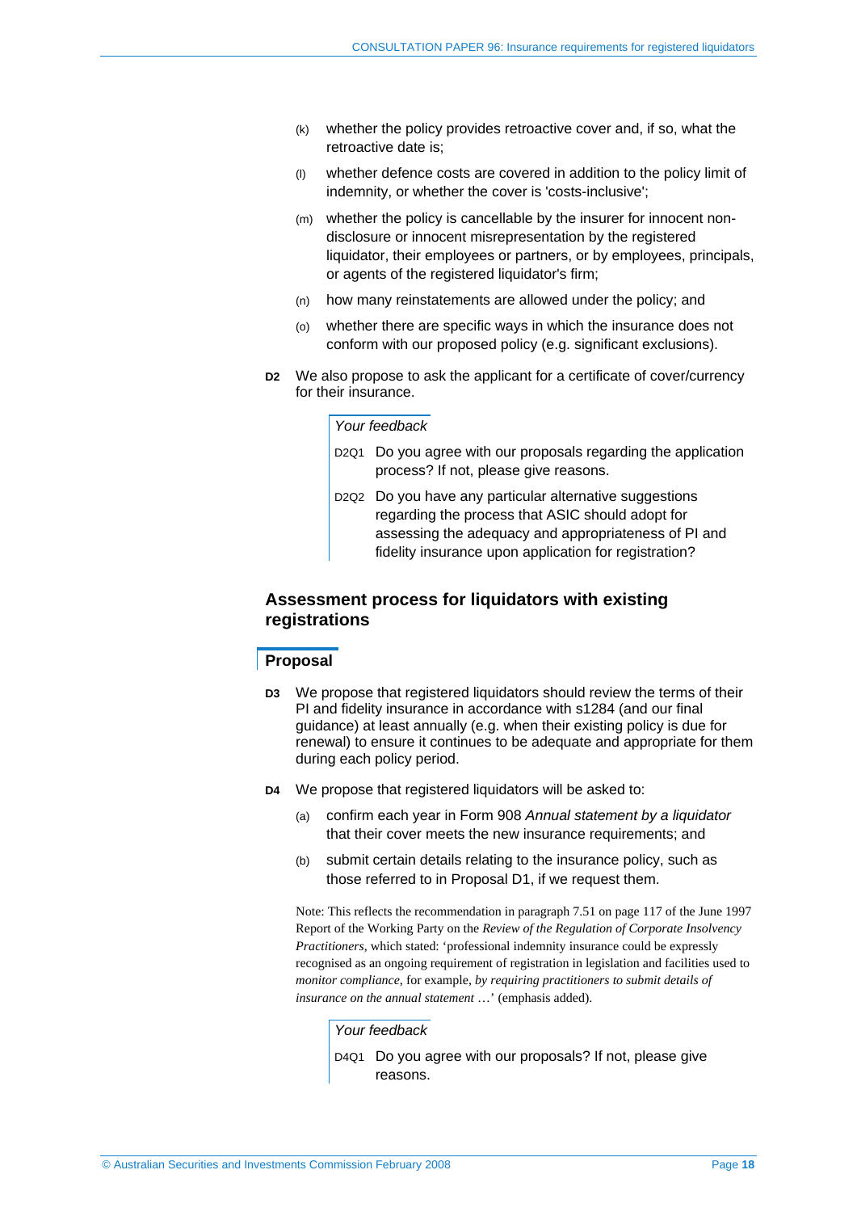(k) whether the policy provides retroactive cover and, if so, what the retroactive date is;

(l) whether defence costs are covered in addition to the policy limit of indemnity, or whether the cover is 'costs-inclusive';

(m) whether the policy is cancellable by the insurer for innocent non-disclosure or innocent misrepresentation by the registered liquidator, their employees or partners, or by employees, principals, or agents of the registered liquidator's firm;

(n) how many reinstatements are allowed under the policy; and

(o) whether there are specific ways in which the insurance does not conform with our proposed policy (e.g. significant exclusions).

**D2** We also propose to ask the applicant for a certificate of cover/currency for their insurance.

> *Your feedback*
>
> D2Q1 Do you agree with our proposals regarding the application process? If not, please give reasons.
>
> D2Q2 Do you have any particular alternative suggestions regarding the process that ASIC should adopt for assessing the adequacy and appropriateness of PI and fidelity insurance upon application for registration?

## Assessment process for liquidators with existing registrations

### Proposal

**D3** We propose that registered liquidators should review the terms of their PI and fidelity insurance in accordance with s1284 (and our final guidance) at least annually (e.g. when their existing policy is due for renewal) to ensure it continues to be adequate and appropriate for them during each policy period.

**D4** We propose that registered liquidators will be asked to:

(a) confirm each year in Form 908 *Annual statement by a liquidator* that their cover meets the new insurance requirements; and

(b) submit certain details relating to the insurance policy, such as those referred to in Proposal D1, if we request them.

Note: This reflects the recommendation in paragraph 7.51 on page 117 of the June 1997 Report of the Working Party on the *Review of the Regulation of Corporate Insolvency Practitioners*, which stated: 'professional indemnity insurance could be expressly recognised as an ongoing requirement of registration in legislation and facilities used to *monitor compliance*, for example, *by requiring practitioners to submit details of insurance on the annual statement* …' (emphasis added).

> *Your feedback*
>
> D4Q1 Do you agree with our proposals? If not, please give reasons.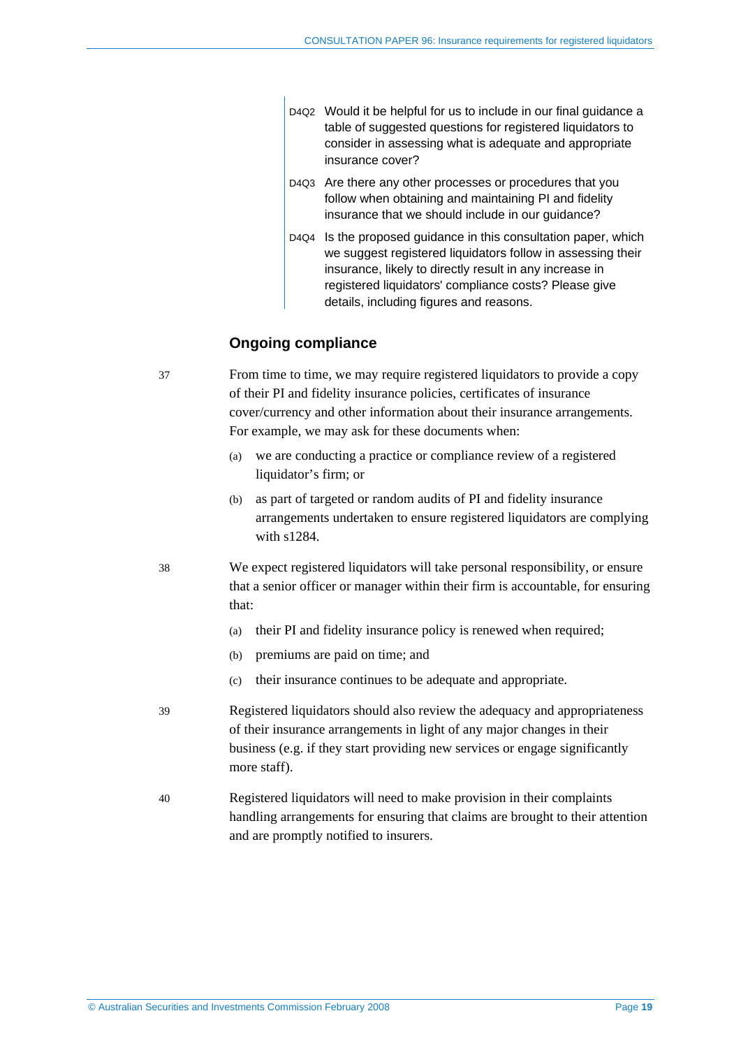D4Q2 Would it be helpful for us to include in our final guidance a table of suggested questions for registered liquidators to consider in assessing what is adequate and appropriate insurance cover?

D4Q3 Are there any other processes or procedures that you follow when obtaining and maintaining PI and fidelity insurance that we should include in our guidance?

D4Q4 Is the proposed guidance in this consultation paper, which we suggest registered liquidators follow in assessing their insurance, likely to directly result in any increase in registered liquidators' compliance costs? Please give details, including figures and reasons.

## Ongoing compliance

37 From time to time, we may require registered liquidators to provide a copy of their PI and fidelity insurance policies, certificates of insurance cover/currency and other information about their insurance arrangements. For example, we may ask for these documents when:

(a) we are conducting a practice or compliance review of a registered liquidator's firm; or

(b) as part of targeted or random audits of PI and fidelity insurance arrangements undertaken to ensure registered liquidators are complying with s1284.

38 We expect registered liquidators will take personal responsibility, or ensure that a senior officer or manager within their firm is accountable, for ensuring that:

(a) their PI and fidelity insurance policy is renewed when required;

(b) premiums are paid on time; and

(c) their insurance continues to be adequate and appropriate.

39 Registered liquidators should also review the adequacy and appropriateness of their insurance arrangements in light of any major changes in their business (e.g. if they start providing new services or engage significantly more staff).

40 Registered liquidators will need to make provision in their complaints handling arrangements for ensuring that claims are brought to their attention and are promptly notified to insurers.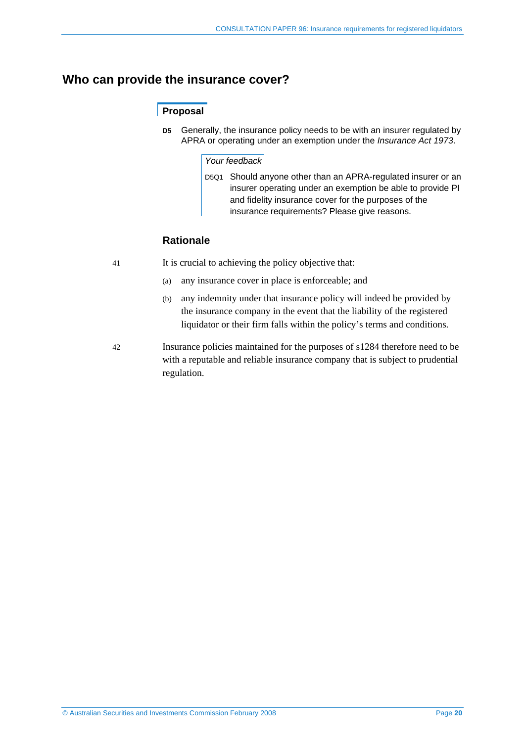## Who can provide the insurance cover?

### Proposal

**D5** Generally, the insurance policy needs to be with an insurer regulated by APRA or operating under an exemption under the *Insurance Act 1973*.

*Your feedback*

D5Q1 Should anyone other than an APRA-regulated insurer or an insurer operating under an exemption be able to provide PI and fidelity insurance cover for the purposes of the insurance requirements? Please give reasons.

### Rationale

41 It is crucial to achieving the policy objective that:

(a) any insurance cover in place is enforceable; and

(b) any indemnity under that insurance policy will indeed be provided by the insurance company in the event that the liability of the registered liquidator or their firm falls within the policy's terms and conditions.

42 Insurance policies maintained for the purposes of s1284 therefore need to be with a reputable and reliable insurance company that is subject to prudential regulation.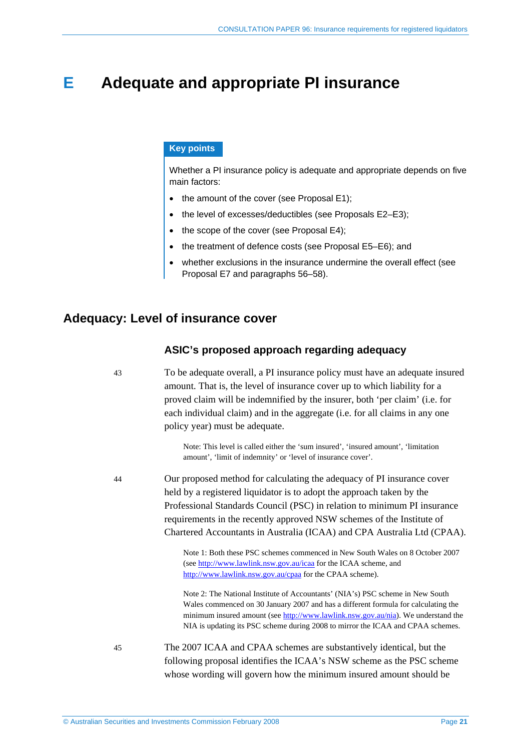# E Adequate and appropriate PI insurance

**Key points**

Whether a PI insurance policy is adequate and appropriate depends on five main factors:

- the amount of the cover (see Proposal E1);
- the level of excesses/deductibles (see Proposals E2–E3);
- the scope of the cover (see Proposal E4);
- the treatment of defence costs (see Proposal E5–E6); and
- whether exclusions in the insurance undermine the overall effect (see Proposal E7 and paragraphs 56–58).

## Adequacy: Level of insurance cover

### ASIC's proposed approach regarding adequacy

43 To be adequate overall, a PI insurance policy must have an adequate insured amount. That is, the level of insurance cover up to which liability for a proved claim will be indemnified by the insurer, both 'per claim' (i.e. for each individual claim) and in the aggregate (i.e. for all claims in any one policy year) must be adequate.

> Note: This level is called either the 'sum insured', 'insured amount', 'limitation amount', 'limit of indemnity' or 'level of insurance cover'.

44 Our proposed method for calculating the adequacy of PI insurance cover held by a registered liquidator is to adopt the approach taken by the Professional Standards Council (PSC) in relation to minimum PI insurance requirements in the recently approved NSW schemes of the Institute of Chartered Accountants in Australia (ICAA) and CPA Australia Ltd (CPAA).

> Note 1: Both these PSC schemes commenced in New South Wales on 8 October 2007 (see http://www.lawlink.nsw.gov.au/icaa for the ICAA scheme, and http://www.lawlink.nsw.gov.au/cpaa for the CPAA scheme).

> Note 2: The National Institute of Accountants' (NIA's) PSC scheme in New South Wales commenced on 30 January 2007 and has a different formula for calculating the minimum insured amount (see http://www.lawlink.nsw.gov.au/nia). We understand the NIA is updating its PSC scheme during 2008 to mirror the ICAA and CPAA schemes.

45 The 2007 ICAA and CPAA schemes are substantively identical, but the following proposal identifies the ICAA's NSW scheme as the PSC scheme whose wording will govern how the minimum insured amount should be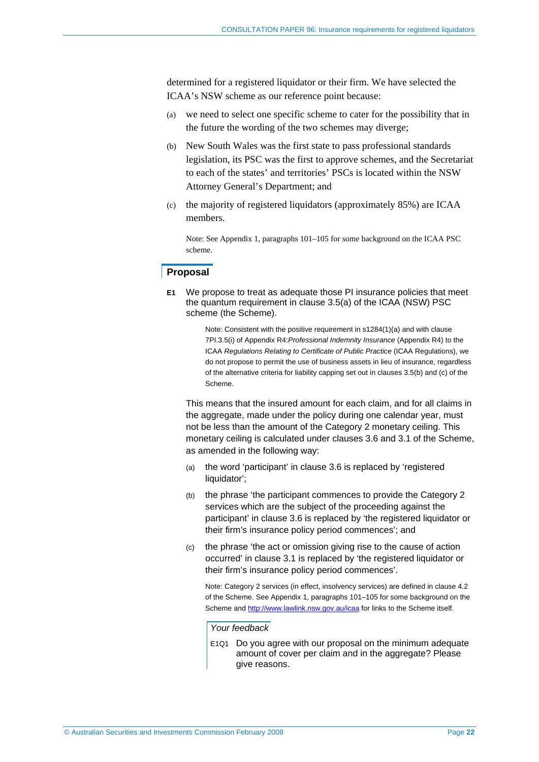determined for a registered liquidator or their firm. We have selected the ICAA's NSW scheme as our reference point because:

(a) we need to select one specific scheme to cater for the possibility that in the future the wording of the two schemes may diverge;

(b) New South Wales was the first state to pass professional standards legislation, its PSC was the first to approve schemes, and the Secretariat to each of the states' and territories' PSCs is located within the NSW Attorney General's Department; and

(c) the majority of registered liquidators (approximately 85%) are ICAA members.

Note: See Appendix 1, paragraphs 101–105 for some background on the ICAA PSC scheme.

## Proposal

**E1** We propose to treat as adequate those PI insurance policies that meet the quantum requirement in clause 3.5(a) of the ICAA (NSW) PSC scheme (the Scheme).

Note: Consistent with the positive requirement in s1284(1)(a) and with clause 7PI.3.5(i) of Appendix R4:*Professional Indemnity Insurance* (Appendix R4) to the ICAA *Regulations Relating to Certificate of Public Practice* (ICAA Regulations), we do not propose to permit the use of business assets in lieu of insurance, regardless of the alternative criteria for liability capping set out in clauses 3.5(b) and (c) of the Scheme.

This means that the insured amount for each claim, and for all claims in the aggregate, made under the policy during one calendar year, must not be less than the amount of the Category 2 monetary ceiling. This monetary ceiling is calculated under clauses 3.6 and 3.1 of the Scheme, as amended in the following way:

(a) the word 'participant' in clause 3.6 is replaced by 'registered liquidator';

(b) the phrase 'the participant commences to provide the Category 2 services which are the subject of the proceeding against the participant' in clause 3.6 is replaced by 'the registered liquidator or their firm's insurance policy period commences'; and

(c) the phrase 'the act or omission giving rise to the cause of action occurred' in clause 3.1 is replaced by 'the registered liquidator or their firm's insurance policy period commences'.

Note: Category 2 services (in effect, insolvency services) are defined in clause 4.2 of the Scheme. See Appendix 1, paragraphs 101–105 for some background on the Scheme and http://www.lawlink.nsw.gov.au/icaa for links to the Scheme itself.

*Your feedback*

E1Q1 Do you agree with our proposal on the minimum adequate amount of cover per claim and in the aggregate? Please give reasons.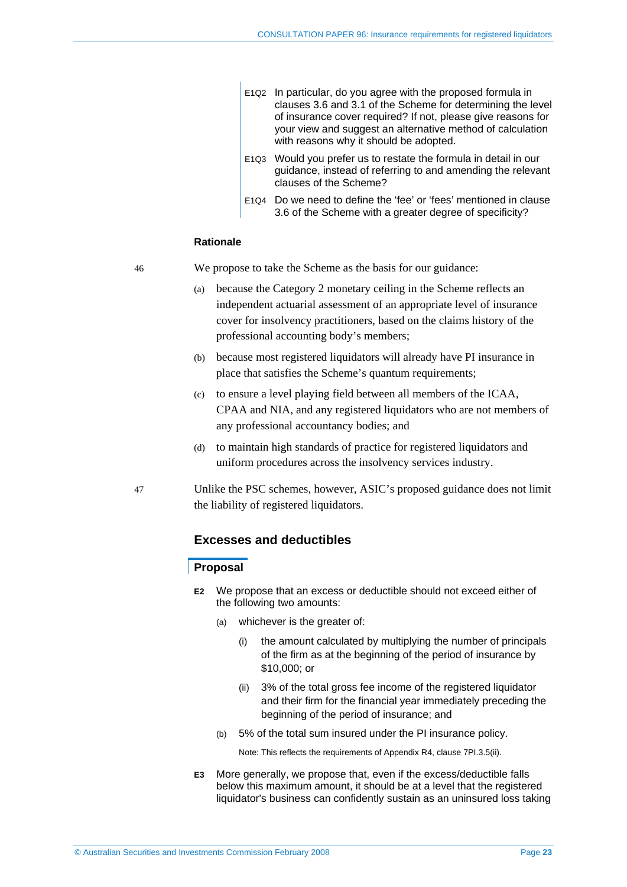E1Q2 In particular, do you agree with the proposed formula in clauses 3.6 and 3.1 of the Scheme for determining the level of insurance cover required? If not, please give reasons for your view and suggest an alternative method of calculation with reasons why it should be adopted.

E1Q3 Would you prefer us to restate the formula in detail in our guidance, instead of referring to and amending the relevant clauses of the Scheme?

E1Q4 Do we need to define the 'fee' or 'fees' mentioned in clause 3.6 of the Scheme with a greater degree of specificity?

#### Rationale

46 We propose to take the Scheme as the basis for our guidance:

(a) because the Category 2 monetary ceiling in the Scheme reflects an independent actuarial assessment of an appropriate level of insurance cover for insolvency practitioners, based on the claims history of the professional accounting body's members;

(b) because most registered liquidators will already have PI insurance in place that satisfies the Scheme's quantum requirements;

(c) to ensure a level playing field between all members of the ICAA, CPAA and NIA, and any registered liquidators who are not members of any professional accountancy bodies; and

(d) to maintain high standards of practice for registered liquidators and uniform procedures across the insolvency services industry.

47 Unlike the PSC schemes, however, ASIC's proposed guidance does not limit the liability of registered liquidators.

## Excesses and deductibles

#### Proposal

**E2** We propose that an excess or deductible should not exceed either of the following two amounts:

(a) whichever is the greater of:

(i) the amount calculated by multiplying the number of principals of the firm as at the beginning of the period of insurance by \$10,000; or

(ii) 3% of the total gross fee income of the registered liquidator and their firm for the financial year immediately preceding the beginning of the period of insurance; and

(b) 5% of the total sum insured under the PI insurance policy.

Note: This reflects the requirements of Appendix R4, clause 7PI.3.5(ii).

**E3** More generally, we propose that, even if the excess/deductible falls below this maximum amount, it should be at a level that the registered liquidator's business can confidently sustain as an uninsured loss taking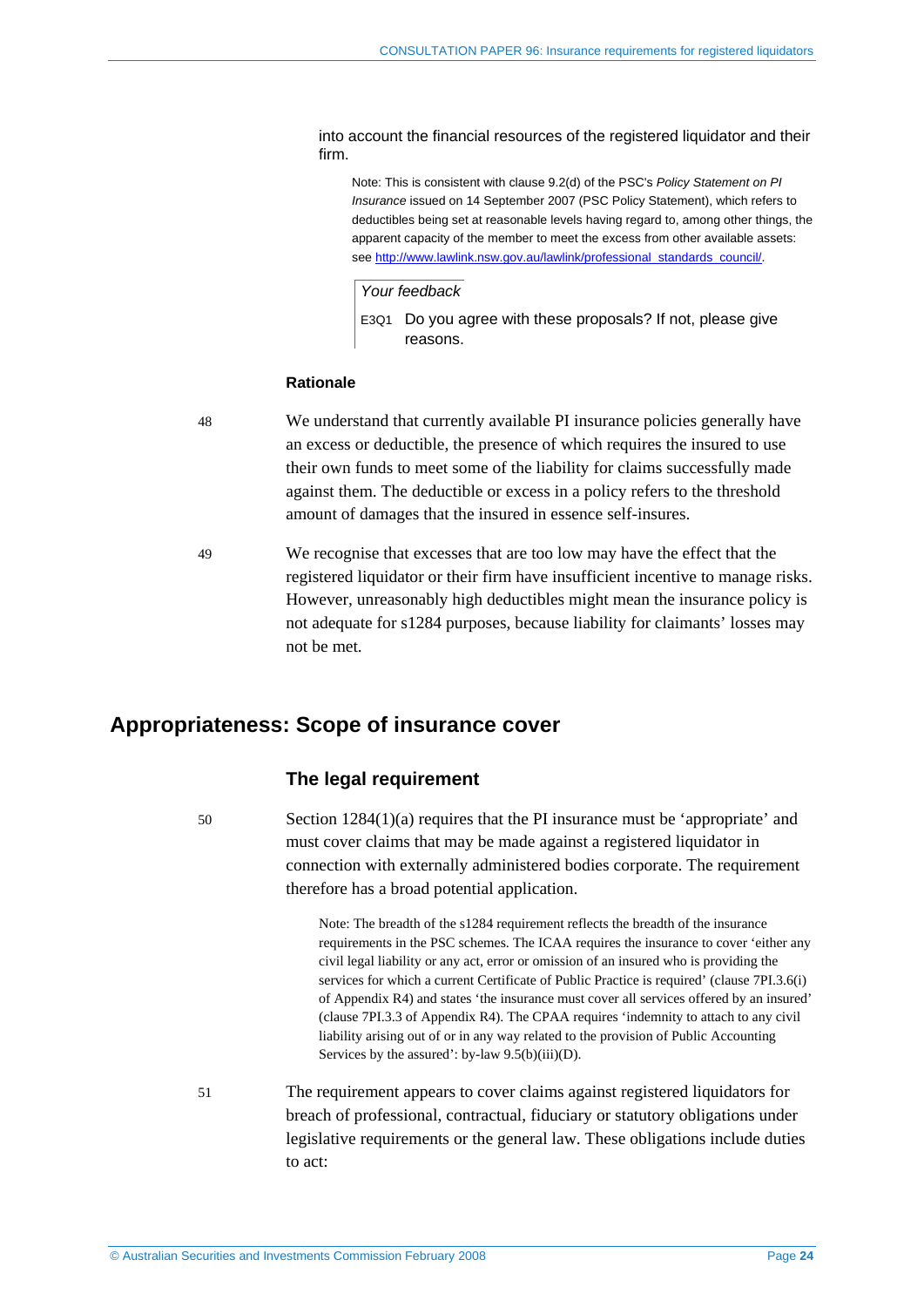into account the financial resources of the registered liquidator and their firm.

Note: This is consistent with clause 9.2(d) of the PSC's *Policy Statement on PI Insurance* issued on 14 September 2007 (PSC Policy Statement), which refers to deductibles being set at reasonable levels having regard to, among other things, the apparent capacity of the member to meet the excess from other available assets: see http://www.lawlink.nsw.gov.au/lawlink/professional_standards_council/.

*Your feedback*

E3Q1 Do you agree with these proposals? If not, please give reasons.

**Rationale**

48 We understand that currently available PI insurance policies generally have an excess or deductible, the presence of which requires the insured to use their own funds to meet some of the liability for claims successfully made against them. The deductible or excess in a policy refers to the threshold amount of damages that the insured in essence self-insures.

49 We recognise that excesses that are too low may have the effect that the registered liquidator or their firm have insufficient incentive to manage risks. However, unreasonably high deductibles might mean the insurance policy is not adequate for s1284 purposes, because liability for claimants' losses may not be met.

## Appropriateness: Scope of insurance cover

### The legal requirement

50 Section 1284(1)(a) requires that the PI insurance must be 'appropriate' and must cover claims that may be made against a registered liquidator in connection with externally administered bodies corporate. The requirement therefore has a broad potential application.

Note: The breadth of the s1284 requirement reflects the breadth of the insurance requirements in the PSC schemes. The ICAA requires the insurance to cover 'either any civil legal liability or any act, error or omission of an insured who is providing the services for which a current Certificate of Public Practice is required' (clause 7PI.3.6(i) of Appendix R4) and states 'the insurance must cover all services offered by an insured' (clause 7PI.3.3 of Appendix R4). The CPAA requires 'indemnity to attach to any civil liability arising out of or in any way related to the provision of Public Accounting Services by the assured': by-law 9.5(b)(iii)(D).

51 The requirement appears to cover claims against registered liquidators for breach of professional, contractual, fiduciary or statutory obligations under legislative requirements or the general law. These obligations include duties to act: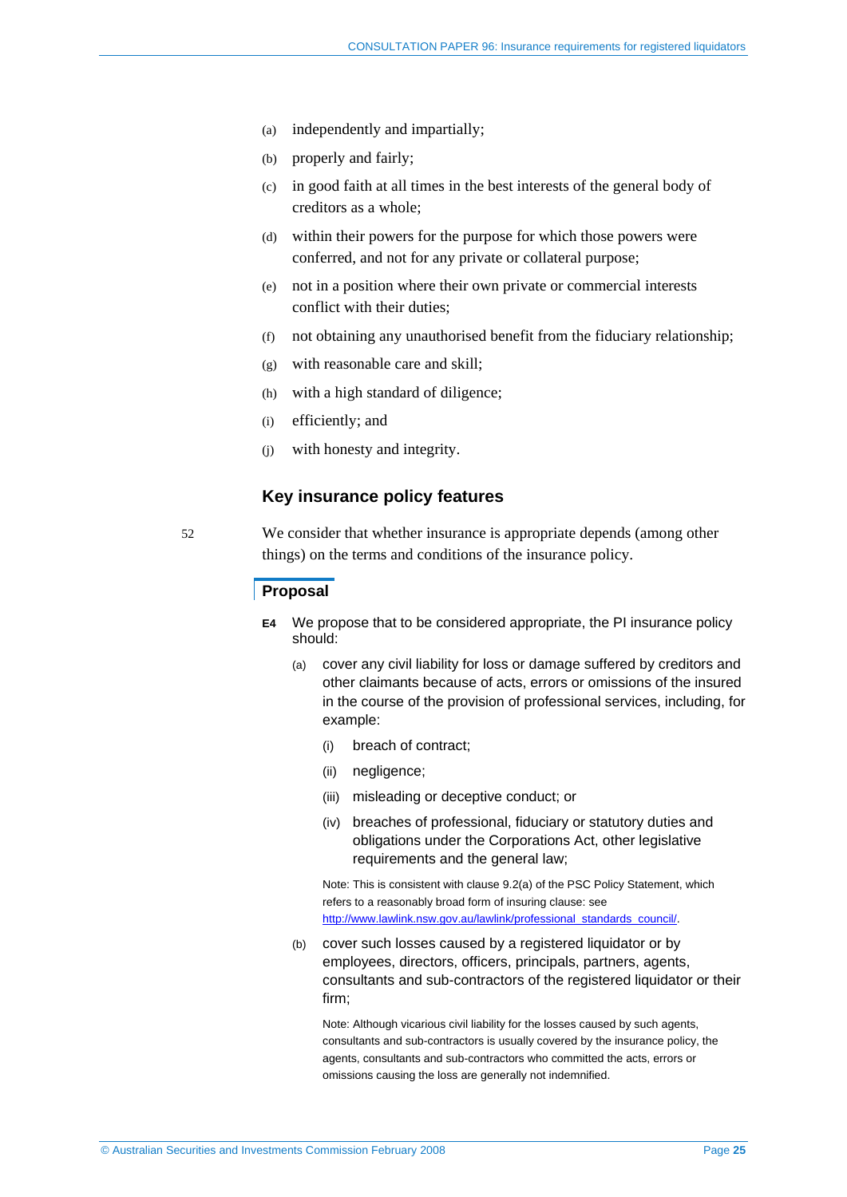(a) independently and impartially;

(b) properly and fairly;

(c) in good faith at all times in the best interests of the general body of creditors as a whole;

(d) within their powers for the purpose for which those powers were conferred, and not for any private or collateral purpose;

(e) not in a position where their own private or commercial interests conflict with their duties;

(f) not obtaining any unauthorised benefit from the fiduciary relationship;

(g) with reasonable care and skill;

(h) with a high standard of diligence;

(i) efficiently; and

(j) with honesty and integrity.

## Key insurance policy features

52 We consider that whether insurance is appropriate depends (among other things) on the terms and conditions of the insurance policy.

### Proposal

**E4** We propose that to be considered appropriate, the PI insurance policy should:

(a) cover any civil liability for loss or damage suffered by creditors and other claimants because of acts, errors or omissions of the insured in the course of the provision of professional services, including, for example:

(i) breach of contract;

(ii) negligence;

(iii) misleading or deceptive conduct; or

(iv) breaches of professional, fiduciary or statutory duties and obligations under the Corporations Act, other legislative requirements and the general law;

Note: This is consistent with clause 9.2(a) of the PSC Policy Statement, which refers to a reasonably broad form of insuring clause: see http://www.lawlink.nsw.gov.au/lawlink/professional_standards_council/.

(b) cover such losses caused by a registered liquidator or by employees, directors, officers, principals, partners, agents, consultants and sub-contractors of the registered liquidator or their firm;

Note: Although vicarious civil liability for the losses caused by such agents, consultants and sub-contractors is usually covered by the insurance policy, the agents, consultants and sub-contractors who committed the acts, errors or omissions causing the loss are generally not indemnified.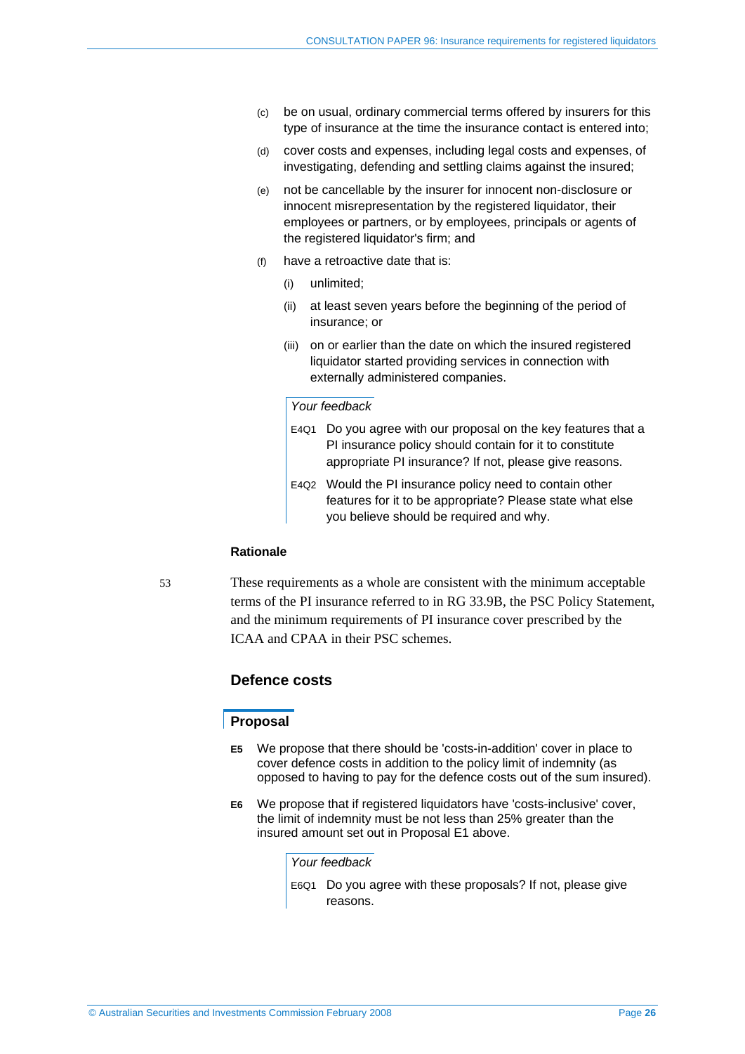(c) be on usual, ordinary commercial terms offered by insurers for this type of insurance at the time the insurance contact is entered into;

(d) cover costs and expenses, including legal costs and expenses, of investigating, defending and settling claims against the insured;

(e) not be cancellable by the insurer for innocent non-disclosure or innocent misrepresentation by the registered liquidator, their employees or partners, or by employees, principals or agents of the registered liquidator's firm; and

(f) have a retroactive date that is:

  (i) unlimited;

  (ii) at least seven years before the beginning of the period of insurance; or

  (iii) on or earlier than the date on which the insured registered liquidator started providing services in connection with externally administered companies.

*Your feedback*

E4Q1 Do you agree with our proposal on the key features that a PI insurance policy should contain for it to constitute appropriate PI insurance? If not, please give reasons.

E4Q2 Would the PI insurance policy need to contain other features for it to be appropriate? Please state what else you believe should be required and why.

**Rationale**

53 These requirements as a whole are consistent with the minimum acceptable terms of the PI insurance referred to in RG 33.9B, the PSC Policy Statement, and the minimum requirements of PI insurance cover prescribed by the ICAA and CPAA in their PSC schemes.

## Defence costs

### Proposal

**E5** We propose that there should be 'costs-in-addition' cover in place to cover defence costs in addition to the policy limit of indemnity (as opposed to having to pay for the defence costs out of the sum insured).

**E6** We propose that if registered liquidators have 'costs-inclusive' cover, the limit of indemnity must be not less than 25% greater than the insured amount set out in Proposal E1 above.

*Your feedback*

E6Q1 Do you agree with these proposals? If not, please give reasons.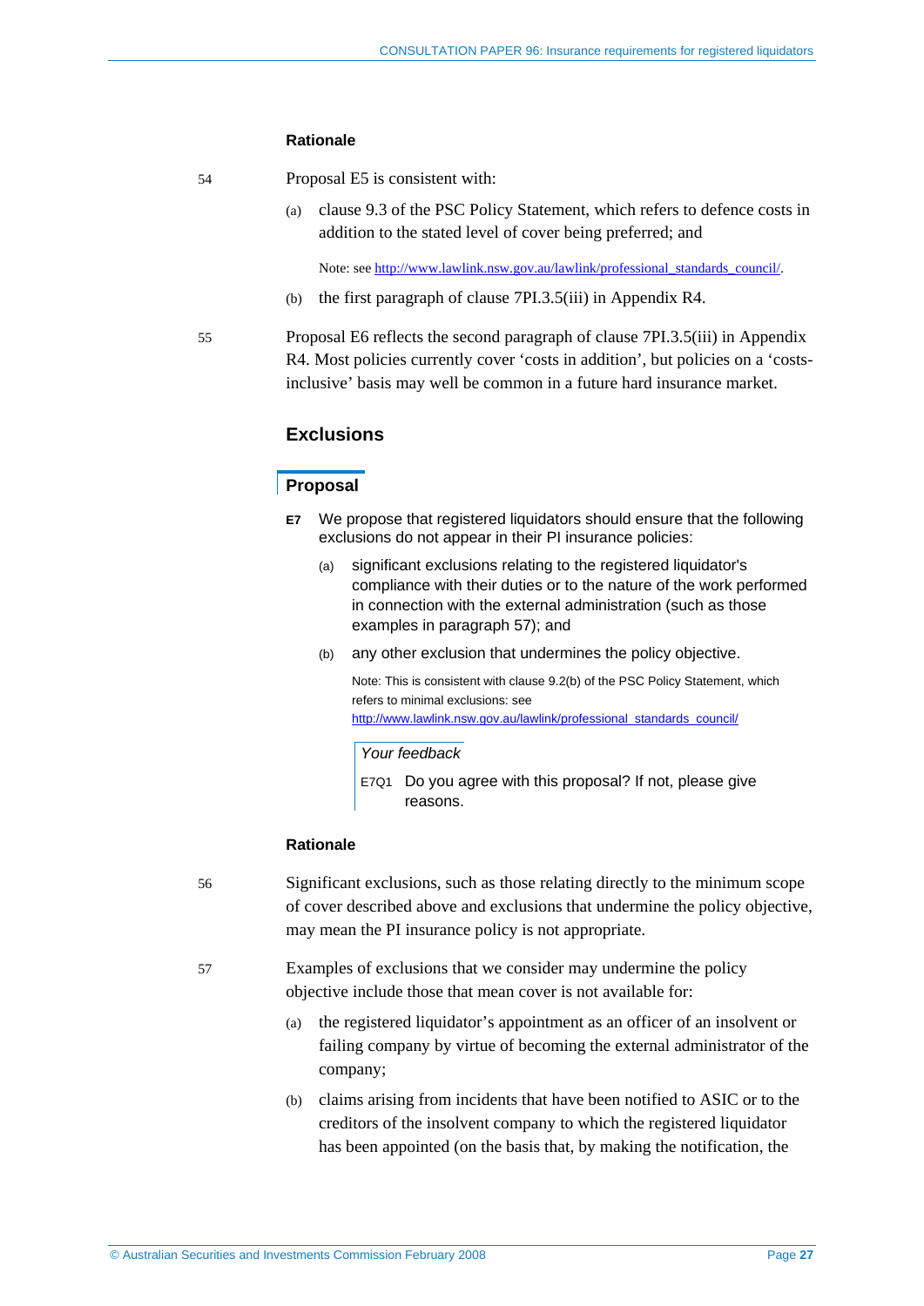### Rationale

54 Proposal E5 is consistent with:

(a) clause 9.3 of the PSC Policy Statement, which refers to defence costs in addition to the stated level of cover being preferred; and

Note: see http://www.lawlink.nsw.gov.au/lawlink/professional_standards_council/.

(b) the first paragraph of clause 7PI.3.5(iii) in Appendix R4.

55 Proposal E6 reflects the second paragraph of clause 7PI.3.5(iii) in Appendix R4. Most policies currently cover 'costs in addition', but policies on a 'costs-inclusive' basis may well be common in a future hard insurance market.

## Exclusions

### Proposal

**E7** We propose that registered liquidators should ensure that the following exclusions do not appear in their PI insurance policies:

(a) significant exclusions relating to the registered liquidator's compliance with their duties or to the nature of the work performed in connection with the external administration (such as those examples in paragraph 57); and

(b) any other exclusion that undermines the policy objective.

Note: This is consistent with clause 9.2(b) of the PSC Policy Statement, which refers to minimal exclusions: see http://www.lawlink.nsw.gov.au/lawlink/professional_standards_council/

*Your feedback*

E7Q1 Do you agree with this proposal? If not, please give reasons.

### Rationale

56 Significant exclusions, such as those relating directly to the minimum scope of cover described above and exclusions that undermine the policy objective, may mean the PI insurance policy is not appropriate.

57 Examples of exclusions that we consider may undermine the policy objective include those that mean cover is not available for:

(a) the registered liquidator's appointment as an officer of an insolvent or failing company by virtue of becoming the external administrator of the company;

(b) claims arising from incidents that have been notified to ASIC or to the creditors of the insolvent company to which the registered liquidator has been appointed (on the basis that, by making the notification, the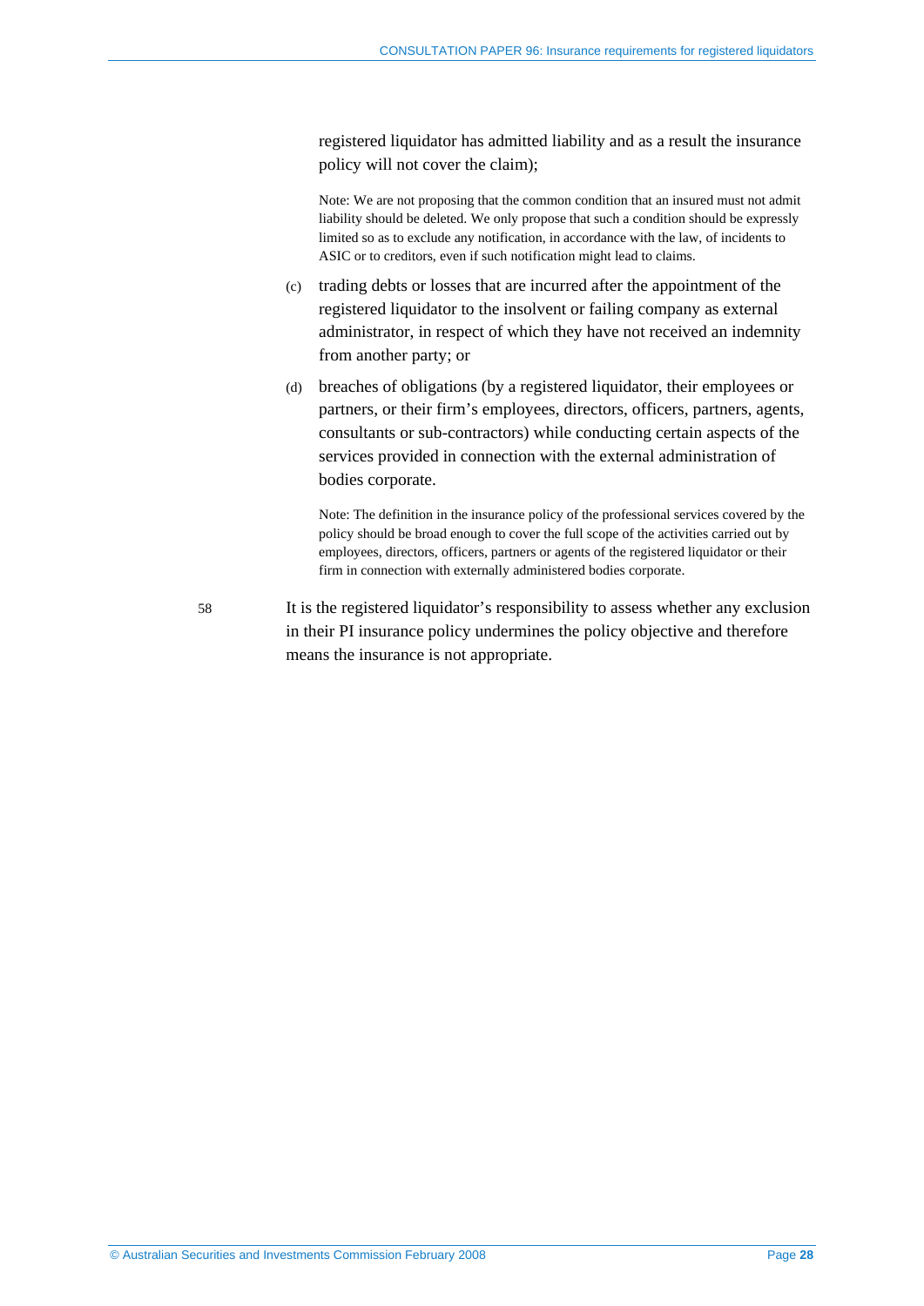registered liquidator has admitted liability and as a result the insurance policy will not cover the claim);

Note: We are not proposing that the common condition that an insured must not admit liability should be deleted. We only propose that such a condition should be expressly limited so as to exclude any notification, in accordance with the law, of incidents to ASIC or to creditors, even if such notification might lead to claims.

(c) trading debts or losses that are incurred after the appointment of the registered liquidator to the insolvent or failing company as external administrator, in respect of which they have not received an indemnity from another party; or

(d) breaches of obligations (by a registered liquidator, their employees or partners, or their firm's employees, directors, officers, partners, agents, consultants or sub-contractors) while conducting certain aspects of the services provided in connection with the external administration of bodies corporate.

Note: The definition in the insurance policy of the professional services covered by the policy should be broad enough to cover the full scope of the activities carried out by employees, directors, officers, partners or agents of the registered liquidator or their firm in connection with externally administered bodies corporate.

58 It is the registered liquidator's responsibility to assess whether any exclusion in their PI insurance policy undermines the policy objective and therefore means the insurance is not appropriate.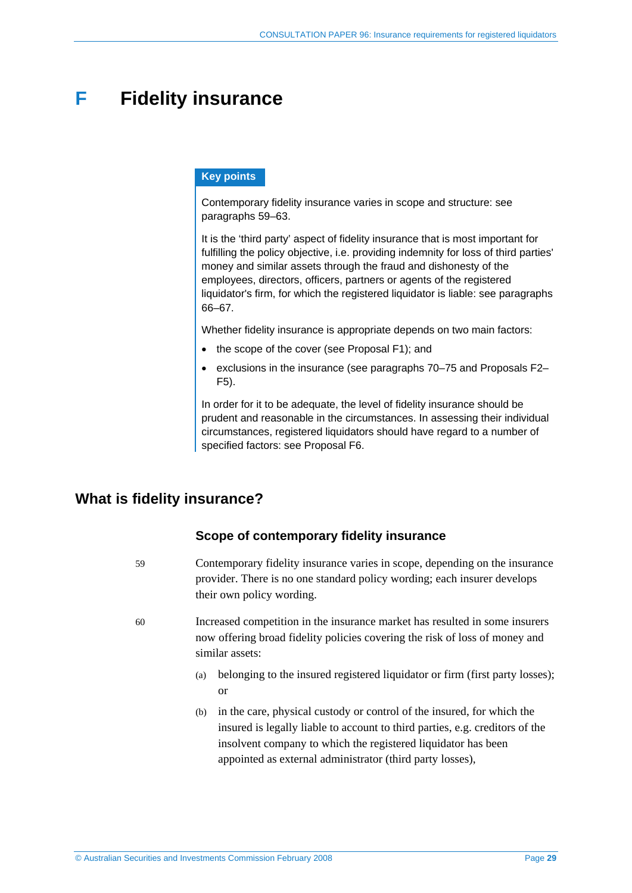# F Fidelity insurance

**Key points**

Contemporary fidelity insurance varies in scope and structure: see paragraphs 59–63.

It is the 'third party' aspect of fidelity insurance that is most important for fulfilling the policy objective, i.e. providing indemnity for loss of third parties' money and similar assets through the fraud and dishonesty of the employees, directors, officers, partners or agents of the registered liquidator's firm, for which the registered liquidator is liable: see paragraphs 66–67.

Whether fidelity insurance is appropriate depends on two main factors:

- the scope of the cover (see Proposal F1); and
- exclusions in the insurance (see paragraphs 70–75 and Proposals F2–F5).

In order for it to be adequate, the level of fidelity insurance should be prudent and reasonable in the circumstances. In assessing their individual circumstances, registered liquidators should have regard to a number of specified factors: see Proposal F6.

## What is fidelity insurance?

### Scope of contemporary fidelity insurance

59 Contemporary fidelity insurance varies in scope, depending on the insurance provider. There is no one standard policy wording; each insurer develops their own policy wording.

60 Increased competition in the insurance market has resulted in some insurers now offering broad fidelity policies covering the risk of loss of money and similar assets:

(a) belonging to the insured registered liquidator or firm (first party losses); or

(b) in the care, physical custody or control of the insured, for which the insured is legally liable to account to third parties, e.g. creditors of the insolvent company to which the registered liquidator has been appointed as external administrator (third party losses),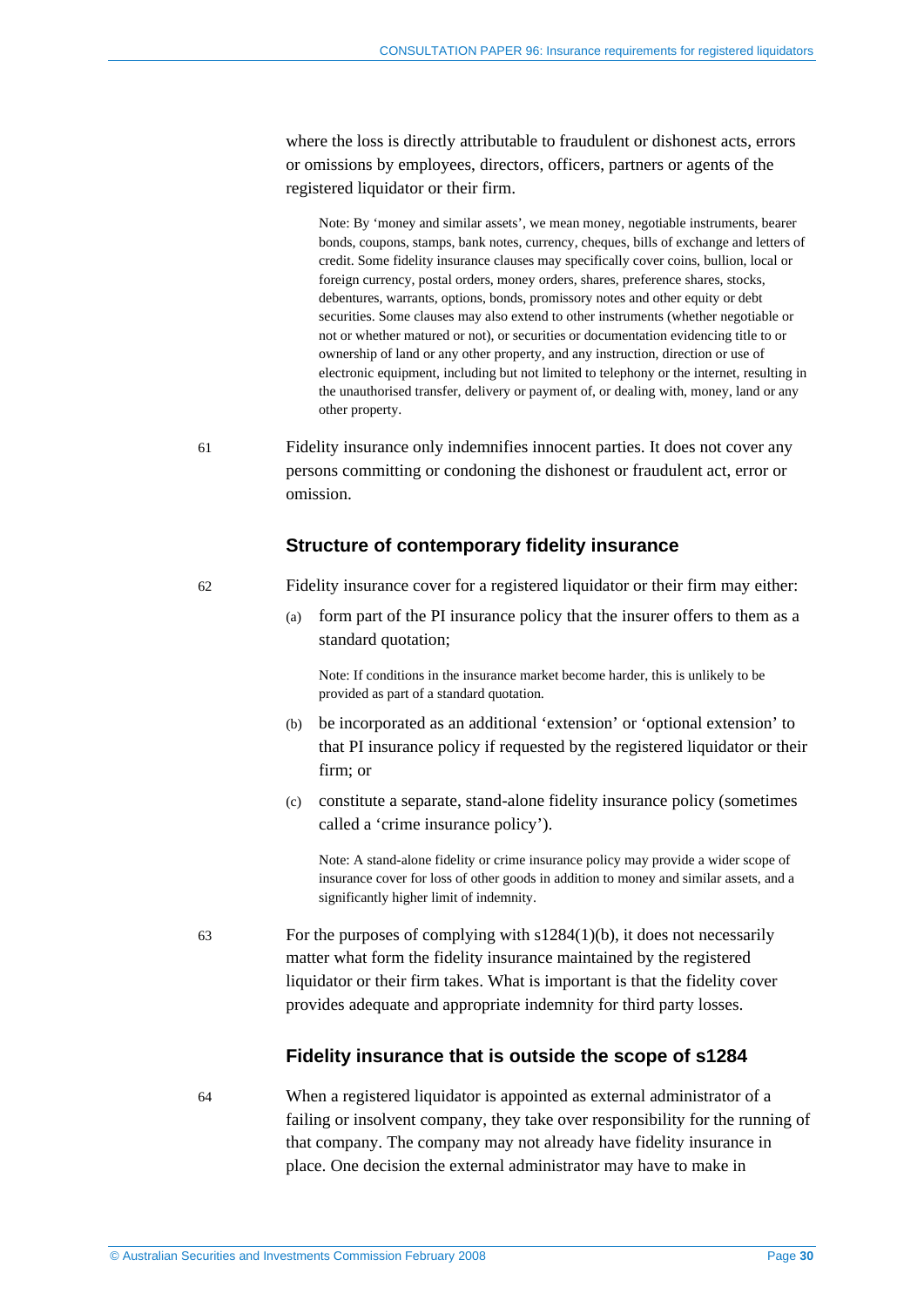where the loss is directly attributable to fraudulent or dishonest acts, errors or omissions by employees, directors, officers, partners or agents of the registered liquidator or their firm.

> Note: By 'money and similar assets', we mean money, negotiable instruments, bearer bonds, coupons, stamps, bank notes, currency, cheques, bills of exchange and letters of credit. Some fidelity insurance clauses may specifically cover coins, bullion, local or foreign currency, postal orders, money orders, shares, preference shares, stocks, debentures, warrants, options, bonds, promissory notes and other equity or debt securities. Some clauses may also extend to other instruments (whether negotiable or not or whether matured or not), or securities or documentation evidencing title to or ownership of land or any other property, and any instruction, direction or use of electronic equipment, including but not limited to telephony or the internet, resulting in the unauthorised transfer, delivery or payment of, or dealing with, money, land or any other property.

61 Fidelity insurance only indemnifies innocent parties. It does not cover any persons committing or condoning the dishonest or fraudulent act, error or omission.

### Structure of contemporary fidelity insurance

62 Fidelity insurance cover for a registered liquidator or their firm may either:

(a) form part of the PI insurance policy that the insurer offers to them as a standard quotation;

> Note: If conditions in the insurance market become harder, this is unlikely to be provided as part of a standard quotation.

(b) be incorporated as an additional 'extension' or 'optional extension' to that PI insurance policy if requested by the registered liquidator or their firm; or

(c) constitute a separate, stand-alone fidelity insurance policy (sometimes called a 'crime insurance policy').

> Note: A stand-alone fidelity or crime insurance policy may provide a wider scope of insurance cover for loss of other goods in addition to money and similar assets, and a significantly higher limit of indemnity.

63 For the purposes of complying with s1284(1)(b), it does not necessarily matter what form the fidelity insurance maintained by the registered liquidator or their firm takes. What is important is that the fidelity cover provides adequate and appropriate indemnity for third party losses.

### Fidelity insurance that is outside the scope of s1284

64 When a registered liquidator is appointed as external administrator of a failing or insolvent company, they take over responsibility for the running of that company. The company may not already have fidelity insurance in place. One decision the external administrator may have to make in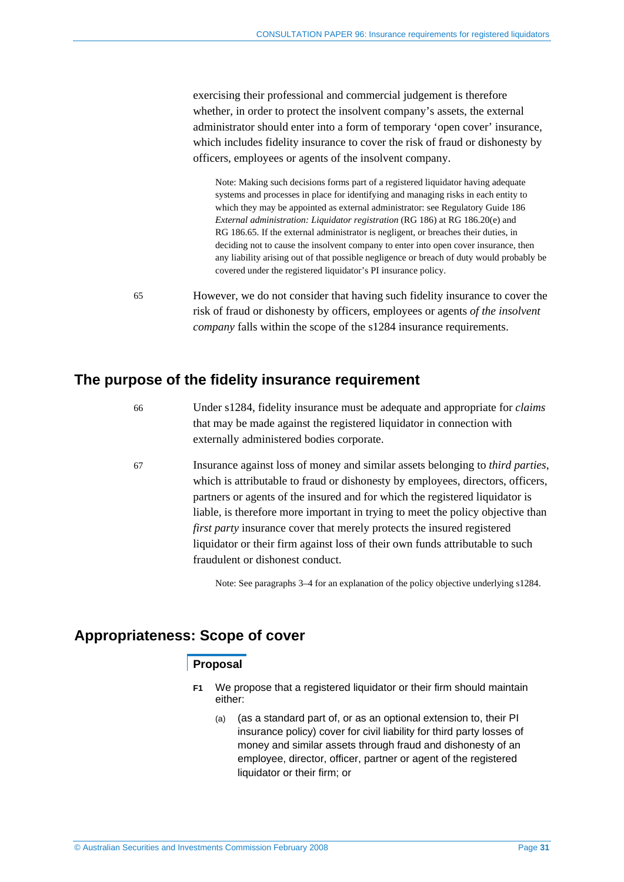exercising their professional and commercial judgement is therefore whether, in order to protect the insolvent company's assets, the external administrator should enter into a form of temporary 'open cover' insurance, which includes fidelity insurance to cover the risk of fraud or dishonesty by officers, employees or agents of the insolvent company.

> Note: Making such decisions forms part of a registered liquidator having adequate systems and processes in place for identifying and managing risks in each entity to which they may be appointed as external administrator: see Regulatory Guide 186 *External administration: Liquidator registration* (RG 186) at RG 186.20(e) and RG 186.65. If the external administrator is negligent, or breaches their duties, in deciding not to cause the insolvent company to enter into open cover insurance, then any liability arising out of that possible negligence or breach of duty would probably be covered under the registered liquidator's PI insurance policy.

65 However, we do not consider that having such fidelity insurance to cover the risk of fraud or dishonesty by officers, employees or agents *of the insolvent company* falls within the scope of the s1284 insurance requirements.

## The purpose of the fidelity insurance requirement

66 Under s1284, fidelity insurance must be adequate and appropriate for *claims* that may be made against the registered liquidator in connection with externally administered bodies corporate.

67 Insurance against loss of money and similar assets belonging to *third parties*, which is attributable to fraud or dishonesty by employees, directors, officers, partners or agents of the insured and for which the registered liquidator is liable, is therefore more important in trying to meet the policy objective than *first party* insurance cover that merely protects the insured registered liquidator or their firm against loss of their own funds attributable to such fraudulent or dishonest conduct.

> Note: See paragraphs 3–4 for an explanation of the policy objective underlying s1284.

## Appropriateness: Scope of cover

### Proposal

**F1** We propose that a registered liquidator or their firm should maintain either:

(a) (as a standard part of, or as an optional extension to, their PI insurance policy) cover for civil liability for third party losses of money and similar assets through fraud and dishonesty of an employee, director, officer, partner or agent of the registered liquidator or their firm; or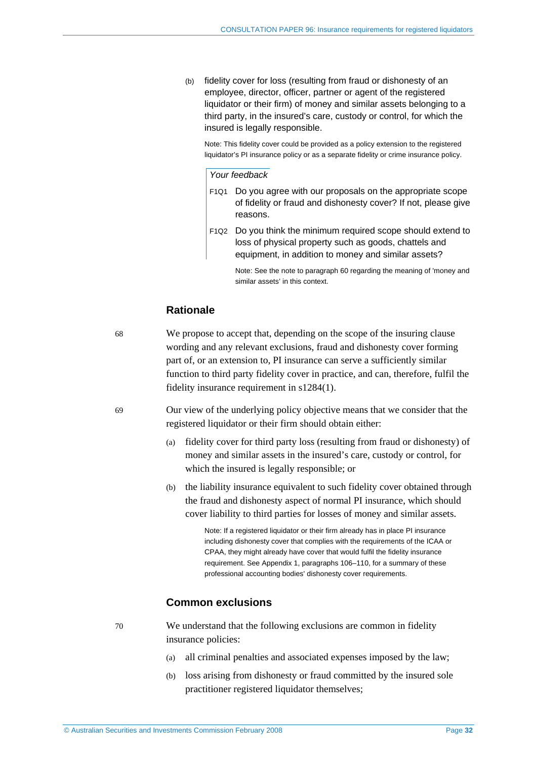(b) fidelity cover for loss (resulting from fraud or dishonesty of an employee, director, officer, partner or agent of the registered liquidator or their firm) of money and similar assets belonging to a third party, in the insured's care, custody or control, for which the insured is legally responsible.

Note: This fidelity cover could be provided as a policy extension to the registered liquidator's PI insurance policy or as a separate fidelity or crime insurance policy.

*Your feedback*

F1Q1 Do you agree with our proposals on the appropriate scope of fidelity or fraud and dishonesty cover? If not, please give reasons.

F1Q2 Do you think the minimum required scope should extend to loss of physical property such as goods, chattels and equipment, in addition to money and similar assets?

Note: See the note to paragraph 60 regarding the meaning of 'money and similar assets' in this context.

## Rationale

68 We propose to accept that, depending on the scope of the insuring clause wording and any relevant exclusions, fraud and dishonesty cover forming part of, or an extension to, PI insurance can serve a sufficiently similar function to third party fidelity cover in practice, and can, therefore, fulfil the fidelity insurance requirement in s1284(1).

69 Our view of the underlying policy objective means that we consider that the registered liquidator or their firm should obtain either:

(a) fidelity cover for third party loss (resulting from fraud or dishonesty) of money and similar assets in the insured's care, custody or control, for which the insured is legally responsible; or

(b) the liability insurance equivalent to such fidelity cover obtained through the fraud and dishonesty aspect of normal PI insurance, which should cover liability to third parties for losses of money and similar assets.

Note: If a registered liquidator or their firm already has in place PI insurance including dishonesty cover that complies with the requirements of the ICAA or CPAA, they might already have cover that would fulfil the fidelity insurance requirement. See Appendix 1, paragraphs 106–110, for a summary of these professional accounting bodies' dishonesty cover requirements.

## Common exclusions

70 We understand that the following exclusions are common in fidelity insurance policies:

(a) all criminal penalties and associated expenses imposed by the law;

(b) loss arising from dishonesty or fraud committed by the insured sole practitioner registered liquidator themselves;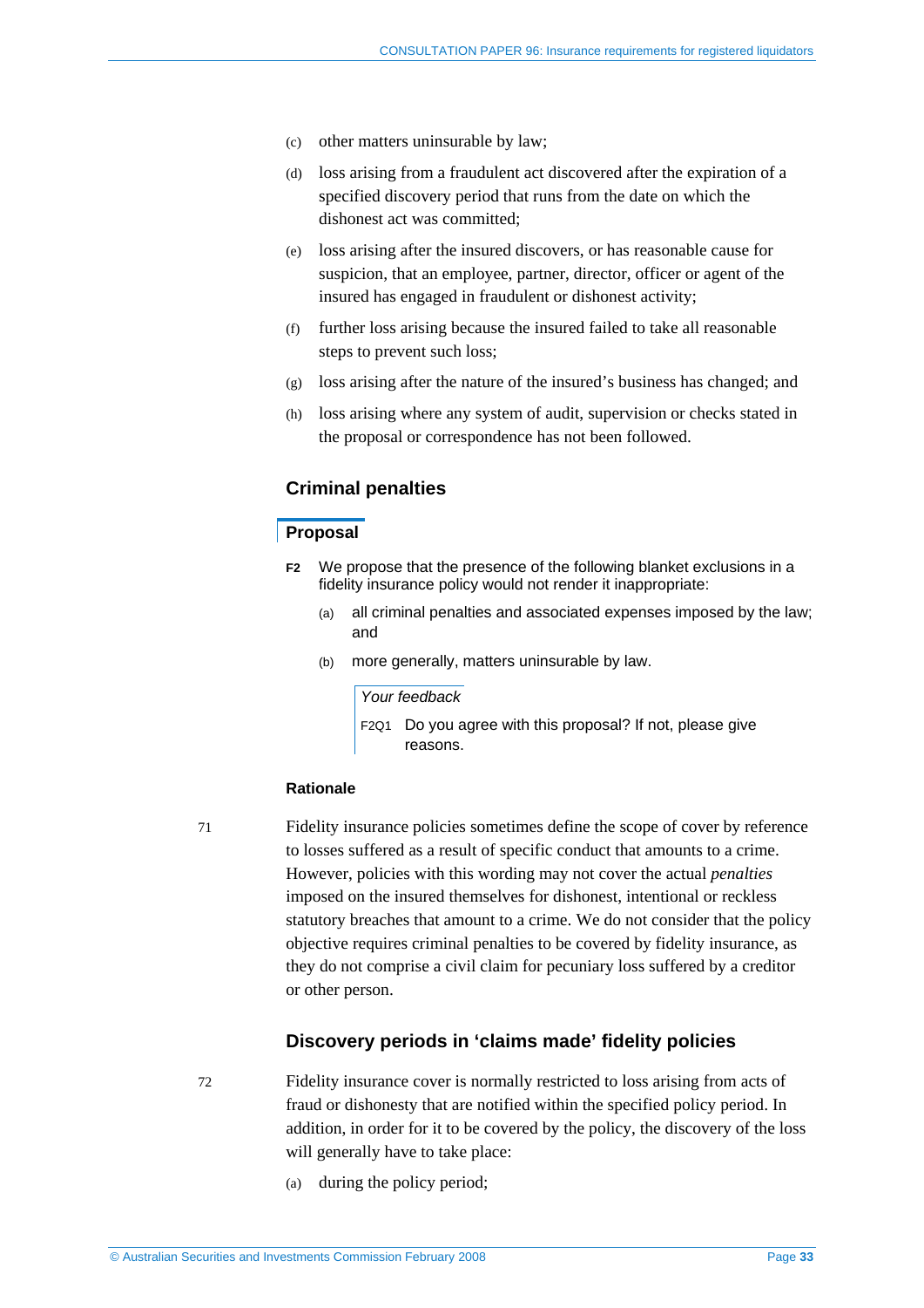(c) other matters uninsurable by law;

(d) loss arising from a fraudulent act discovered after the expiration of a specified discovery period that runs from the date on which the dishonest act was committed;

(e) loss arising after the insured discovers, or has reasonable cause for suspicion, that an employee, partner, director, officer or agent of the insured has engaged in fraudulent or dishonest activity;

(f) further loss arising because the insured failed to take all reasonable steps to prevent such loss;

(g) loss arising after the nature of the insured's business has changed; and

(h) loss arising where any system of audit, supervision or checks stated in the proposal or correspondence has not been followed.

## Criminal penalties

### Proposal

**F2** We propose that the presence of the following blanket exclusions in a fidelity insurance policy would not render it inappropriate:

(a) all criminal penalties and associated expenses imposed by the law; and

(b) more generally, matters uninsurable by law.

*Your feedback*

F2Q1 Do you agree with this proposal? If not, please give reasons.

#### Rationale

71 Fidelity insurance policies sometimes define the scope of cover by reference to losses suffered as a result of specific conduct that amounts to a crime. However, policies with this wording may not cover the actual *penalties* imposed on the insured themselves for dishonest, intentional or reckless statutory breaches that amount to a crime. We do not consider that the policy objective requires criminal penalties to be covered by fidelity insurance, as they do not comprise a civil claim for pecuniary loss suffered by a creditor or other person.

## Discovery periods in 'claims made' fidelity policies

72 Fidelity insurance cover is normally restricted to loss arising from acts of fraud or dishonesty that are notified within the specified policy period. In addition, in order for it to be covered by the policy, the discovery of the loss will generally have to take place:

(a) during the policy period;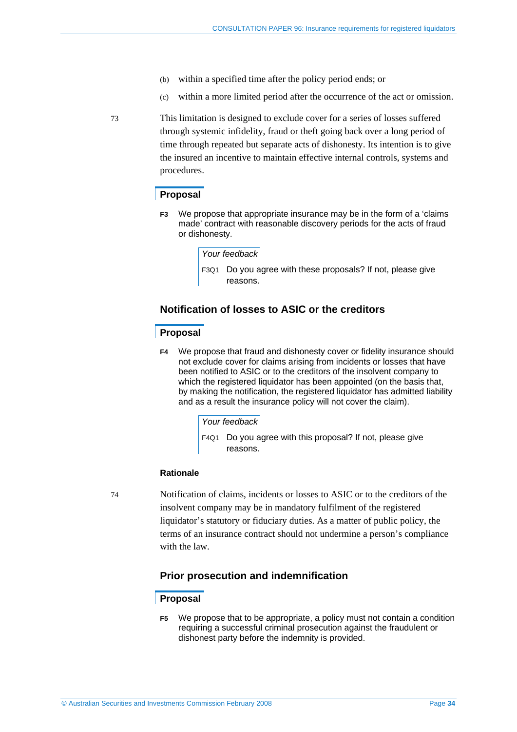(b) within a specified time after the policy period ends; or

(c) within a more limited period after the occurrence of the act or omission.

73 This limitation is designed to exclude cover for a series of losses suffered through systemic infidelity, fraud or theft going back over a long period of time through repeated but separate acts of dishonesty. Its intention is to give the insured an incentive to maintain effective internal controls, systems and procedures.

### Proposal

**F3** We propose that appropriate insurance may be in the form of a 'claims made' contract with reasonable discovery periods for the acts of fraud or dishonesty.

*Your feedback*

F3Q1 Do you agree with these proposals? If not, please give reasons.

## Notification of losses to ASIC or the creditors

### Proposal

**F4** We propose that fraud and dishonesty cover or fidelity insurance should not exclude cover for claims arising from incidents or losses that have been notified to ASIC or to the creditors of the insolvent company to which the registered liquidator has been appointed (on the basis that, by making the notification, the registered liquidator has admitted liability and as a result the insurance policy will not cover the claim).

*Your feedback*

F4Q1 Do you agree with this proposal? If not, please give reasons.

#### Rationale

74 Notification of claims, incidents or losses to ASIC or to the creditors of the insolvent company may be in mandatory fulfilment of the registered liquidator's statutory or fiduciary duties. As a matter of public policy, the terms of an insurance contract should not undermine a person's compliance with the law.

## Prior prosecution and indemnification

### Proposal

**F5** We propose that to be appropriate, a policy must not contain a condition requiring a successful criminal prosecution against the fraudulent or dishonest party before the indemnity is provided.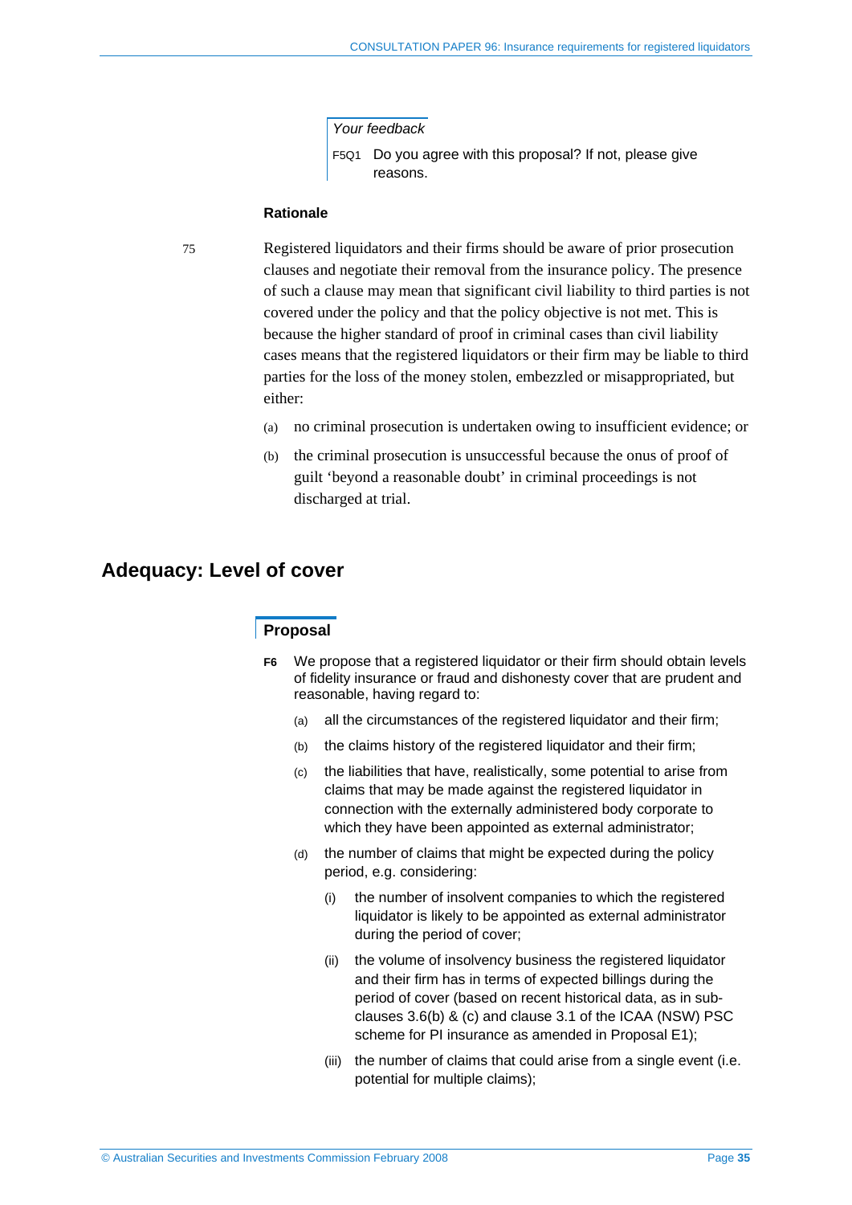*Your feedback*

F5Q1 Do you agree with this proposal? If not, please give reasons.

**Rationale**

75 Registered liquidators and their firms should be aware of prior prosecution clauses and negotiate their removal from the insurance policy. The presence of such a clause may mean that significant civil liability to third parties is not covered under the policy and that the policy objective is not met. This is because the higher standard of proof in criminal cases than civil liability cases means that the registered liquidators or their firm may be liable to third parties for the loss of the money stolen, embezzled or misappropriated, but either:

(a) no criminal prosecution is undertaken owing to insufficient evidence; or

(b) the criminal prosecution is unsuccessful because the onus of proof of guilt 'beyond a reasonable doubt' in criminal proceedings is not discharged at trial.

## Adequacy: Level of cover

### Proposal

**F6** We propose that a registered liquidator or their firm should obtain levels of fidelity insurance or fraud and dishonesty cover that are prudent and reasonable, having regard to:

(a) all the circumstances of the registered liquidator and their firm;

(b) the claims history of the registered liquidator and their firm;

(c) the liabilities that have, realistically, some potential to arise from claims that may be made against the registered liquidator in connection with the externally administered body corporate to which they have been appointed as external administrator;

(d) the number of claims that might be expected during the policy period, e.g. considering:

(i) the number of insolvent companies to which the registered liquidator is likely to be appointed as external administrator during the period of cover;

(ii) the volume of insolvency business the registered liquidator and their firm has in terms of expected billings during the period of cover (based on recent historical data, as in sub-clauses 3.6(b) & (c) and clause 3.1 of the ICAA (NSW) PSC scheme for PI insurance as amended in Proposal E1);

(iii) the number of claims that could arise from a single event (i.e. potential for multiple claims);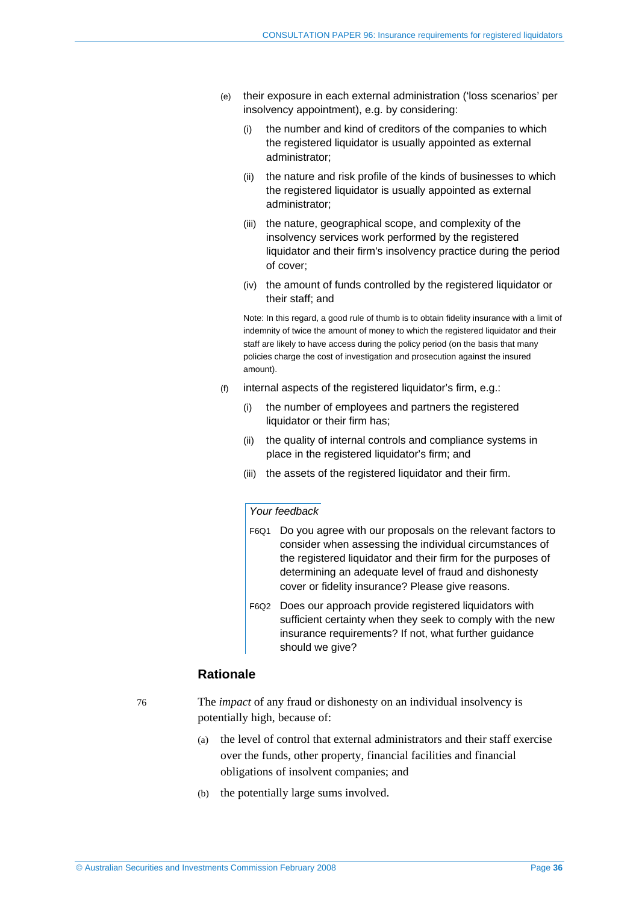(e) their exposure in each external administration ('loss scenarios' per insolvency appointment), e.g. by considering:

   (i) the number and kind of creditors of the companies to which the registered liquidator is usually appointed as external administrator;

   (ii) the nature and risk profile of the kinds of businesses to which the registered liquidator is usually appointed as external administrator;

   (iii) the nature, geographical scope, and complexity of the insolvency services work performed by the registered liquidator and their firm's insolvency practice during the period of cover;

   (iv) the amount of funds controlled by the registered liquidator or their staff; and

   Note: In this regard, a good rule of thumb is to obtain fidelity insurance with a limit of indemnity of twice the amount of money to which the registered liquidator and their staff are likely to have access during the policy period (on the basis that many policies charge the cost of investigation and prosecution against the insured amount).

(f) internal aspects of the registered liquidator's firm, e.g.:

   (i) the number of employees and partners the registered liquidator or their firm has;

   (ii) the quality of internal controls and compliance systems in place in the registered liquidator's firm; and

   (iii) the assets of the registered liquidator and their firm.

*Your feedback*

F6Q1 Do you agree with our proposals on the relevant factors to consider when assessing the individual circumstances of the registered liquidator and their firm for the purposes of determining an adequate level of fraud and dishonesty cover or fidelity insurance? Please give reasons.

F6Q2 Does our approach provide registered liquidators with sufficient certainty when they seek to comply with the new insurance requirements? If not, what further guidance should we give?

## Rationale

76 The *impact* of any fraud or dishonesty on an individual insolvency is potentially high, because of:

(a) the level of control that external administrators and their staff exercise over the funds, other property, financial facilities and financial obligations of insolvent companies; and

(b) the potentially large sums involved.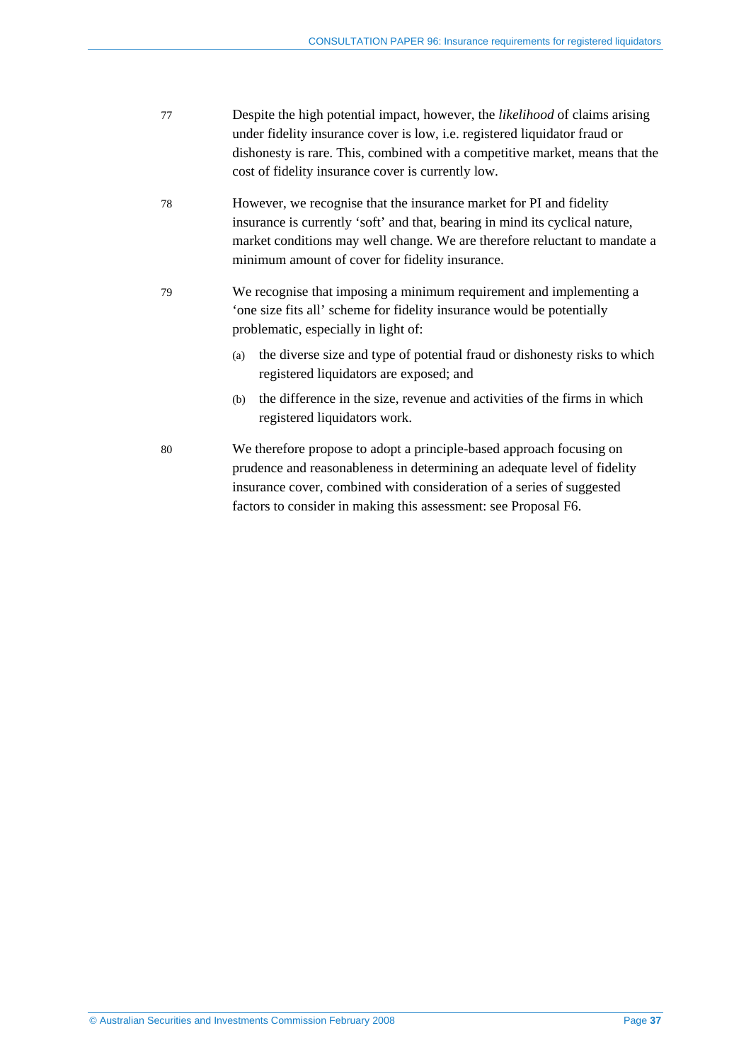77 Despite the high potential impact, however, the *likelihood* of claims arising under fidelity insurance cover is low, i.e. registered liquidator fraud or dishonesty is rare. This, combined with a competitive market, means that the cost of fidelity insurance cover is currently low.

78 However, we recognise that the insurance market for PI and fidelity insurance is currently 'soft' and that, bearing in mind its cyclical nature, market conditions may well change. We are therefore reluctant to mandate a minimum amount of cover for fidelity insurance.

79 We recognise that imposing a minimum requirement and implementing a 'one size fits all' scheme for fidelity insurance would be potentially problematic, especially in light of:

- (a) the diverse size and type of potential fraud or dishonesty risks to which registered liquidators are exposed; and
- (b) the difference in the size, revenue and activities of the firms in which registered liquidators work.

80 We therefore propose to adopt a principle-based approach focusing on prudence and reasonableness in determining an adequate level of fidelity insurance cover, combined with consideration of a series of suggested factors to consider in making this assessment: see Proposal F6.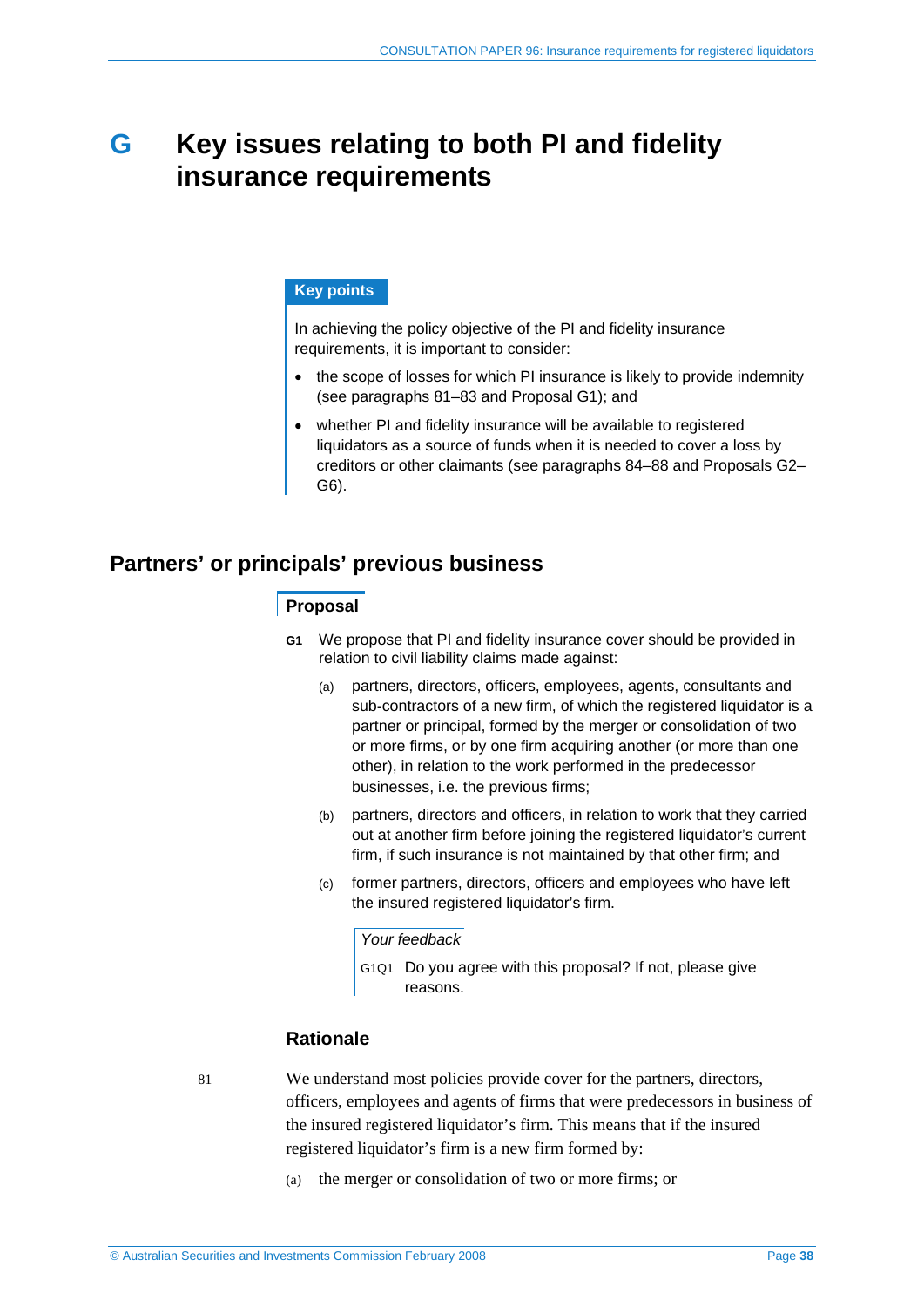# G Key issues relating to both PI and fidelity insurance requirements

**Key points**

In achieving the policy objective of the PI and fidelity insurance requirements, it is important to consider:

- the scope of losses for which PI insurance is likely to provide indemnity (see paragraphs 81–83 and Proposal G1); and
- whether PI and fidelity insurance will be available to registered liquidators as a source of funds when it is needed to cover a loss by creditors or other claimants (see paragraphs 84–88 and Proposals G2–G6).

## Partners' or principals' previous business

### Proposal

**G1** We propose that PI and fidelity insurance cover should be provided in relation to civil liability claims made against:

(a) partners, directors, officers, employees, agents, consultants and sub-contractors of a new firm, of which the registered liquidator is a partner or principal, formed by the merger or consolidation of two or more firms, or by one firm acquiring another (or more than one other), in relation to the work performed in the predecessor businesses, i.e. the previous firms;

(b) partners, directors and officers, in relation to work that they carried out at another firm before joining the registered liquidator's current firm, if such insurance is not maintained by that other firm; and

(c) former partners, directors, officers and employees who have left the insured registered liquidator's firm.

*Your feedback*

G1Q1 Do you agree with this proposal? If not, please give reasons.

### Rationale

81 We understand most policies provide cover for the partners, directors, officers, employees and agents of firms that were predecessors in business of the insured registered liquidator's firm. This means that if the insured registered liquidator's firm is a new firm formed by:

(a) the merger or consolidation of two or more firms; or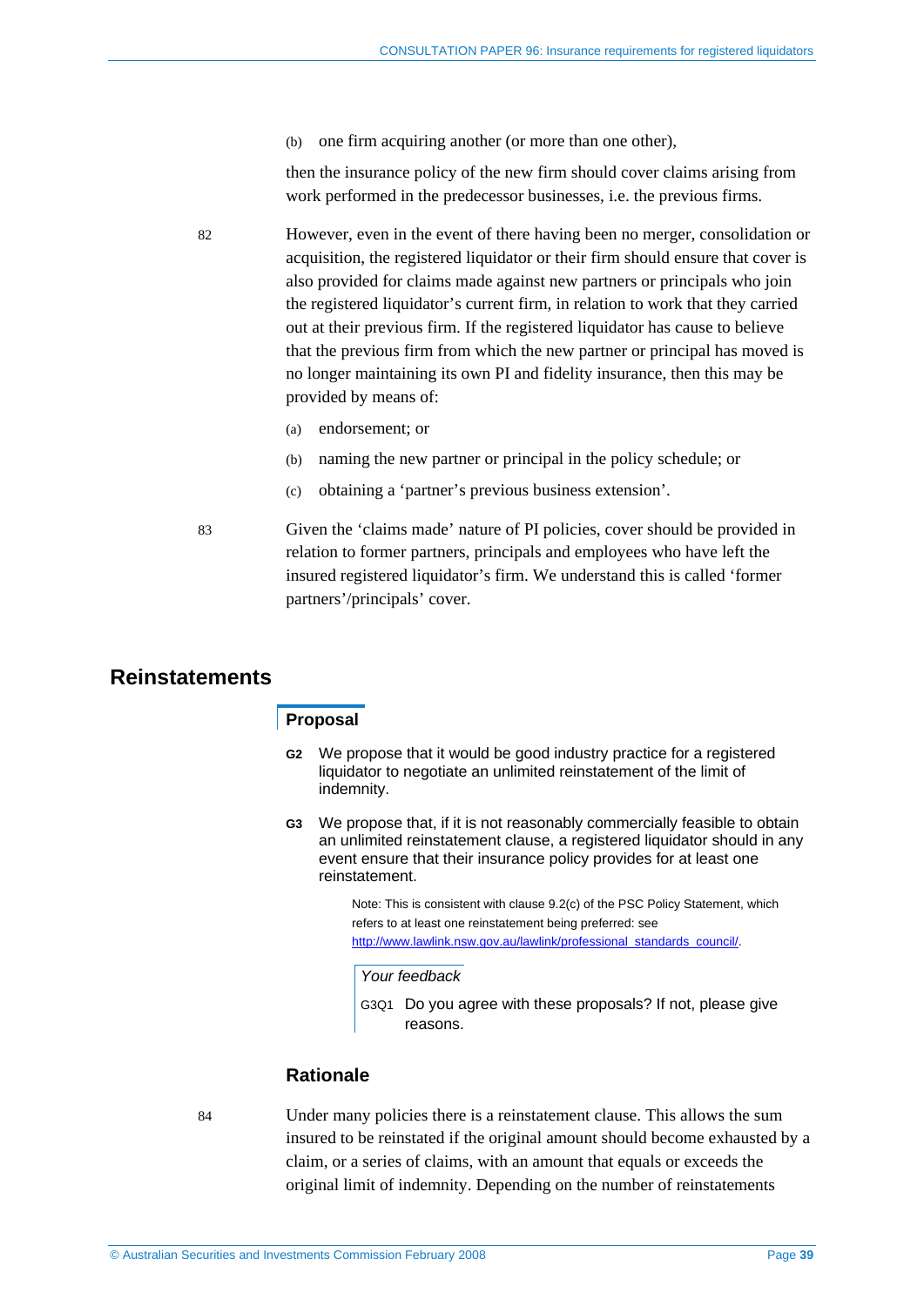(b) one firm acquiring another (or more than one other),

then the insurance policy of the new firm should cover claims arising from work performed in the predecessor businesses, i.e. the previous firms.

82 However, even in the event of there having been no merger, consolidation or acquisition, the registered liquidator or their firm should ensure that cover is also provided for claims made against new partners or principals who join the registered liquidator's current firm, in relation to work that they carried out at their previous firm. If the registered liquidator has cause to believe that the previous firm from which the new partner or principal has moved is no longer maintaining its own PI and fidelity insurance, then this may be provided by means of:

(a) endorsement; or

(b) naming the new partner or principal in the policy schedule; or

(c) obtaining a 'partner's previous business extension'.

83 Given the 'claims made' nature of PI policies, cover should be provided in relation to former partners, principals and employees who have left the insured registered liquidator's firm. We understand this is called 'former partners'/principals' cover.

## Reinstatements

### Proposal

**G2** We propose that it would be good industry practice for a registered liquidator to negotiate an unlimited reinstatement of the limit of indemnity.

**G3** We propose that, if it is not reasonably commercially feasible to obtain an unlimited reinstatement clause, a registered liquidator should in any event ensure that their insurance policy provides for at least one reinstatement.

Note: This is consistent with clause 9.2(c) of the PSC Policy Statement, which refers to at least one reinstatement being preferred: see http://www.lawlink.nsw.gov.au/lawlink/professional_standards_council/.

*Your feedback*

G3Q1 Do you agree with these proposals? If not, please give reasons.

### Rationale

84 Under many policies there is a reinstatement clause. This allows the sum insured to be reinstated if the original amount should become exhausted by a claim, or a series of claims, with an amount that equals or exceeds the original limit of indemnity. Depending on the number of reinstatements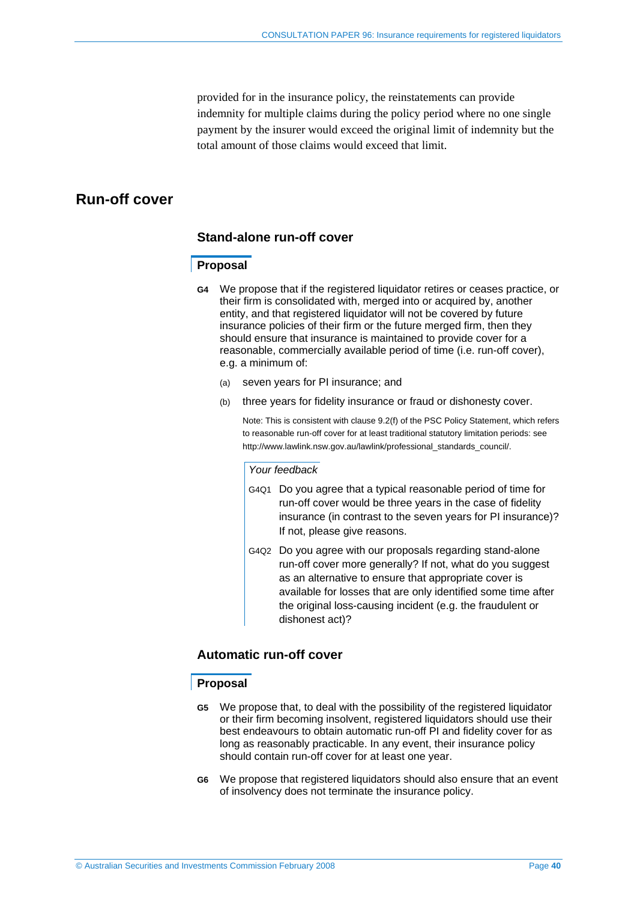provided for in the insurance policy, the reinstatements can provide indemnity for multiple claims during the policy period where no one single payment by the insurer would exceed the original limit of indemnity but the total amount of those claims would exceed that limit.

## Run-off cover

### Stand-alone run-off cover

#### Proposal

**G4** We propose that if the registered liquidator retires or ceases practice, or their firm is consolidated with, merged into or acquired by, another entity, and that registered liquidator will not be covered by future insurance policies of their firm or the future merged firm, then they should ensure that insurance is maintained to provide cover for a reasonable, commercially available period of time (i.e. run-off cover), e.g. a minimum of:

(a) seven years for PI insurance; and

(b) three years for fidelity insurance or fraud or dishonesty cover.

Note: This is consistent with clause 9.2(f) of the PSC Policy Statement, which refers to reasonable run-off cover for at least traditional statutory limitation periods: see http://www.lawlink.nsw.gov.au/lawlink/professional_standards_council/.

*Your feedback*

G4Q1 Do you agree that a typical reasonable period of time for run-off cover would be three years in the case of fidelity insurance (in contrast to the seven years for PI insurance)? If not, please give reasons.

G4Q2 Do you agree with our proposals regarding stand-alone run-off cover more generally? If not, what do you suggest as an alternative to ensure that appropriate cover is available for losses that are only identified some time after the original loss-causing incident (e.g. the fraudulent or dishonest act)?

### Automatic run-off cover

#### Proposal

**G5** We propose that, to deal with the possibility of the registered liquidator or their firm becoming insolvent, registered liquidators should use their best endeavours to obtain automatic run-off PI and fidelity cover for as long as reasonably practicable. In any event, their insurance policy should contain run-off cover for at least one year.

**G6** We propose that registered liquidators should also ensure that an event of insolvency does not terminate the insurance policy.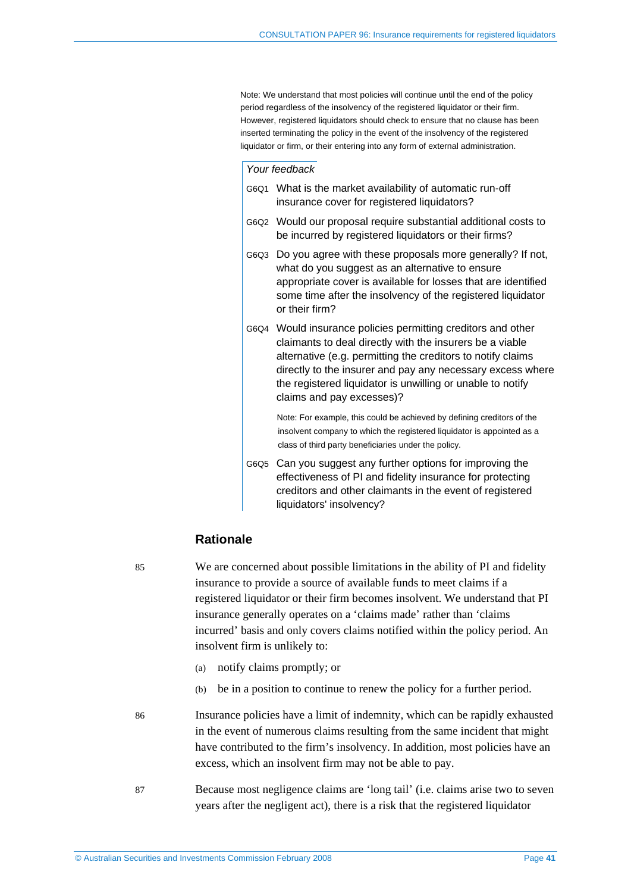Note: We understand that most policies will continue until the end of the policy period regardless of the insolvency of the registered liquidator or their firm. However, registered liquidators should check to ensure that no clause has been inserted terminating the policy in the event of the insolvency of the registered liquidator or firm, or their entering into any form of external administration.

*Your feedback*

G6Q1 What is the market availability of automatic run-off insurance cover for registered liquidators?

G6Q2 Would our proposal require substantial additional costs to be incurred by registered liquidators or their firms?

G6Q3 Do you agree with these proposals more generally? If not, what do you suggest as an alternative to ensure appropriate cover is available for losses that are identified some time after the insolvency of the registered liquidator or their firm?

G6Q4 Would insurance policies permitting creditors and other claimants to deal directly with the insurers be a viable alternative (e.g. permitting the creditors to notify claims directly to the insurer and pay any necessary excess where the registered liquidator is unwilling or unable to notify claims and pay excesses)?

Note: For example, this could be achieved by defining creditors of the insolvent company to which the registered liquidator is appointed as a class of third party beneficiaries under the policy.

G6Q5 Can you suggest any further options for improving the effectiveness of PI and fidelity insurance for protecting creditors and other claimants in the event of registered liquidators' insolvency?

## Rationale

85 We are concerned about possible limitations in the ability of PI and fidelity insurance to provide a source of available funds to meet claims if a registered liquidator or their firm becomes insolvent. We understand that PI insurance generally operates on a 'claims made' rather than 'claims incurred' basis and only covers claims notified within the policy period. An insolvent firm is unlikely to:

(a) notify claims promptly; or

(b) be in a position to continue to renew the policy for a further period.

86 Insurance policies have a limit of indemnity, which can be rapidly exhausted in the event of numerous claims resulting from the same incident that might have contributed to the firm's insolvency. In addition, most policies have an excess, which an insolvent firm may not be able to pay.

87 Because most negligence claims are 'long tail' (i.e. claims arise two to seven years after the negligent act), there is a risk that the registered liquidator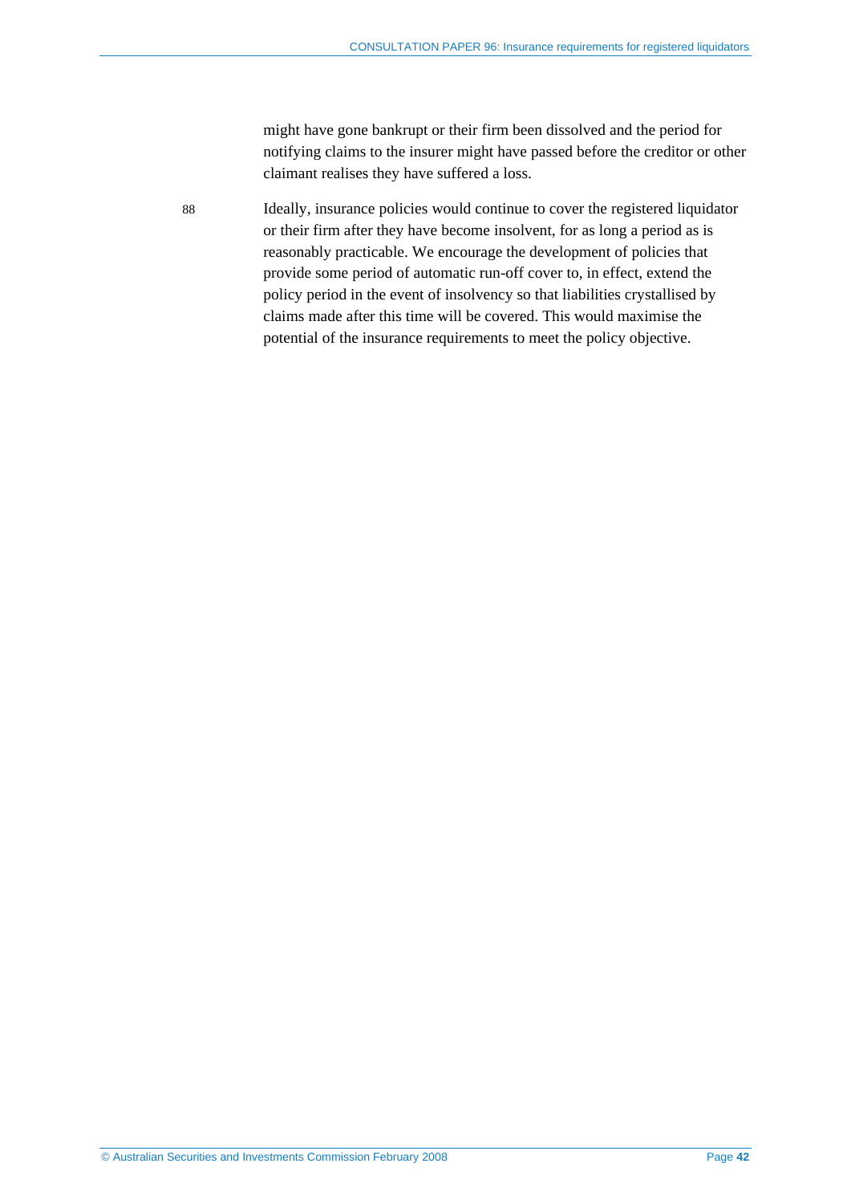might have gone bankrupt or their firm been dissolved and the period for notifying claims to the insurer might have passed before the creditor or other claimant realises they have suffered a loss.

88 Ideally, insurance policies would continue to cover the registered liquidator or their firm after they have become insolvent, for as long a period as is reasonably practicable. We encourage the development of policies that provide some period of automatic run-off cover to, in effect, extend the policy period in the event of insolvency so that liabilities crystallised by claims made after this time will be covered. This would maximise the potential of the insurance requirements to meet the policy objective.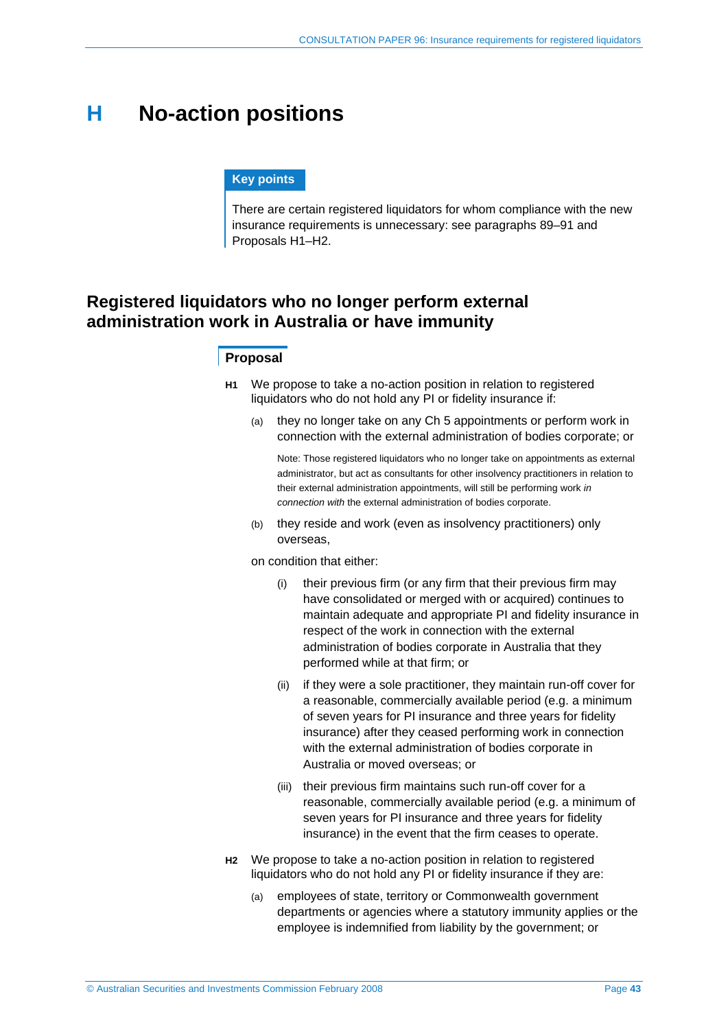# H No-action positions

**Key points**

There are certain registered liquidators for whom compliance with the new insurance requirements is unnecessary: see paragraphs 89–91 and Proposals H1–H2.

## Registered liquidators who no longer perform external administration work in Australia or have immunity

**Proposal**

**H1** We propose to take a no-action position in relation to registered liquidators who do not hold any PI or fidelity insurance if:

(a) they no longer take on any Ch 5 appointments or perform work in connection with the external administration of bodies corporate; or

Note: Those registered liquidators who no longer take on appointments as external administrator, but act as consultants for other insolvency practitioners in relation to their external administration appointments, will still be performing work *in connection with* the external administration of bodies corporate.

(b) they reside and work (even as insolvency practitioners) only overseas,

on condition that either:

(i) their previous firm (or any firm that their previous firm may have consolidated or merged with or acquired) continues to maintain adequate and appropriate PI and fidelity insurance in respect of the work in connection with the external administration of bodies corporate in Australia that they performed while at that firm; or

(ii) if they were a sole practitioner, they maintain run-off cover for a reasonable, commercially available period (e.g. a minimum of seven years for PI insurance and three years for fidelity insurance) after they ceased performing work in connection with the external administration of bodies corporate in Australia or moved overseas; or

(iii) their previous firm maintains such run-off cover for a reasonable, commercially available period (e.g. a minimum of seven years for PI insurance and three years for fidelity insurance) in the event that the firm ceases to operate.

**H2** We propose to take a no-action position in relation to registered liquidators who do not hold any PI or fidelity insurance if they are:

(a) employees of state, territory or Commonwealth government departments or agencies where a statutory immunity applies or the employee is indemnified from liability by the government; or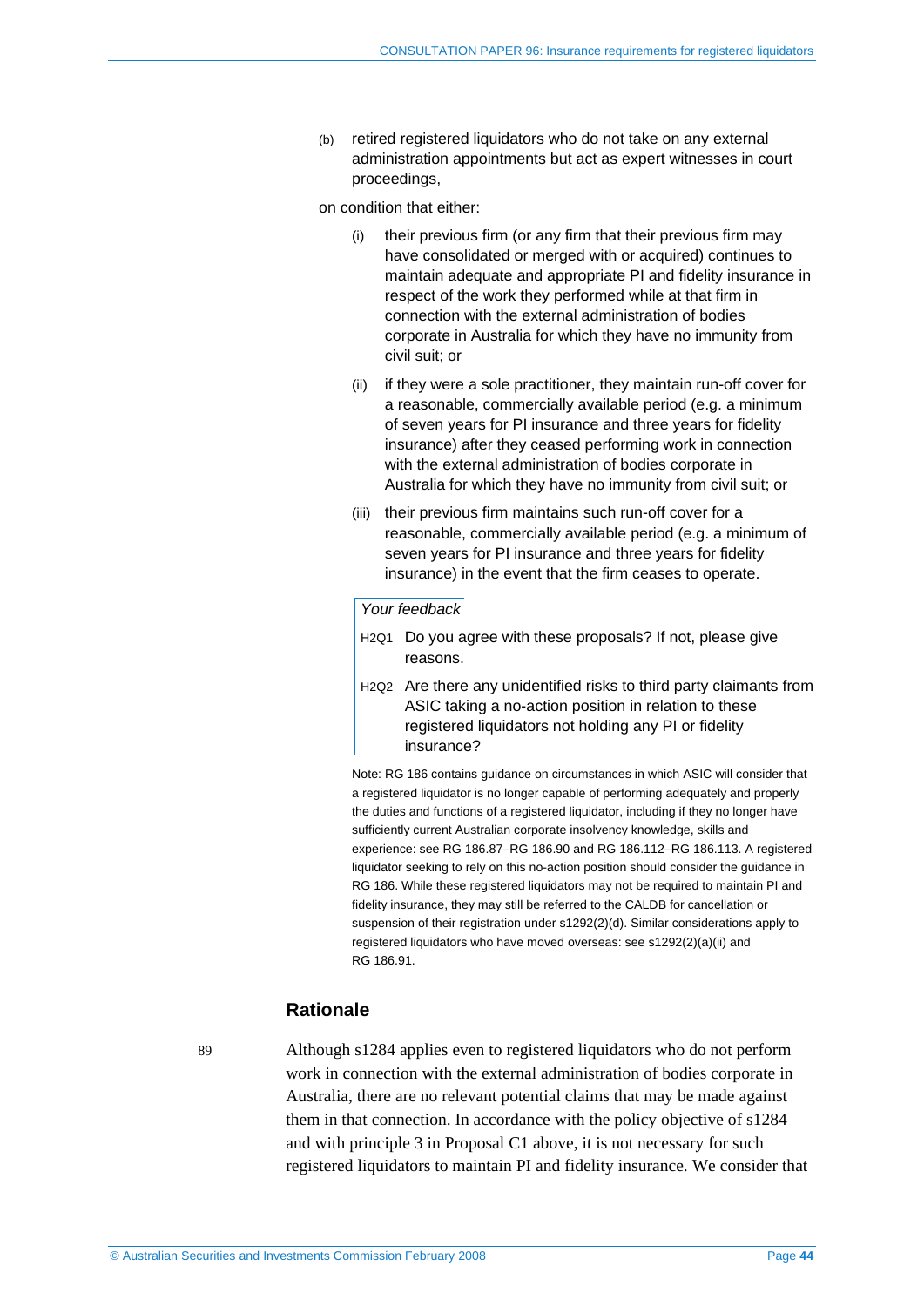(b) retired registered liquidators who do not take on any external administration appointments but act as expert witnesses in court proceedings,

on condition that either:

   (i) their previous firm (or any firm that their previous firm may have consolidated or merged with or acquired) continues to maintain adequate and appropriate PI and fidelity insurance in respect of the work they performed while at that firm in connection with the external administration of bodies corporate in Australia for which they have no immunity from civil suit; or

   (ii) if they were a sole practitioner, they maintain run-off cover for a reasonable, commercially available period (e.g. a minimum of seven years for PI insurance and three years for fidelity insurance) after they ceased performing work in connection with the external administration of bodies corporate in Australia for which they have no immunity from civil suit; or

   (iii) their previous firm maintains such run-off cover for a reasonable, commercially available period (e.g. a minimum of seven years for PI insurance and three years for fidelity insurance) in the event that the firm ceases to operate.

*Your feedback*

H2Q1 Do you agree with these proposals? If not, please give reasons.

H2Q2 Are there any unidentified risks to third party claimants from ASIC taking a no-action position in relation to these registered liquidators not holding any PI or fidelity insurance?

Note: RG 186 contains guidance on circumstances in which ASIC will consider that a registered liquidator is no longer capable of performing adequately and properly the duties and functions of a registered liquidator, including if they no longer have sufficiently current Australian corporate insolvency knowledge, skills and experience: see RG 186.87–RG 186.90 and RG 186.112–RG 186.113. A registered liquidator seeking to rely on this no-action position should consider the guidance in RG 186. While these registered liquidators may not be required to maintain PI and fidelity insurance, they may still be referred to the CALDB for cancellation or suspension of their registration under s1292(2)(d). Similar considerations apply to registered liquidators who have moved overseas: see s1292(2)(a)(ii) and RG 186.91.

## Rationale

89 Although s1284 applies even to registered liquidators who do not perform work in connection with the external administration of bodies corporate in Australia, there are no relevant potential claims that may be made against them in that connection. In accordance with the policy objective of s1284 and with principle 3 in Proposal C1 above, it is not necessary for such registered liquidators to maintain PI and fidelity insurance. We consider that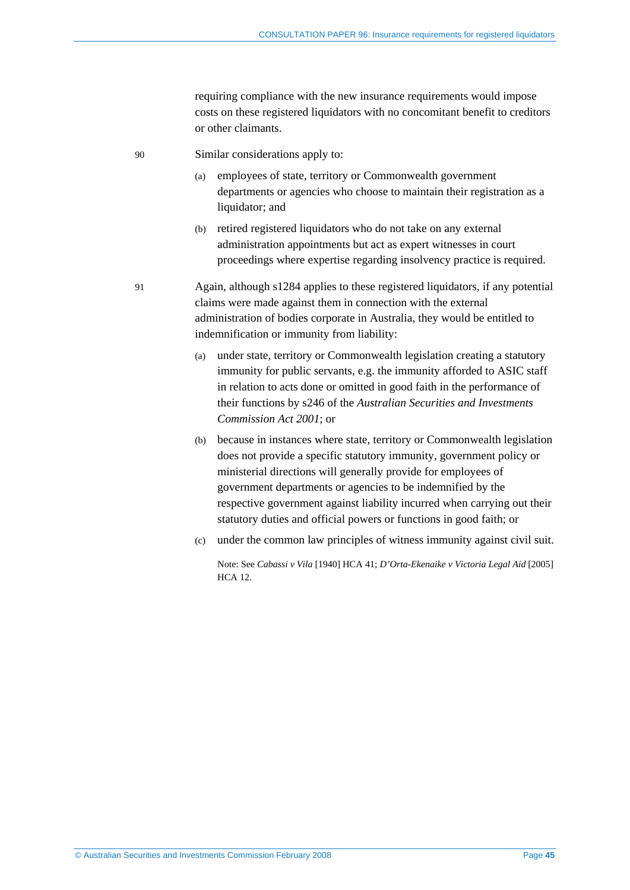requiring compliance with the new insurance requirements would impose costs on these registered liquidators with no concomitant benefit to creditors or other claimants.

90 Similar considerations apply to:

(a) employees of state, territory or Commonwealth government departments or agencies who choose to maintain their registration as a liquidator; and

(b) retired registered liquidators who do not take on any external administration appointments but act as expert witnesses in court proceedings where expertise regarding insolvency practice is required.

91 Again, although s1284 applies to these registered liquidators, if any potential claims were made against them in connection with the external administration of bodies corporate in Australia, they would be entitled to indemnification or immunity from liability:

(a) under state, territory or Commonwealth legislation creating a statutory immunity for public servants, e.g. the immunity afforded to ASIC staff in relation to acts done or omitted in good faith in the performance of their functions by s246 of the *Australian Securities and Investments Commission Act 2001*; or

(b) because in instances where state, territory or Commonwealth legislation does not provide a specific statutory immunity, government policy or ministerial directions will generally provide for employees of government departments or agencies to be indemnified by the respective government against liability incurred when carrying out their statutory duties and official powers or functions in good faith; or

(c) under the common law principles of witness immunity against civil suit.

Note: See *Cabassi v Vila* [1940] HCA 41; *D'Orta-Ekenaike v Victoria Legal Aid* [2005] HCA 12.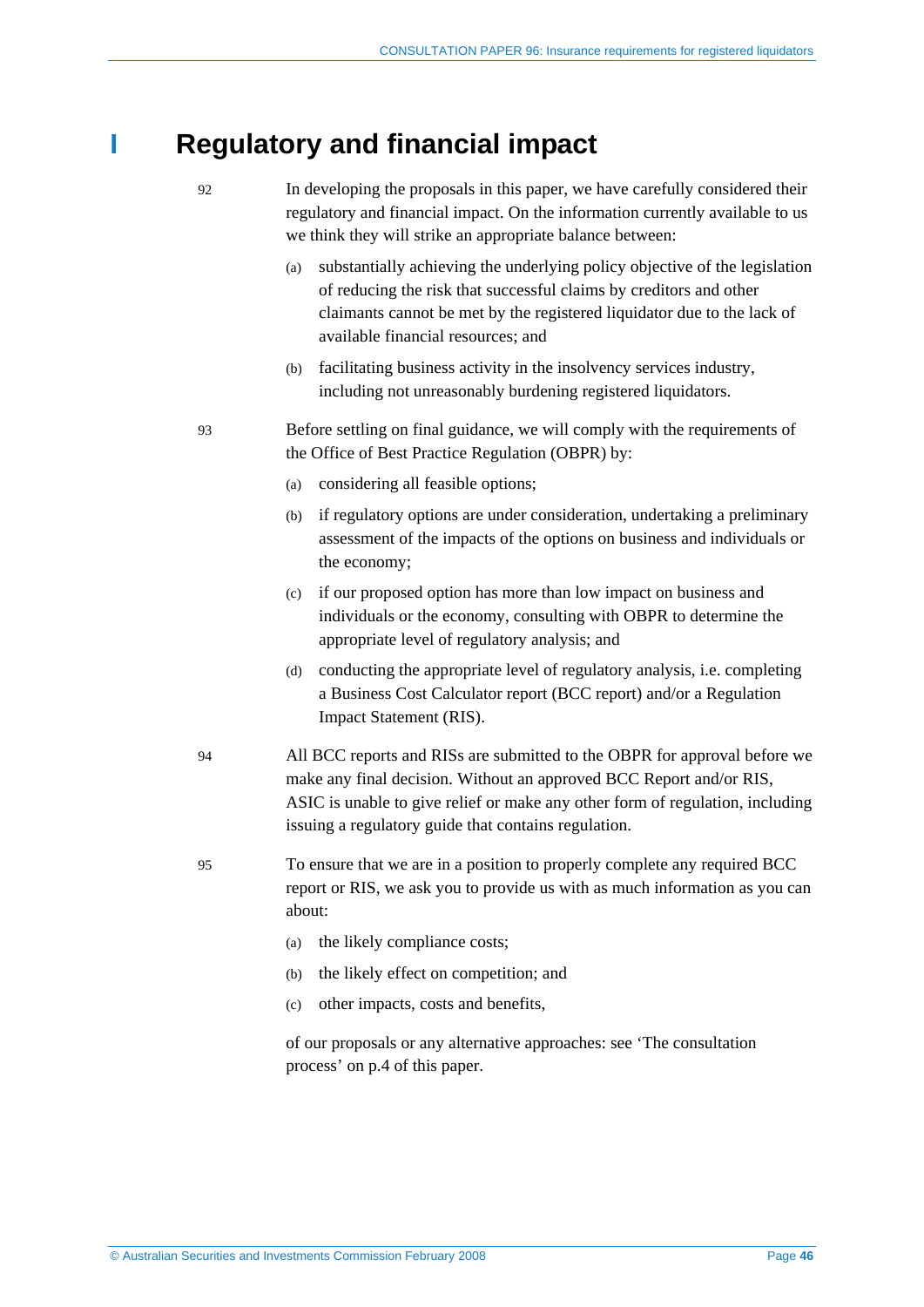# I Regulatory and financial impact

92 In developing the proposals in this paper, we have carefully considered their regulatory and financial impact. On the information currently available to us we think they will strike an appropriate balance between:

(a) substantially achieving the underlying policy objective of the legislation of reducing the risk that successful claims by creditors and other claimants cannot be met by the registered liquidator due to the lack of available financial resources; and

(b) facilitating business activity in the insolvency services industry, including not unreasonably burdening registered liquidators.

93 Before settling on final guidance, we will comply with the requirements of the Office of Best Practice Regulation (OBPR) by:

(a) considering all feasible options;

(b) if regulatory options are under consideration, undertaking a preliminary assessment of the impacts of the options on business and individuals or the economy;

(c) if our proposed option has more than low impact on business and individuals or the economy, consulting with OBPR to determine the appropriate level of regulatory analysis; and

(d) conducting the appropriate level of regulatory analysis, i.e. completing a Business Cost Calculator report (BCC report) and/or a Regulation Impact Statement (RIS).

94 All BCC reports and RISs are submitted to the OBPR for approval before we make any final decision. Without an approved BCC Report and/or RIS, ASIC is unable to give relief or make any other form of regulation, including issuing a regulatory guide that contains regulation.

95 To ensure that we are in a position to properly complete any required BCC report or RIS, we ask you to provide us with as much information as you can about:

(a) the likely compliance costs;

(b) the likely effect on competition; and

(c) other impacts, costs and benefits,

of our proposals or any alternative approaches: see 'The consultation process' on p.4 of this paper.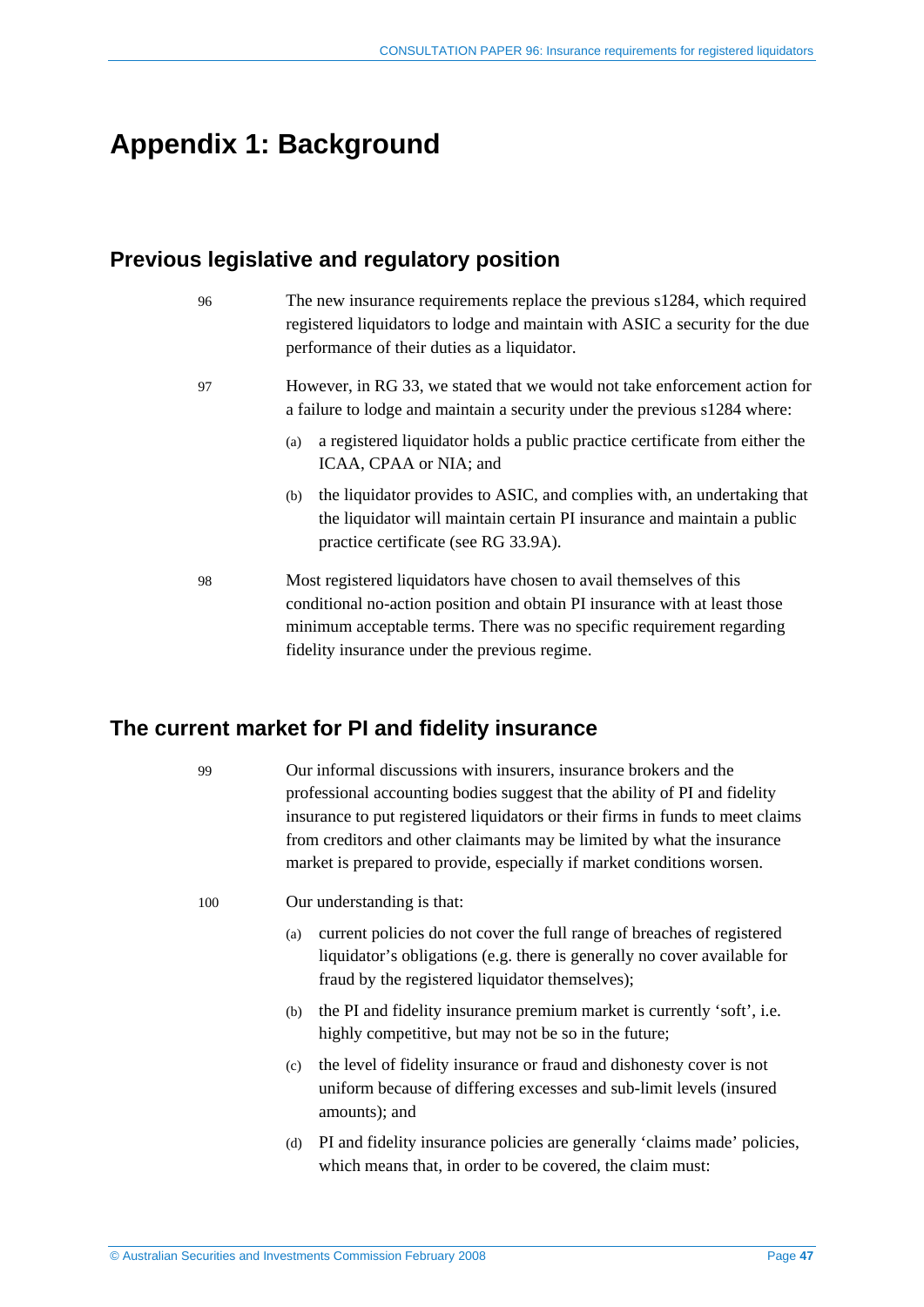# Appendix 1: Background

## Previous legislative and regulatory position

96 The new insurance requirements replace the previous s1284, which required registered liquidators to lodge and maintain with ASIC a security for the due performance of their duties as a liquidator.

97 However, in RG 33, we stated that we would not take enforcement action for a failure to lodge and maintain a security under the previous s1284 where:

(a) a registered liquidator holds a public practice certificate from either the ICAA, CPAA or NIA; and

(b) the liquidator provides to ASIC, and complies with, an undertaking that the liquidator will maintain certain PI insurance and maintain a public practice certificate (see RG 33.9A).

98 Most registered liquidators have chosen to avail themselves of this conditional no-action position and obtain PI insurance with at least those minimum acceptable terms. There was no specific requirement regarding fidelity insurance under the previous regime.

## The current market for PI and fidelity insurance

99 Our informal discussions with insurers, insurance brokers and the professional accounting bodies suggest that the ability of PI and fidelity insurance to put registered liquidators or their firms in funds to meet claims from creditors and other claimants may be limited by what the insurance market is prepared to provide, especially if market conditions worsen.

100 Our understanding is that:

(a) current policies do not cover the full range of breaches of registered liquidator's obligations (e.g. there is generally no cover available for fraud by the registered liquidator themselves);

(b) the PI and fidelity insurance premium market is currently 'soft', i.e. highly competitive, but may not be so in the future;

(c) the level of fidelity insurance or fraud and dishonesty cover is not uniform because of differing excesses and sub-limit levels (insured amounts); and

(d) PI and fidelity insurance policies are generally 'claims made' policies, which means that, in order to be covered, the claim must: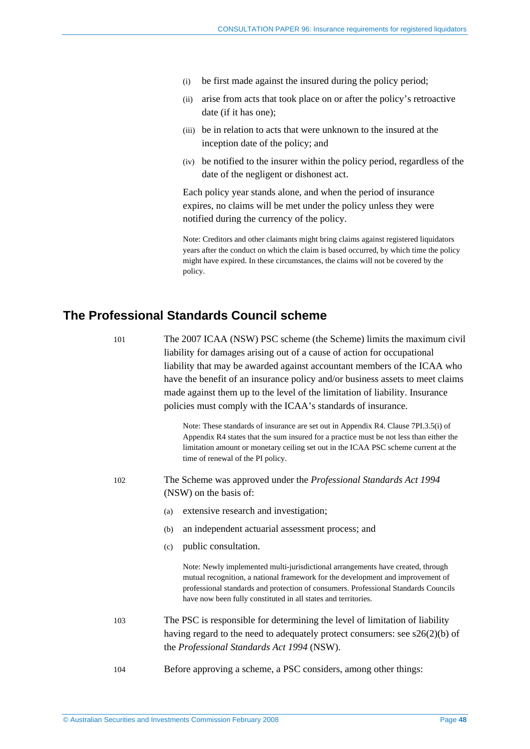(i) be first made against the insured during the policy period;

(ii) arise from acts that took place on or after the policy's retroactive date (if it has one);

(iii) be in relation to acts that were unknown to the insured at the inception date of the policy; and

(iv) be notified to the insurer within the policy period, regardless of the date of the negligent or dishonest act.

Each policy year stands alone, and when the period of insurance expires, no claims will be met under the policy unless they were notified during the currency of the policy.

Note: Creditors and other claimants might bring claims against registered liquidators years after the conduct on which the claim is based occurred, by which time the policy might have expired. In these circumstances, the claims will not be covered by the policy.

## The Professional Standards Council scheme

101 The 2007 ICAA (NSW) PSC scheme (the Scheme) limits the maximum civil liability for damages arising out of a cause of action for occupational liability that may be awarded against accountant members of the ICAA who have the benefit of an insurance policy and/or business assets to meet claims made against them up to the level of the limitation of liability. Insurance policies must comply with the ICAA's standards of insurance.

Note: These standards of insurance are set out in Appendix R4. Clause 7PI.3.5(i) of Appendix R4 states that the sum insured for a practice must be not less than either the limitation amount or monetary ceiling set out in the ICAA PSC scheme current at the time of renewal of the PI policy.

102 The Scheme was approved under the *Professional Standards Act 1994* (NSW) on the basis of:

(a) extensive research and investigation;

(b) an independent actuarial assessment process; and

(c) public consultation.

Note: Newly implemented multi-jurisdictional arrangements have created, through mutual recognition, a national framework for the development and improvement of professional standards and protection of consumers. Professional Standards Councils have now been fully constituted in all states and territories.

103 The PSC is responsible for determining the level of limitation of liability having regard to the need to adequately protect consumers: see s26(2)(b) of the *Professional Standards Act 1994* (NSW).

104 Before approving a scheme, a PSC considers, among other things: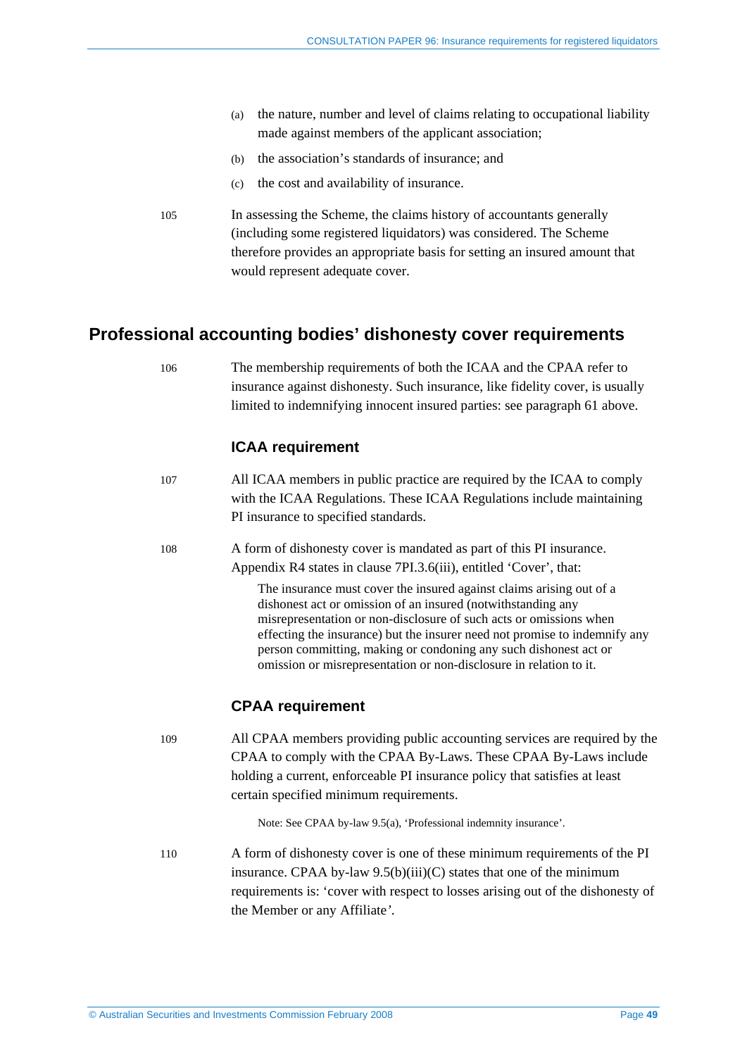(a) the nature, number and level of claims relating to occupational liability made against members of the applicant association;

(b) the association's standards of insurance; and

(c) the cost and availability of insurance.

105 In assessing the Scheme, the claims history of accountants generally (including some registered liquidators) was considered. The Scheme therefore provides an appropriate basis for setting an insured amount that would represent adequate cover.

## Professional accounting bodies' dishonesty cover requirements

106 The membership requirements of both the ICAA and the CPAA refer to insurance against dishonesty. Such insurance, like fidelity cover, is usually limited to indemnifying innocent insured parties: see paragraph 61 above.

### ICAA requirement

107 All ICAA members in public practice are required by the ICAA to comply with the ICAA Regulations. These ICAA Regulations include maintaining PI insurance to specified standards.

108 A form of dishonesty cover is mandated as part of this PI insurance. Appendix R4 states in clause 7PI.3.6(iii), entitled 'Cover', that:

> The insurance must cover the insured against claims arising out of a dishonest act or omission of an insured (notwithstanding any misrepresentation or non-disclosure of such acts or omissions when effecting the insurance) but the insurer need not promise to indemnify any person committing, making or condoning any such dishonest act or omission or misrepresentation or non-disclosure in relation to it.

### CPAA requirement

109 All CPAA members providing public accounting services are required by the CPAA to comply with the CPAA By-Laws. These CPAA By-Laws include holding a current, enforceable PI insurance policy that satisfies at least certain specified minimum requirements.

Note: See CPAA by-law 9.5(a), 'Professional indemnity insurance'.

110 A form of dishonesty cover is one of these minimum requirements of the PI insurance. CPAA by-law 9.5(b)(iii)(C) states that one of the minimum requirements is: 'cover with respect to losses arising out of the dishonesty of the Member or any Affiliate'.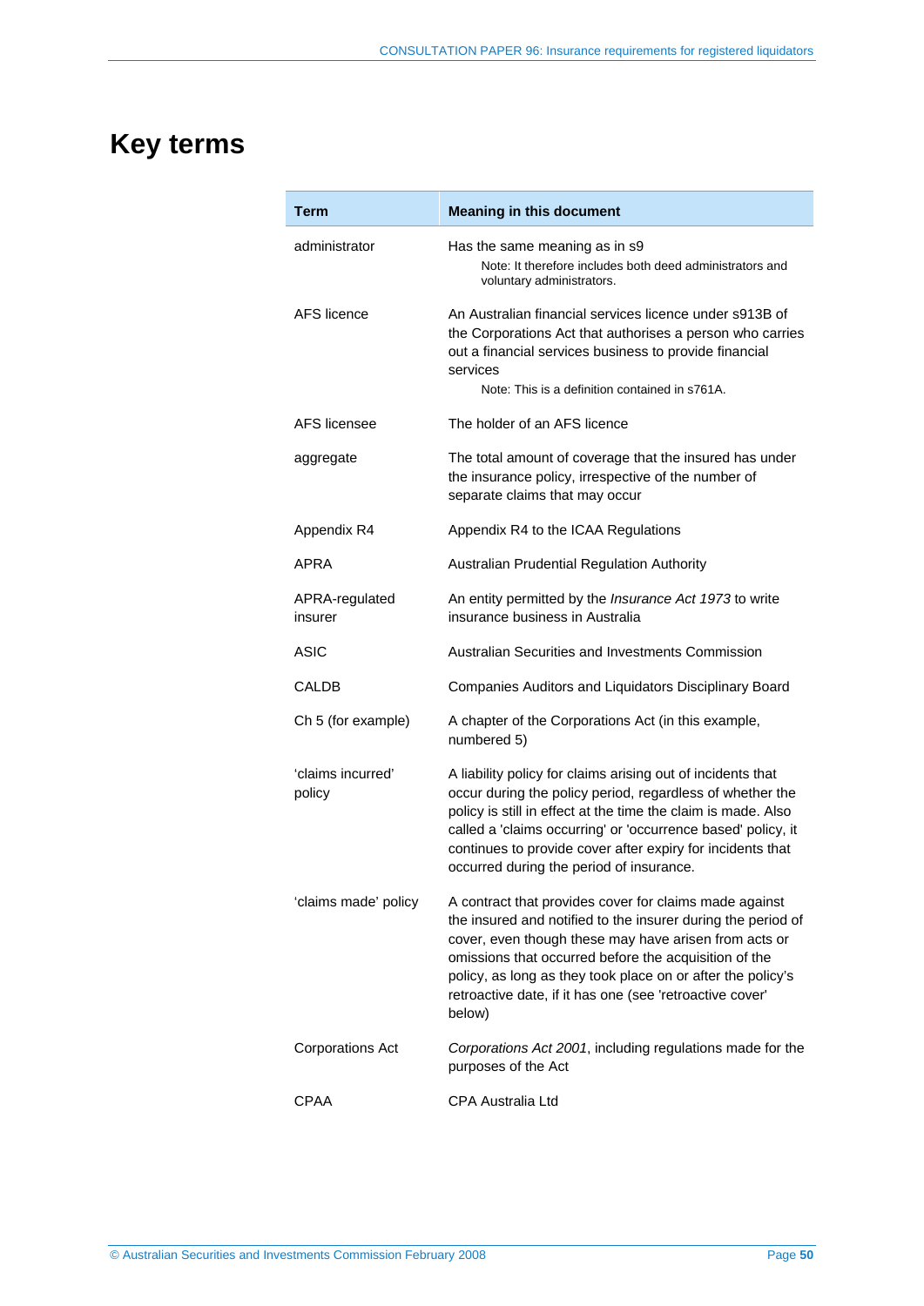# Key terms

| Term | Meaning in this document |
|---|---|
| administrator | Has the same meaning as in s9<br>Note: It therefore includes both deed administrators and voluntary administrators. |
| AFS licence | An Australian financial services licence under s913B of the Corporations Act that authorises a person who carries out a financial services business to provide financial services<br>Note: This is a definition contained in s761A. |
| AFS licensee | The holder of an AFS licence |
| aggregate | The total amount of coverage that the insured has under the insurance policy, irrespective of the number of separate claims that may occur |
| Appendix R4 | Appendix R4 to the ICAA Regulations |
| APRA | Australian Prudential Regulation Authority |
| APRA-regulated insurer | An entity permitted by the *Insurance Act 1973* to write insurance business in Australia |
| ASIC | Australian Securities and Investments Commission |
| CALDB | Companies Auditors and Liquidators Disciplinary Board |
| Ch 5 (for example) | A chapter of the Corporations Act (in this example, numbered 5) |
| 'claims incurred' policy | A liability policy for claims arising out of incidents that occur during the policy period, regardless of whether the policy is still in effect at the time the claim is made. Also called a 'claims occurring' or 'occurrence based' policy, it continues to provide cover after expiry for incidents that occurred during the period of insurance. |
| 'claims made' policy | A contract that provides cover for claims made against the insured and notified to the insurer during the period of cover, even though these may have arisen from acts or omissions that occurred before the acquisition of the policy, as long as they took place on or after the policy's retroactive date, if it has one (see 'retroactive cover' below) |
| Corporations Act | *Corporations Act 2001*, including regulations made for the purposes of the Act |
| CPAA | CPA Australia Ltd |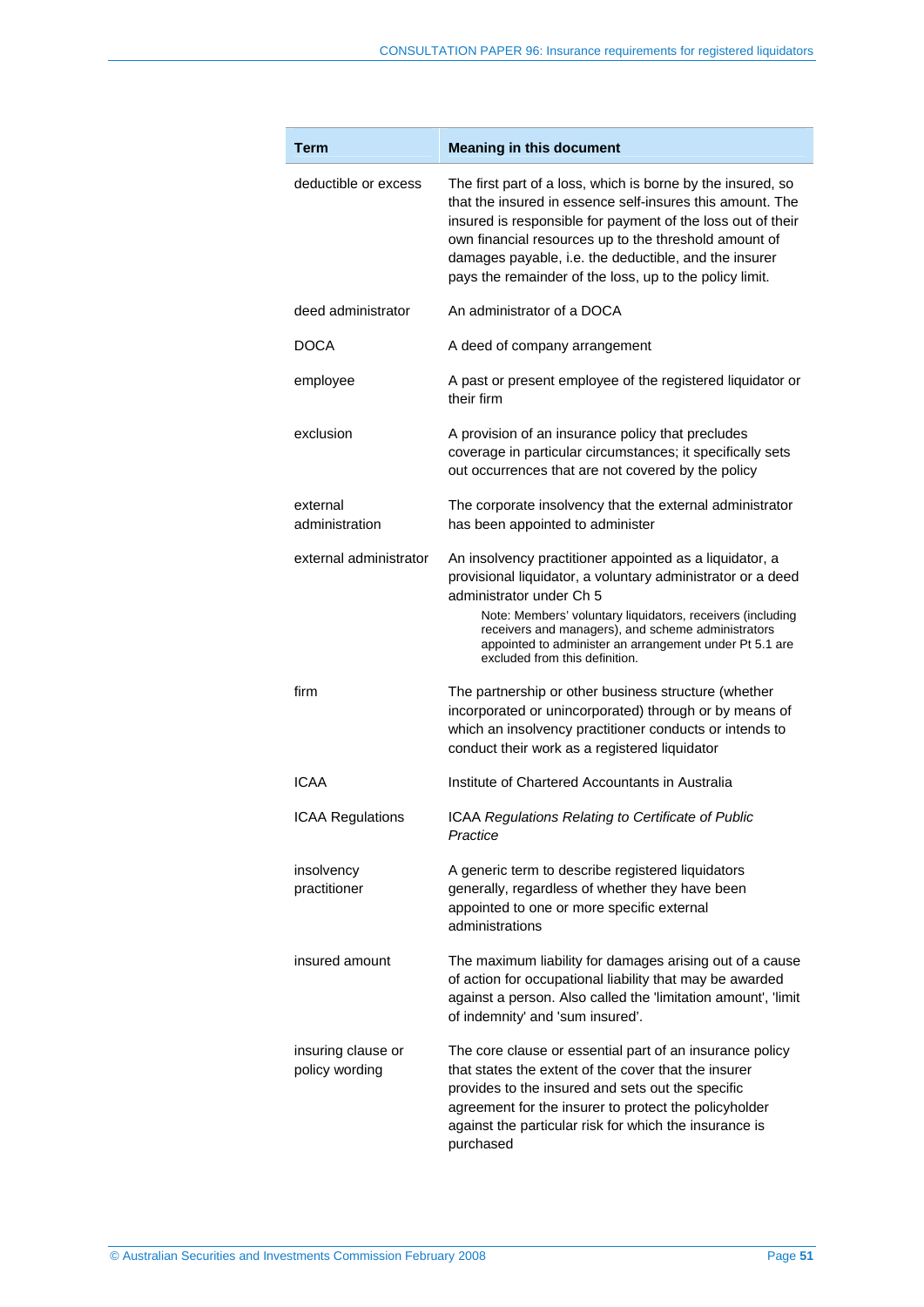| Term | Meaning in this document |
| --- | --- |
| deductible or excess | The first part of a loss, which is borne by the insured, so that the insured in essence self-insures this amount. The insured is responsible for payment of the loss out of their own financial resources up to the threshold amount of damages payable, i.e. the deductible, and the insurer pays the remainder of the loss, up to the policy limit. |
| deed administrator | An administrator of a DOCA |
| DOCA | A deed of company arrangement |
| employee | A past or present employee of the registered liquidator or their firm |
| exclusion | A provision of an insurance policy that precludes coverage in particular circumstances; it specifically sets out occurrences that are not covered by the policy |
| external administration | The corporate insolvency that the external administrator has been appointed to administer |
| external administrator | An insolvency practitioner appointed as a liquidator, a provisional liquidator, a voluntary administrator or a deed administrator under Ch 5<br>Note: Members' voluntary liquidators, receivers (including receivers and managers), and scheme administrators appointed to administer an arrangement under Pt 5.1 are excluded from this definition. |
| firm | The partnership or other business structure (whether incorporated or unincorporated) through or by means of which an insolvency practitioner conducts or intends to conduct their work as a registered liquidator |
| ICAA | Institute of Chartered Accountants in Australia |
| ICAA Regulations | ICAA *Regulations Relating to Certificate of Public Practice* |
| insolvency practitioner | A generic term to describe registered liquidators generally, regardless of whether they have been appointed to one or more specific external administrations |
| insured amount | The maximum liability for damages arising out of a cause of action for occupational liability that may be awarded against a person. Also called the 'limitation amount', 'limit of indemnity' and 'sum insured'. |
| insuring clause or policy wording | The core clause or essential part of an insurance policy that states the extent of the cover that the insurer provides to the insured and sets out the specific agreement for the insurer to protect the policyholder against the particular risk for which the insurance is purchased |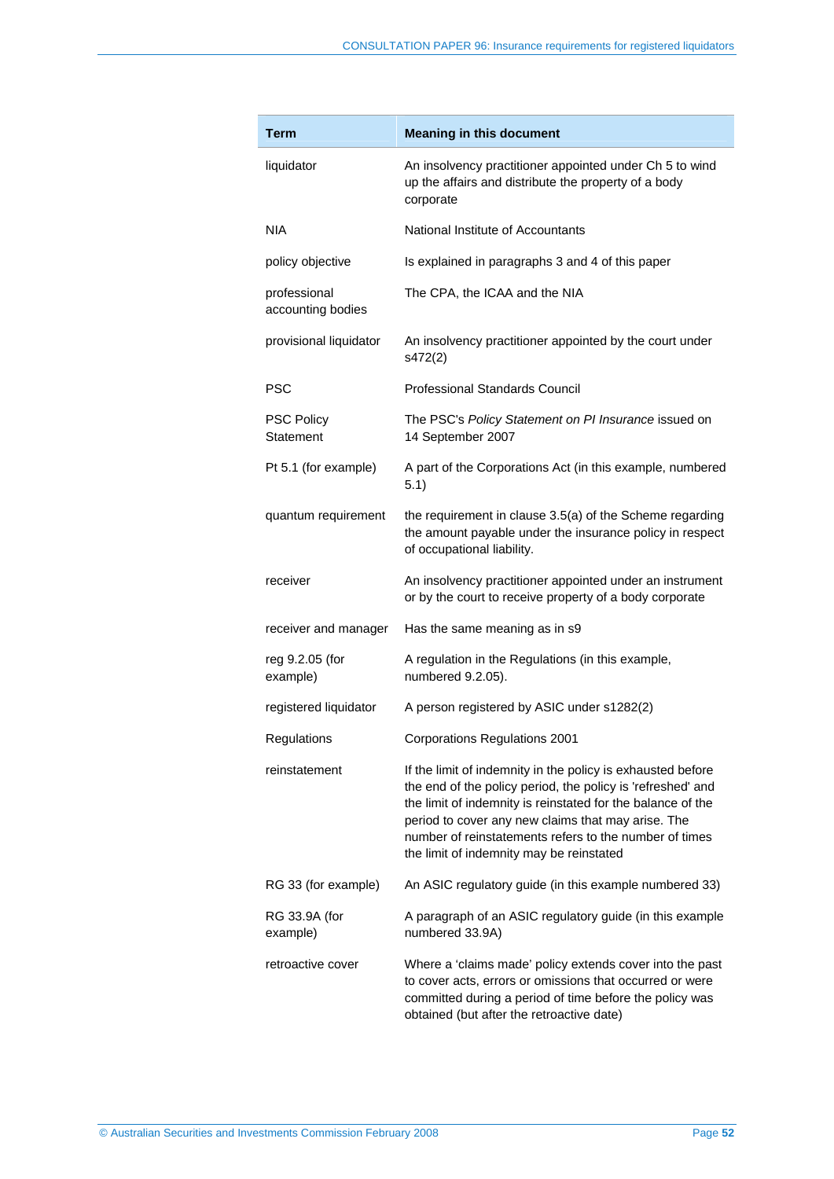| Term | Meaning in this document |
|---|---|
| liquidator | An insolvency practitioner appointed under Ch 5 to wind up the affairs and distribute the property of a body corporate |
| NIA | National Institute of Accountants |
| policy objective | Is explained in paragraphs 3 and 4 of this paper |
| professional accounting bodies | The CPA, the ICAA and the NIA |
| provisional liquidator | An insolvency practitioner appointed by the court under s472(2) |
| PSC | Professional Standards Council |
| PSC Policy Statement | The PSC's *Policy Statement on PI Insurance* issued on 14 September 2007 |
| Pt 5.1 (for example) | A part of the Corporations Act (in this example, numbered 5.1) |
| quantum requirement | the requirement in clause 3.5(a) of the Scheme regarding the amount payable under the insurance policy in respect of occupational liability. |
| receiver | An insolvency practitioner appointed under an instrument or by the court to receive property of a body corporate |
| receiver and manager | Has the same meaning as in s9 |
| reg 9.2.05 (for example) | A regulation in the Regulations (in this example, numbered 9.2.05). |
| registered liquidator | A person registered by ASIC under s1282(2) |
| Regulations | Corporations Regulations 2001 |
| reinstatement | If the limit of indemnity in the policy is exhausted before the end of the policy period, the policy is 'refreshed' and the limit of indemnity is reinstated for the balance of the period to cover any new claims that may arise. The number of reinstatements refers to the number of times the limit of indemnity may be reinstated |
| RG 33 (for example) | An ASIC regulatory guide (in this example numbered 33) |
| RG 33.9A (for example) | A paragraph of an ASIC regulatory guide (in this example numbered 33.9A) |
| retroactive cover | Where a 'claims made' policy extends cover into the past to cover acts, errors or omissions that occurred or were committed during a period of time before the policy was obtained (but after the retroactive date) |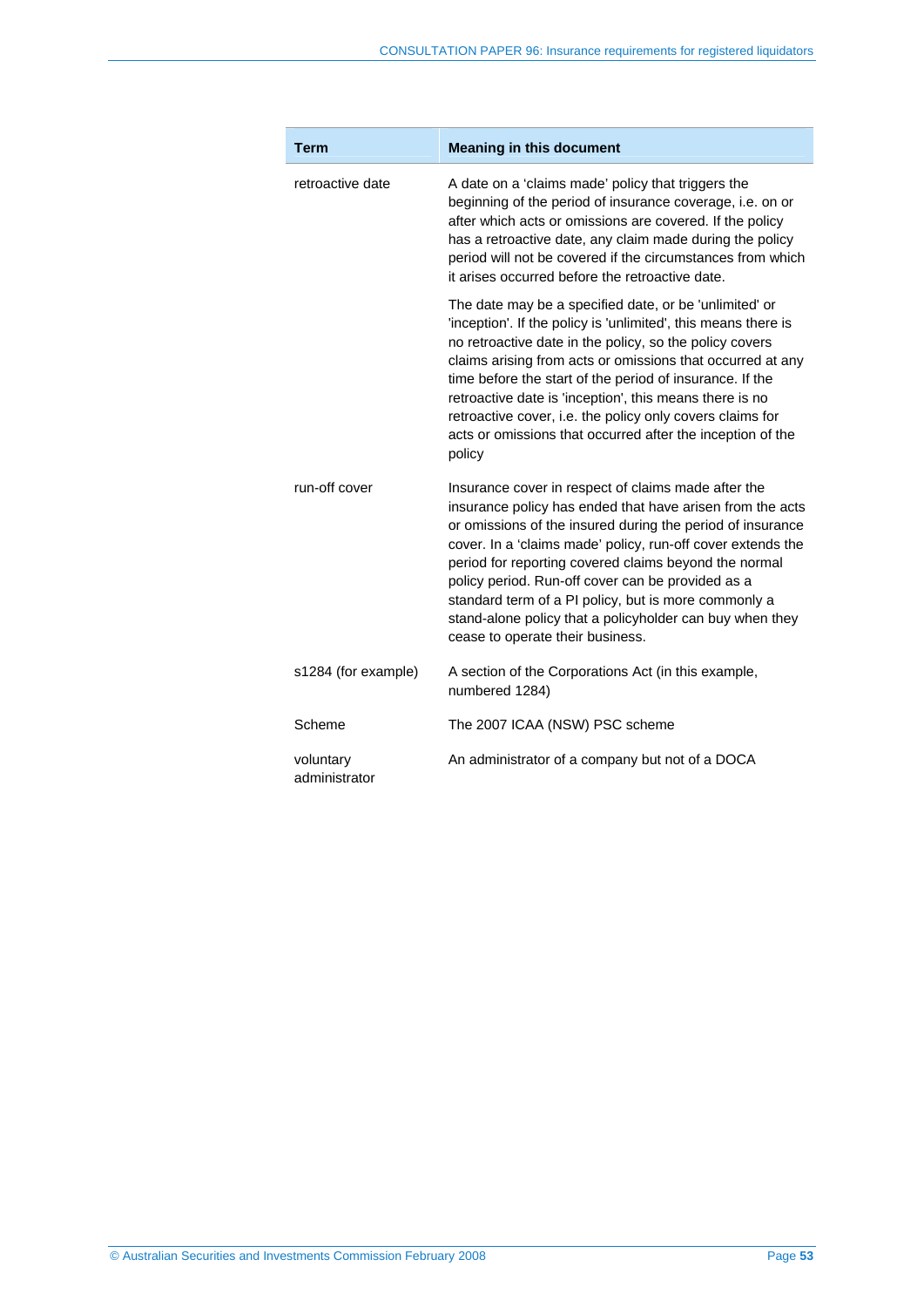| Term | Meaning in this document |
|---|---|
| retroactive date | A date on a 'claims made' policy that triggers the beginning of the period of insurance coverage, i.e. on or after which acts or omissions are covered. If the policy has a retroactive date, any claim made during the policy period will not be covered if the circumstances from which it arises occurred before the retroactive date.<br><br>The date may be a specified date, or be 'unlimited' or 'inception'. If the policy is 'unlimited', this means there is no retroactive date in the policy, so the policy covers claims arising from acts or omissions that occurred at any time before the start of the period of insurance. If the retroactive date is 'inception', this means there is no retroactive cover, i.e. the policy only covers claims for acts or omissions that occurred after the inception of the policy |
| run-off cover | Insurance cover in respect of claims made after the insurance policy has ended that have arisen from the acts or omissions of the insured during the period of insurance cover. In a 'claims made' policy, run-off cover extends the period for reporting covered claims beyond the normal policy period. Run-off cover can be provided as a standard term of a PI policy, but is more commonly a stand-alone policy that a policyholder can buy when they cease to operate their business. |
| s1284 (for example) | A section of the Corporations Act (in this example, numbered 1284) |
| Scheme | The 2007 ICAA (NSW) PSC scheme |
| voluntary administrator | An administrator of a company but not of a DOCA |